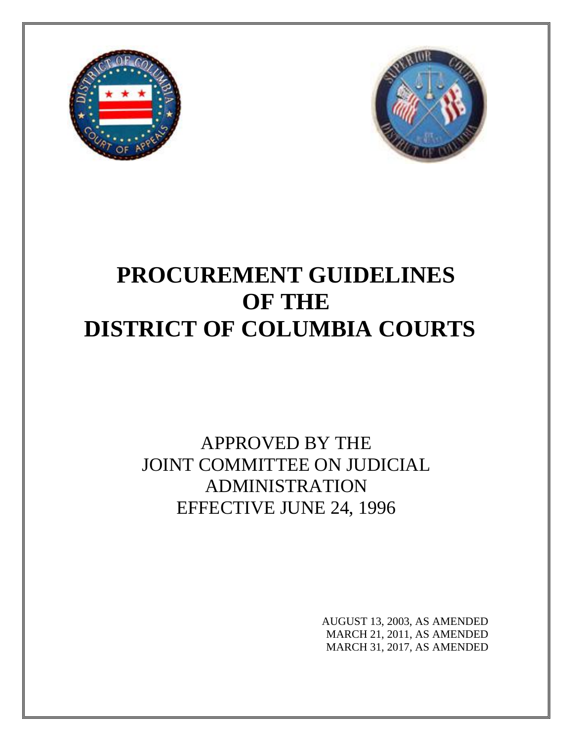# PROCUREMENT GUIDELINES OF THE DISTRICT OF COLUMBIA COURTS

APPROVED BY THE
JOINT COMMITTEE ON JUDICIAL
ADMINISTRATION
EFFECTIVE JUNE 24, 1996

AUGUST 13, 2003, AS AMENDED
MARCH 21, 2011, AS AMENDED
MARCH 31, 2017, AS AMENDED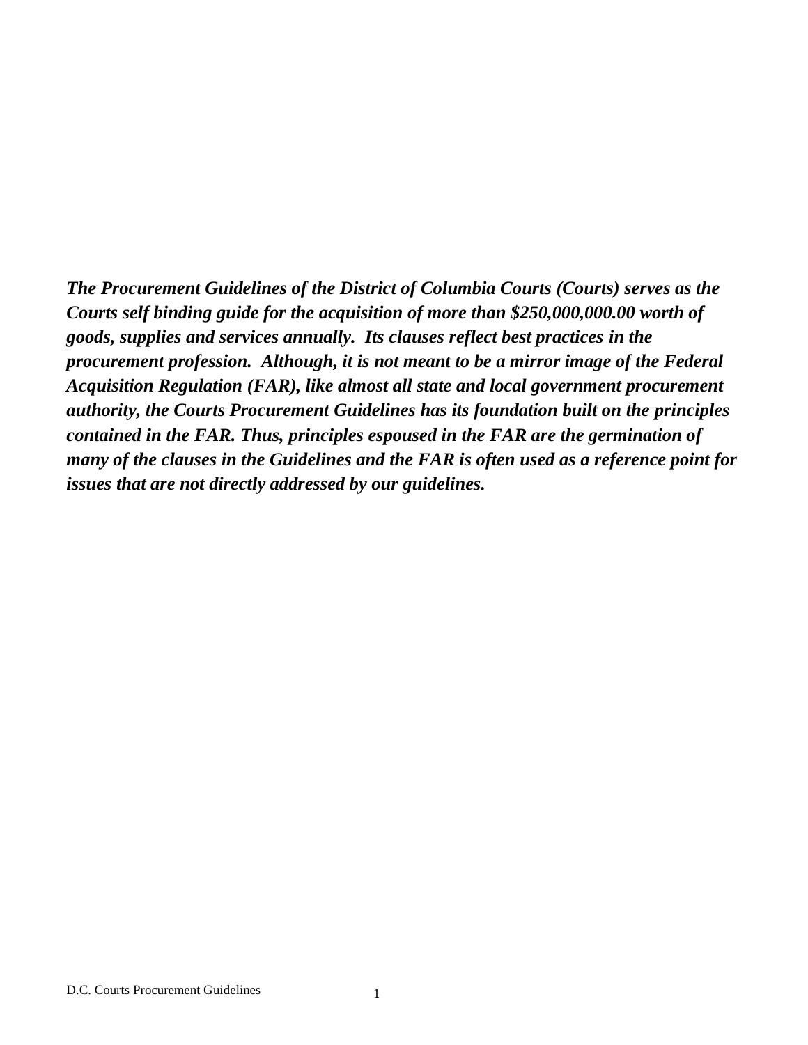***The Procurement Guidelines of the District of Columbia Courts (Courts) serves as the Courts self binding guide for the acquisition of more than $250,000,000.00 worth of goods, supplies and services annually. Its clauses reflect best practices in the procurement profession. Although, it is not meant to be a mirror image of the Federal Acquisition Regulation (FAR), like almost all state and local government procurement authority, the Courts Procurement Guidelines has its foundation built on the principles contained in the FAR. Thus, principles espoused in the FAR are the germination of many of the clauses in the Guidelines and the FAR is often used as a reference point for issues that are not directly addressed by our guidelines.***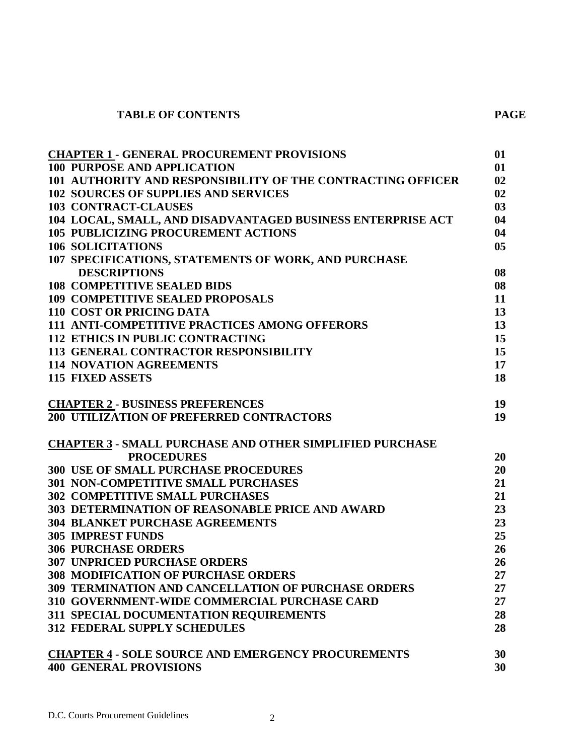# TABLE OF CONTENTS

| | PAGE |
|---|---|
| **CHAPTER 1 - GENERAL PROCUREMENT PROVISIONS** | **01** |
| **100 PURPOSE AND APPLICATION** | **01** |
| **101 AUTHORITY AND RESPONSIBILITY OF THE CONTRACTING OFFICER** | **02** |
| **102 SOURCES OF SUPPLIES AND SERVICES** | **02** |
| **103 CONTRACT-CLAUSES** | **03** |
| **104 LOCAL, SMALL, AND DISADVANTAGED BUSINESS ENTERPRISE ACT** | **04** |
| **105 PUBLICIZING PROCUREMENT ACTIONS** | **04** |
| **106 SOLICITATIONS** | **05** |
| **107 SPECIFICATIONS, STATEMENTS OF WORK, AND PURCHASE DESCRIPTIONS** | **08** |
| **108 COMPETITIVE SEALED BIDS** | **08** |
| **109 COMPETITIVE SEALED PROPOSALS** | **11** |
| **110 COST OR PRICING DATA** | **13** |
| **111 ANTI-COMPETITIVE PRACTICES AMONG OFFERORS** | **13** |
| **112 ETHICS IN PUBLIC CONTRACTING** | **15** |
| **113 GENERAL CONTRACTOR RESPONSIBILITY** | **15** |
| **114 NOVATION AGREEMENTS** | **17** |
| **115 FIXED ASSETS** | **18** |
| **CHAPTER 2 - BUSINESS PREFERENCES** | **19** |
| **200 UTILIZATION OF PREFERRED CONTRACTORS** | **19** |
| **CHAPTER 3 - SMALL PURCHASE AND OTHER SIMPLIFIED PURCHASE PROCEDURES** | **20** |
| **300 USE OF SMALL PURCHASE PROCEDURES** | **20** |
| **301 NON-COMPETITIVE SMALL PURCHASES** | **21** |
| **302 COMPETITIVE SMALL PURCHASES** | **21** |
| **303 DETERMINATION OF REASONABLE PRICE AND AWARD** | **23** |
| **304 BLANKET PURCHASE AGREEMENTS** | **23** |
| **305 IMPREST FUNDS** | **25** |
| **306 PURCHASE ORDERS** | **26** |
| **307 UNPRICED PURCHASE ORDERS** | **26** |
| **308 MODIFICATION OF PURCHASE ORDERS** | **27** |
| **309 TERMINATION AND CANCELLATION OF PURCHASE ORDERS** | **27** |
| **310 GOVERNMENT-WIDE COMMERCIAL PURCHASE CARD** | **27** |
| **311 SPECIAL DOCUMENTATION REQUIREMENTS** | **28** |
| **312 FEDERAL SUPPLY SCHEDULES** | **28** |
| **CHAPTER 4 - SOLE SOURCE AND EMERGENCY PROCUREMENTS** | **30** |
| **400 GENERAL PROVISIONS** | **30** |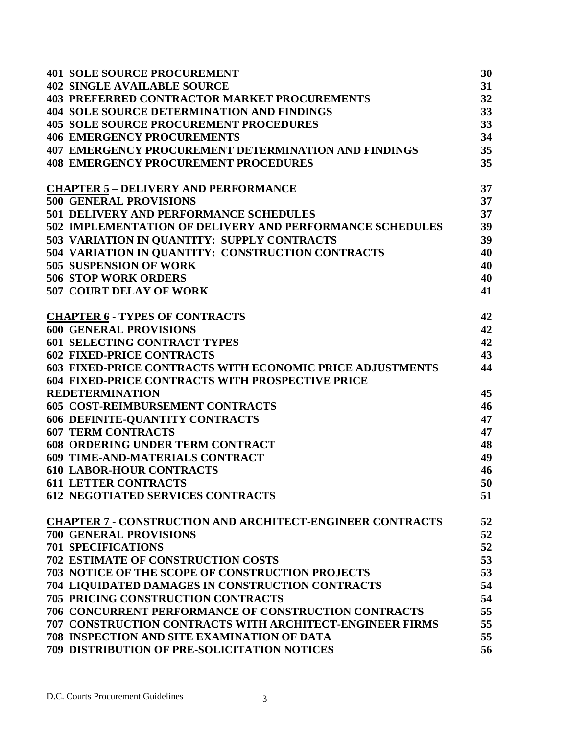| | |
|---|---|
| **401 SOLE SOURCE PROCUREMENT** | **30** |
| **402 SINGLE AVAILABLE SOURCE** | **31** |
| **403 PREFERRED CONTRACTOR MARKET PROCUREMENTS** | **32** |
| **404 SOLE SOURCE DETERMINATION AND FINDINGS** | **33** |
| **405 SOLE SOURCE PROCUREMENT PROCEDURES** | **33** |
| **406 EMERGENCY PROCUREMENTS** | **34** |
| **407 EMERGENCY PROCUREMENT DETERMINATION AND FINDINGS** | **35** |
| **408 EMERGENCY PROCUREMENT PROCEDURES** | **35** |
| | |
| **CHAPTER 5 – DELIVERY AND PERFORMANCE** | **37** |
| **500 GENERAL PROVISIONS** | **37** |
| **501 DELIVERY AND PERFORMANCE SCHEDULES** | **37** |
| **502 IMPLEMENTATION OF DELIVERY AND PERFORMANCE SCHEDULES** | **39** |
| **503 VARIATION IN QUANTITY: SUPPLY CONTRACTS** | **39** |
| **504 VARIATION IN QUANTITY: CONSTRUCTION CONTRACTS** | **40** |
| **505 SUSPENSION OF WORK** | **40** |
| **506 STOP WORK ORDERS** | **40** |
| **507 COURT DELAY OF WORK** | **41** |
| | |
| **CHAPTER 6 - TYPES OF CONTRACTS** | **42** |
| **600 GENERAL PROVISIONS** | **42** |
| **601 SELECTING CONTRACT TYPES** | **42** |
| **602 FIXED-PRICE CONTRACTS** | **43** |
| **603 FIXED-PRICE CONTRACTS WITH ECONOMIC PRICE ADJUSTMENTS** | **44** |
| **604 FIXED-PRICE CONTRACTS WITH PROSPECTIVE PRICE REDETERMINATION** | **45** |
| **605 COST-REIMBURSEMENT CONTRACTS** | **46** |
| **606 DEFINITE-QUANTITY CONTRACTS** | **47** |
| **607 TERM CONTRACTS** | **47** |
| **608 ORDERING UNDER TERM CONTRACT** | **48** |
| **609 TIME-AND-MATERIALS CONTRACT** | **49** |
| **610 LABOR-HOUR CONTRACTS** | **46** |
| **611 LETTER CONTRACTS** | **50** |
| **612 NEGOTIATED SERVICES CONTRACTS** | **51** |
| | |
| **CHAPTER 7 - CONSTRUCTION AND ARCHITECT-ENGINEER CONTRACTS** | **52** |
| **700 GENERAL PROVISIONS** | **52** |
| **701 SPECIFICATIONS** | **52** |
| **702 ESTIMATE OF CONSTRUCTION COSTS** | **53** |
| **703 NOTICE OF THE SCOPE OF CONSTRUCTION PROJECTS** | **53** |
| **704 LIQUIDATED DAMAGES IN CONSTRUCTION CONTRACTS** | **54** |
| **705 PRICING CONSTRUCTION CONTRACTS** | **54** |
| **706 CONCURRENT PERFORMANCE OF CONSTRUCTION CONTRACTS** | **55** |
| **707 CONSTRUCTION CONTRACTS WITH ARCHITECT-ENGINEER FIRMS** | **55** |
| **708 INSPECTION AND SITE EXAMINATION OF DATA** | **55** |
| **709 DISTRIBUTION OF PRE-SOLICITATION NOTICES** | **56** |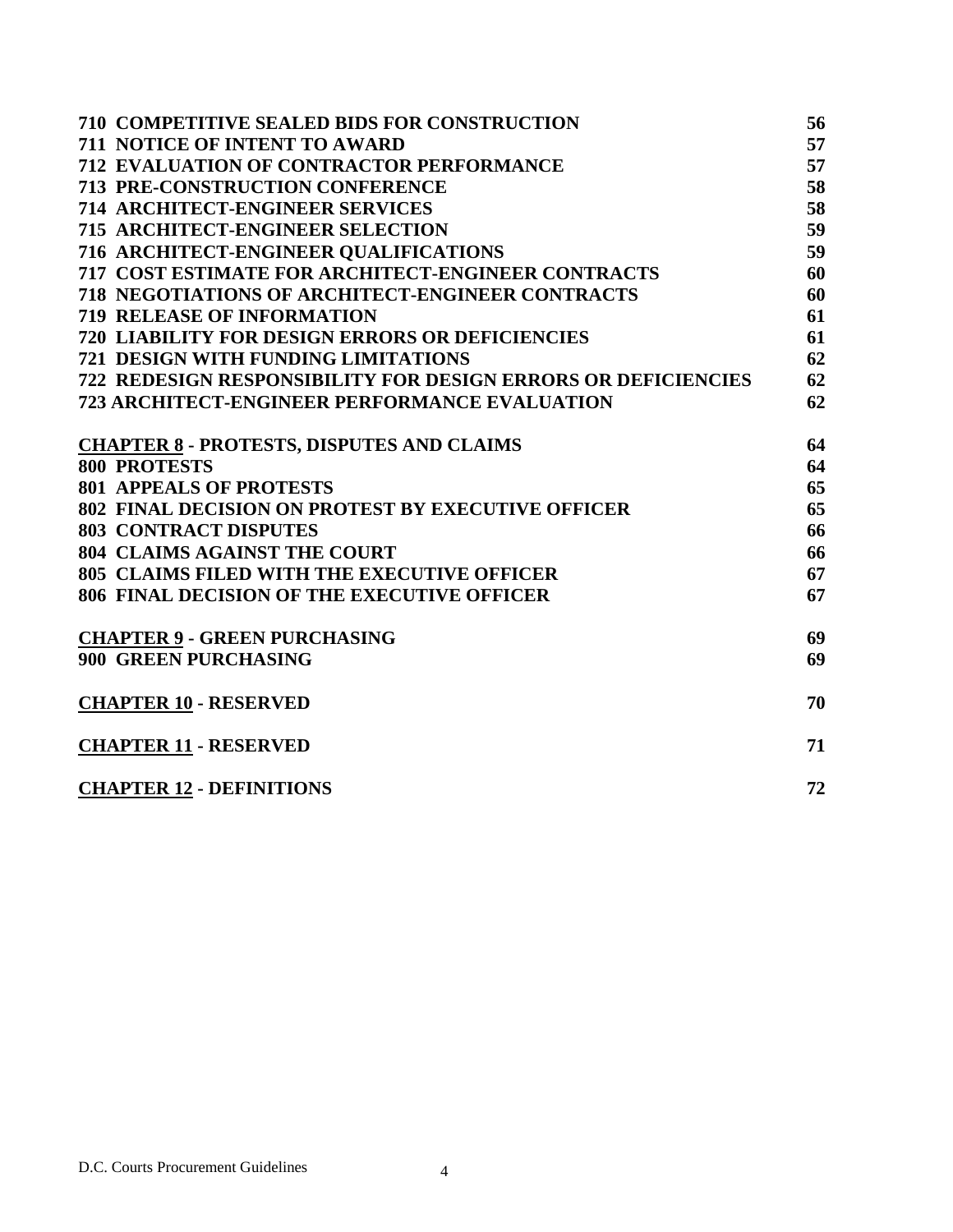| | |
|---|---|
| **710 COMPETITIVE SEALED BIDS FOR CONSTRUCTION** | **56** |
| **711 NOTICE OF INTENT TO AWARD** | **57** |
| **712 EVALUATION OF CONTRACTOR PERFORMANCE** | **57** |
| **713 PRE-CONSTRUCTION CONFERENCE** | **58** |
| **714 ARCHITECT-ENGINEER SERVICES** | **58** |
| **715 ARCHITECT-ENGINEER SELECTION** | **59** |
| **716 ARCHITECT-ENGINEER QUALIFICATIONS** | **59** |
| **717 COST ESTIMATE FOR ARCHITECT-ENGINEER CONTRACTS** | **60** |
| **718 NEGOTIATIONS OF ARCHITECT-ENGINEER CONTRACTS** | **60** |
| **719 RELEASE OF INFORMATION** | **61** |
| **720 LIABILITY FOR DESIGN ERRORS OR DEFICIENCIES** | **61** |
| **721 DESIGN WITH FUNDING LIMITATIONS** | **62** |
| **722 REDESIGN RESPONSIBILITY FOR DESIGN ERRORS OR DEFICIENCIES** | **62** |
| **723 ARCHITECT-ENGINEER PERFORMANCE EVALUATION** | **62** |
| | |
| **CHAPTER 8 - PROTESTS, DISPUTES AND CLAIMS** | **64** |
| **800 PROTESTS** | **64** |
| **801 APPEALS OF PROTESTS** | **65** |
| **802 FINAL DECISION ON PROTEST BY EXECUTIVE OFFICER** | **65** |
| **803 CONTRACT DISPUTES** | **66** |
| **804 CLAIMS AGAINST THE COURT** | **66** |
| **805 CLAIMS FILED WITH THE EXECUTIVE OFFICER** | **67** |
| **806 FINAL DECISION OF THE EXECUTIVE OFFICER** | **67** |
| | |
| **CHAPTER 9 - GREEN PURCHASING** | **69** |
| **900 GREEN PURCHASING** | **69** |
| | |
| **CHAPTER 10 - RESERVED** | **70** |
| | |
| **CHAPTER 11 - RESERVED** | **71** |
| | |
| **CHAPTER 12 - DEFINITIONS** | **72** |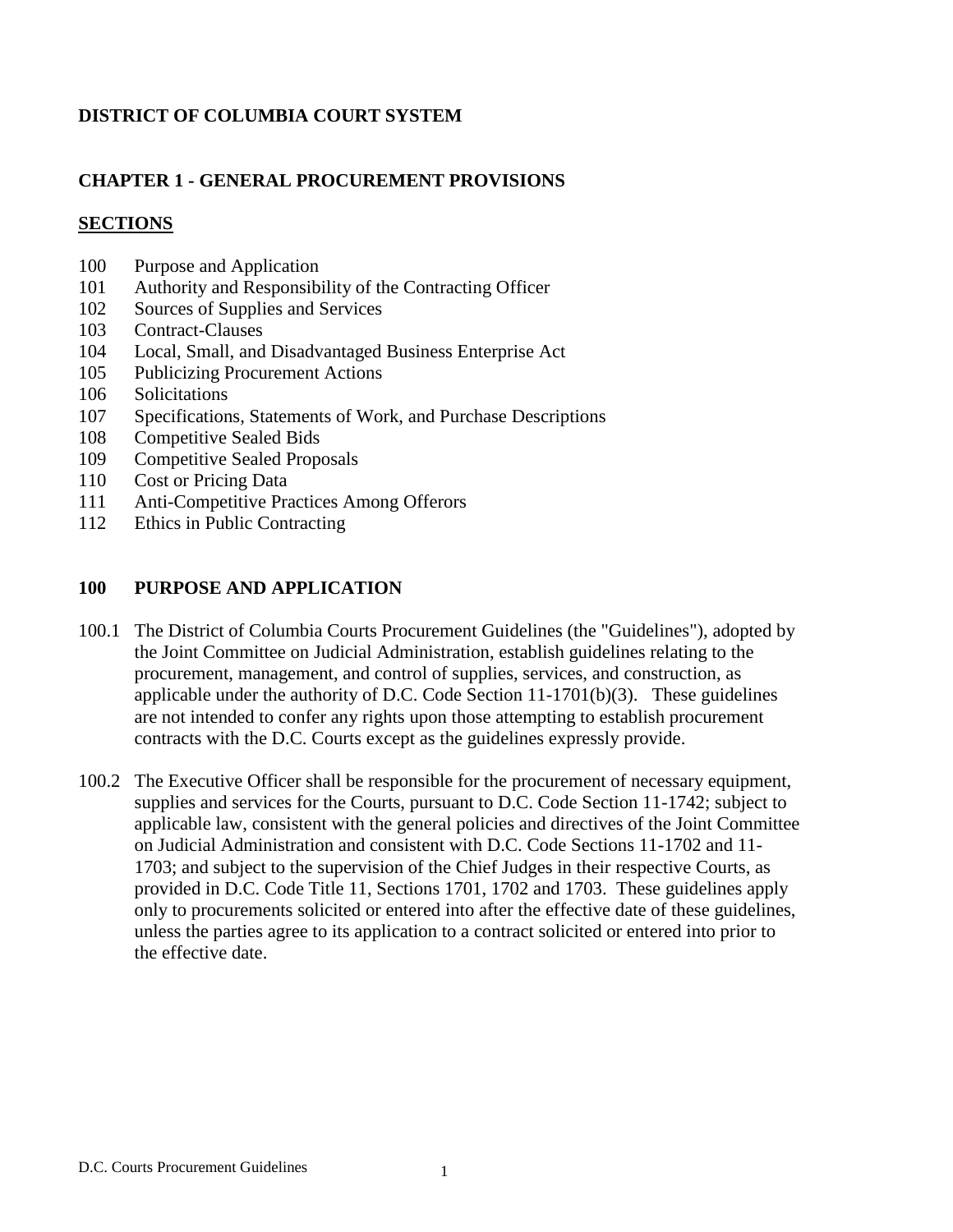**DISTRICT OF COLUMBIA COURT SYSTEM**

## CHAPTER 1 - GENERAL PROCUREMENT PROVISIONS

**SECTIONS**

100 Purpose and Application
101 Authority and Responsibility of the Contracting Officer
102 Sources of Supplies and Services
103 Contract-Clauses
104 Local, Small, and Disadvantaged Business Enterprise Act
105 Publicizing Procurement Actions
106 Solicitations
107 Specifications, Statements of Work, and Purchase Descriptions
108 Competitive Sealed Bids
109 Competitive Sealed Proposals
110 Cost or Pricing Data
111 Anti-Competitive Practices Among Offerors
112 Ethics in Public Contracting

### 100 PURPOSE AND APPLICATION

100.1 The District of Columbia Courts Procurement Guidelines (the "Guidelines"), adopted by the Joint Committee on Judicial Administration, establish guidelines relating to the procurement, management, and control of supplies, services, and construction, as applicable under the authority of D.C. Code Section 11-1701(b)(3). These guidelines are not intended to confer any rights upon those attempting to establish procurement contracts with the D.C. Courts except as the guidelines expressly provide.

100.2 The Executive Officer shall be responsible for the procurement of necessary equipment, supplies and services for the Courts, pursuant to D.C. Code Section 11-1742; subject to applicable law, consistent with the general policies and directives of the Joint Committee on Judicial Administration and consistent with D.C. Code Sections 11-1702 and 11-1703; and subject to the supervision of the Chief Judges in their respective Courts, as provided in D.C. Code Title 11, Sections 1701, 1702 and 1703. These guidelines apply only to procurements solicited or entered into after the effective date of these guidelines, unless the parties agree to its application to a contract solicited or entered into prior to the effective date.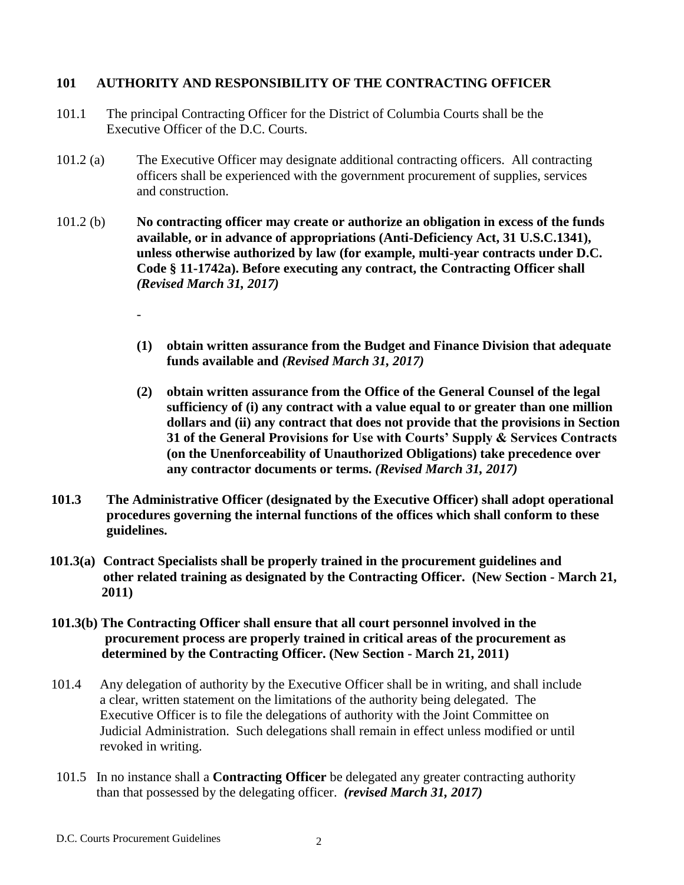## 101 AUTHORITY AND RESPONSIBILITY OF THE CONTRACTING OFFICER

101.1 The principal Contracting Officer for the District of Columbia Courts shall be the Executive Officer of the D.C. Courts.

101.2 (a) The Executive Officer may designate additional contracting officers. All contracting officers shall be experienced with the government procurement of supplies, services and construction.

101.2 (b) **No contracting officer may create or authorize an obligation in excess of the funds available, or in advance of appropriations (Anti-Deficiency Act, 31 U.S.C.1341), unless otherwise authorized by law (for example, multi-year contracts under D.C. Code § 11-1742a). Before executing any contract, the Contracting Officer shall *(Revised March 31, 2017)***

-

**(1) obtain written assurance from the Budget and Finance Division that adequate funds available and *(Revised March 31, 2017)***

**(2) obtain written assurance from the Office of the General Counsel of the legal sufficiency of (i) any contract with a value equal to or greater than one million dollars and (ii) any contract that does not provide that the provisions in Section 31 of the General Provisions for Use with Courts' Supply & Services Contracts (on the Unenforceability of Unauthorized Obligations) take precedence over any contractor documents or terms. *(Revised March 31, 2017)***

**101.3 The Administrative Officer (designated by the Executive Officer) shall adopt operational procedures governing the internal functions of the offices which shall conform to these guidelines.**

**101.3(a) Contract Specialists shall be properly trained in the procurement guidelines and other related training as designated by the Contracting Officer. (New Section - March 21, 2011)**

**101.3(b) The Contracting Officer shall ensure that all court personnel involved in the procurement process are properly trained in critical areas of the procurement as determined by the Contracting Officer. (New Section - March 21, 2011)**

101.4 Any delegation of authority by the Executive Officer shall be in writing, and shall include a clear, written statement on the limitations of the authority being delegated. The Executive Officer is to file the delegations of authority with the Joint Committee on Judicial Administration. Such delegations shall remain in effect unless modified or until revoked in writing.

101.5 In no instance shall a **Contracting Officer** be delegated any greater contracting authority than that possessed by the delegating officer. ***(revised March 31, 2017)***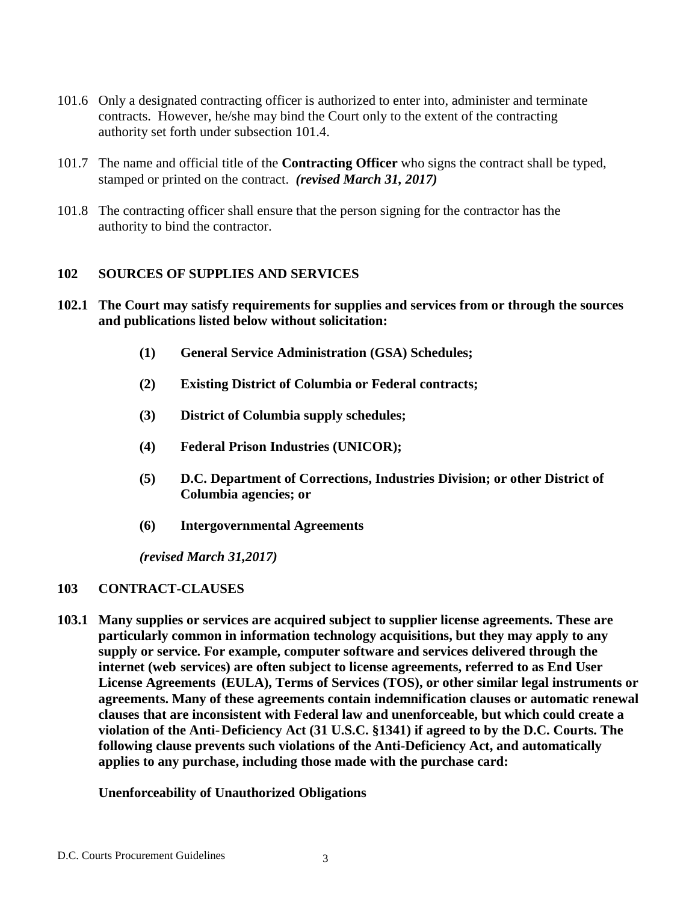101.6 Only a designated contracting officer is authorized to enter into, administer and terminate contracts. However, he/she may bind the Court only to the extent of the contracting authority set forth under subsection 101.4.

101.7 The name and official title of the **Contracting Officer** who signs the contract shall be typed, stamped or printed on the contract. ***(revised March 31, 2017)***

101.8 The contracting officer shall ensure that the person signing for the contractor has the authority to bind the contractor.

## 102 SOURCES OF SUPPLIES AND SERVICES

**102.1 The Court may satisfy requirements for supplies and services from or through the sources and publications listed below without solicitation:**

**(1) General Service Administration (GSA) Schedules;**

**(2) Existing District of Columbia or Federal contracts;**

**(3) District of Columbia supply schedules;**

**(4) Federal Prison Industries (UNICOR);**

**(5) D.C. Department of Corrections, Industries Division; or other District of Columbia agencies; or**

**(6) Intergovernmental Agreements**

***(revised March 31,2017)***

## 103 CONTRACT-CLAUSES

**103.1 Many supplies or services are acquired subject to supplier license agreements. These are particularly common in information technology acquisitions, but they may apply to any supply or service. For example, computer software and services delivered through the internet (web services) are often subject to license agreements, referred to as End User License Agreements (EULA), Terms of Services (TOS), or other similar legal instruments or agreements. Many of these agreements contain indemnification clauses or automatic renewal clauses that are inconsistent with Federal law and unenforceable, but which could create a violation of the Anti-Deficiency Act (31 U.S.C. §1341) if agreed to by the D.C. Courts. The following clause prevents such violations of the Anti-Deficiency Act, and automatically applies to any purchase, including those made with the purchase card:**

**Unenforceability of Unauthorized Obligations**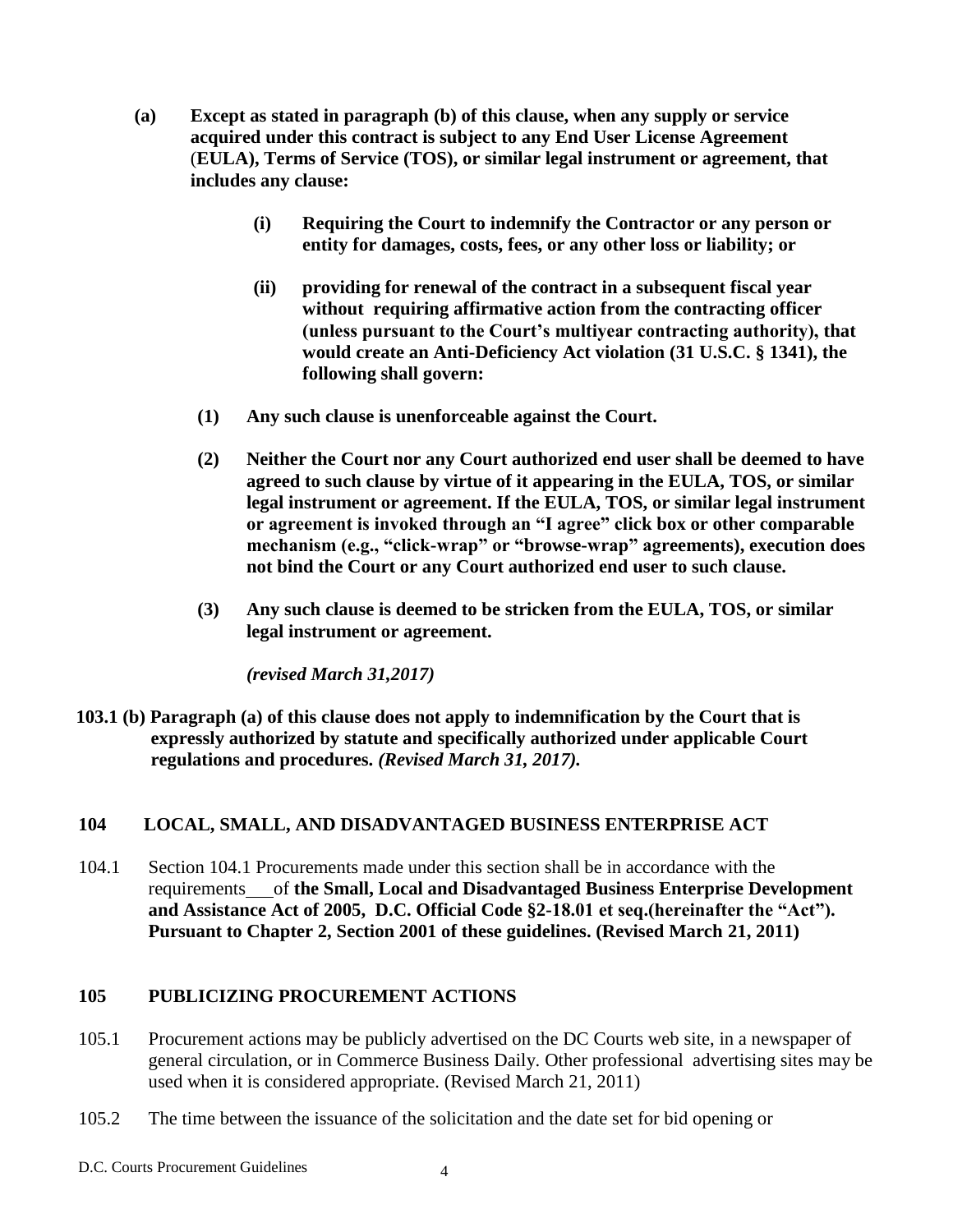**(a) Except as stated in paragraph (b) of this clause, when any supply or service acquired under this contract is subject to any End User License Agreement (EULA), Terms of Service (TOS), or similar legal instrument or agreement, that includes any clause:**

> **(i) Requiring the Court to indemnify the Contractor or any person or entity for damages, costs, fees, or any other loss or liability; or**
>
> **(ii) providing for renewal of the contract in a subsequent fiscal year without requiring affirmative action from the contracting officer (unless pursuant to the Court's multiyear contracting authority), that would create an Anti-Deficiency Act violation (31 U.S.C. § 1341), the following shall govern:**

**(1) Any such clause is unenforceable against the Court.**

**(2) Neither the Court nor any Court authorized end user shall be deemed to have agreed to such clause by virtue of it appearing in the EULA, TOS, or similar legal instrument or agreement. If the EULA, TOS, or similar legal instrument or agreement is invoked through an "I agree" click box or other comparable mechanism (e.g., "click-wrap" or "browse-wrap" agreements), execution does not bind the Court or any Court authorized end user to such clause.**

**(3) Any such clause is deemed to be stricken from the EULA, TOS, or similar legal instrument or agreement.**

***(revised March 31,2017)***

**103.1 (b) Paragraph (a) of this clause does not apply to indemnification by the Court that is expressly authorized by statute and specifically authorized under applicable Court regulations and procedures.** ***(Revised March 31, 2017).***

## 104 LOCAL, SMALL, AND DISADVANTAGED BUSINESS ENTERPRISE ACT

104.1 Section 104.1 Procurements made under this section shall be in accordance with the requirements\_\_\_of **the Small, Local and Disadvantaged Business Enterprise Development and Assistance Act of 2005, D.C. Official Code §2-18.01 et seq.(hereinafter the "Act"). Pursuant to Chapter 2, Section 2001 of these guidelines. (Revised March 21, 2011)**

## 105 PUBLICIZING PROCUREMENT ACTIONS

105.1 Procurement actions may be publicly advertised on the DC Courts web site, in a newspaper of general circulation, or in Commerce Business Daily. Other professional advertising sites may be used when it is considered appropriate. (Revised March 21, 2011)

105.2 The time between the issuance of the solicitation and the date set for bid opening or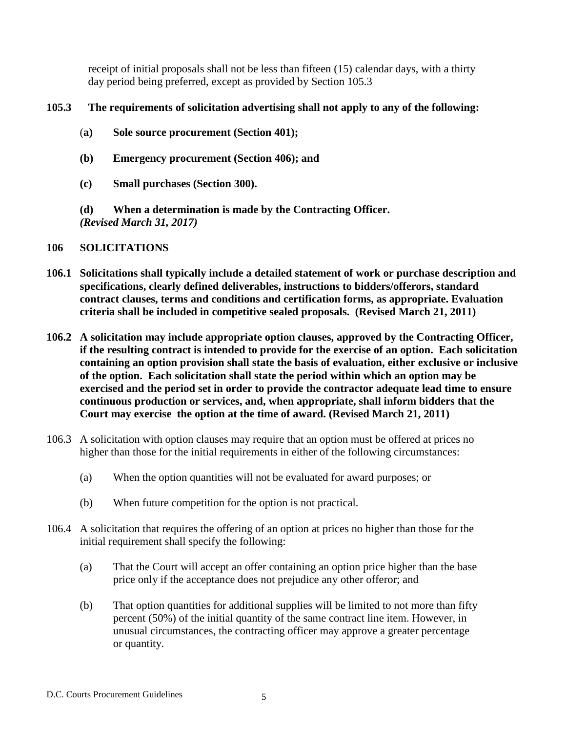receipt of initial proposals shall not be less than fifteen (15) calendar days, with a thirty day period being preferred, except as provided by Section 105.3

**105.3 The requirements of solicitation advertising shall not apply to any of the following:**

**(a) Sole source procurement (Section 401);**

**(b) Emergency procurement (Section 406); and**

**(c) Small purchases (Section 300).**

**(d) When a determination is made by the Contracting Officer.**
***(Revised March 31, 2017)***

## 106 SOLICITATIONS

**106.1 Solicitations shall typically include a detailed statement of work or purchase description and specifications, clearly defined deliverables, instructions to bidders/offerors, standard contract clauses, terms and conditions and certification forms, as appropriate. Evaluation criteria shall be included in competitive sealed proposals. (Revised March 21, 2011)**

**106.2 A solicitation may include appropriate option clauses, approved by the Contracting Officer, if the resulting contract is intended to provide for the exercise of an option. Each solicitation containing an option provision shall state the basis of evaluation, either exclusive or inclusive of the option. Each solicitation shall state the period within which an option may be exercised and the period set in order to provide the contractor adequate lead time to ensure continuous production or services, and, when appropriate, shall inform bidders that the Court may exercise the option at the time of award. (Revised March 21, 2011)**

106.3 A solicitation with option clauses may require that an option must be offered at prices no higher than those for the initial requirements in either of the following circumstances:

(a) When the option quantities will not be evaluated for award purposes; or

(b) When future competition for the option is not practical.

106.4 A solicitation that requires the offering of an option at prices no higher than those for the initial requirement shall specify the following:

(a) That the Court will accept an offer containing an option price higher than the base price only if the acceptance does not prejudice any other offeror; and

(b) That option quantities for additional supplies will be limited to not more than fifty percent (50%) of the initial quantity of the same contract line item. However, in unusual circumstances, the contracting officer may approve a greater percentage or quantity.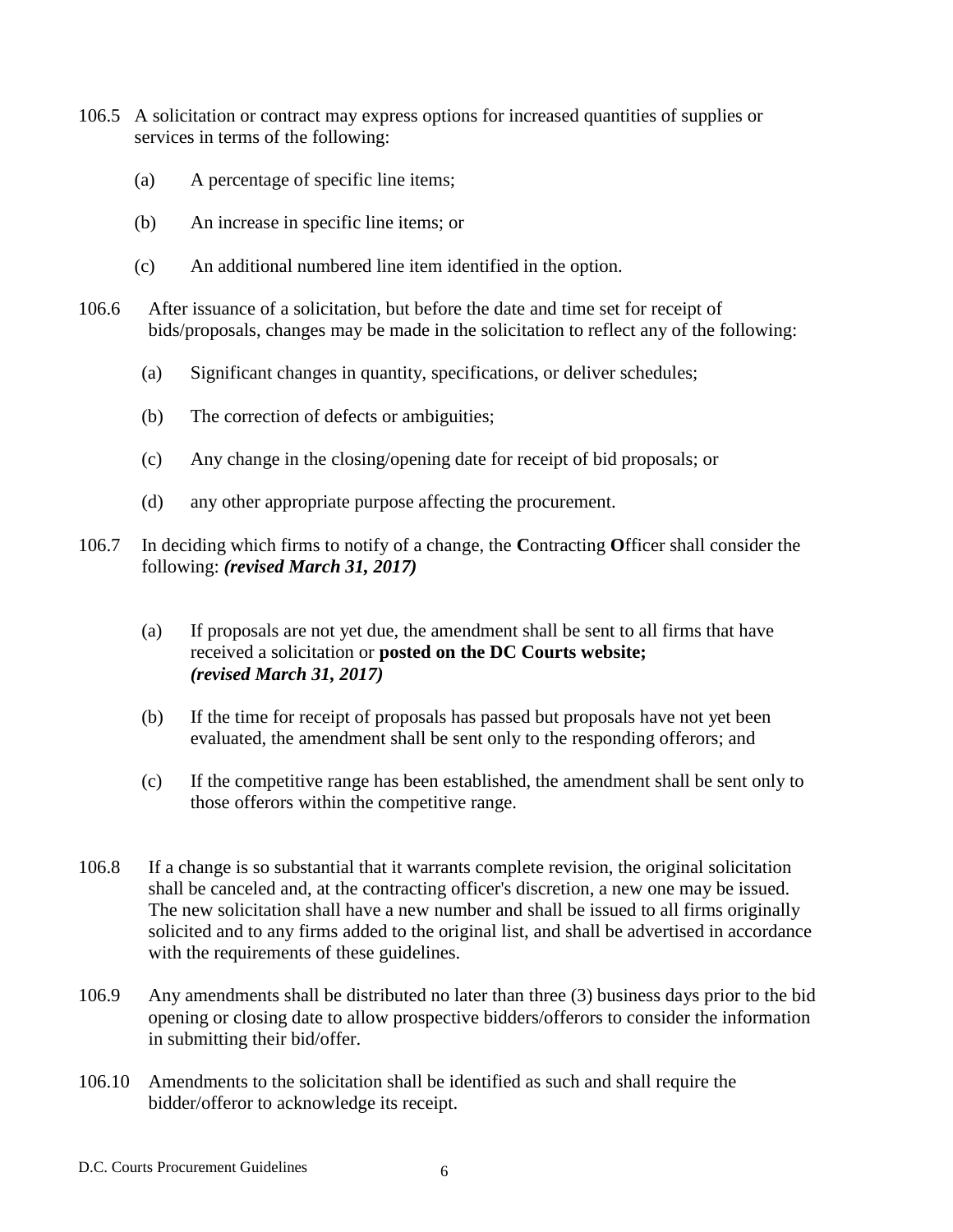106.5 A solicitation or contract may express options for increased quantities of supplies or services in terms of the following:

(a) A percentage of specific line items;

(b) An increase in specific line items; or

(c) An additional numbered line item identified in the option.

106.6 After issuance of a solicitation, but before the date and time set for receipt of bids/proposals, changes may be made in the solicitation to reflect any of the following:

(a) Significant changes in quantity, specifications, or deliver schedules;

(b) The correction of defects or ambiguities;

(c) Any change in the closing/opening date for receipt of bid proposals; or

(d) any other appropriate purpose affecting the procurement.

106.7 In deciding which firms to notify of a change, the **C**ontracting **O**fficer shall consider the following: ***(revised March 31, 2017)***

(a) If proposals are not yet due, the amendment shall be sent to all firms that have received a solicitation or **posted on the DC Courts website;** ***(revised March 31, 2017)***

(b) If the time for receipt of proposals has passed but proposals have not yet been evaluated, the amendment shall be sent only to the responding offerors; and

(c) If the competitive range has been established, the amendment shall be sent only to those offerors within the competitive range.

106.8 If a change is so substantial that it warrants complete revision, the original solicitation shall be canceled and, at the contracting officer's discretion, a new one may be issued. The new solicitation shall have a new number and shall be issued to all firms originally solicited and to any firms added to the original list, and shall be advertised in accordance with the requirements of these guidelines.

106.9 Any amendments shall be distributed no later than three (3) business days prior to the bid opening or closing date to allow prospective bidders/offerors to consider the information in submitting their bid/offer.

106.10 Amendments to the solicitation shall be identified as such and shall require the bidder/offeror to acknowledge its receipt.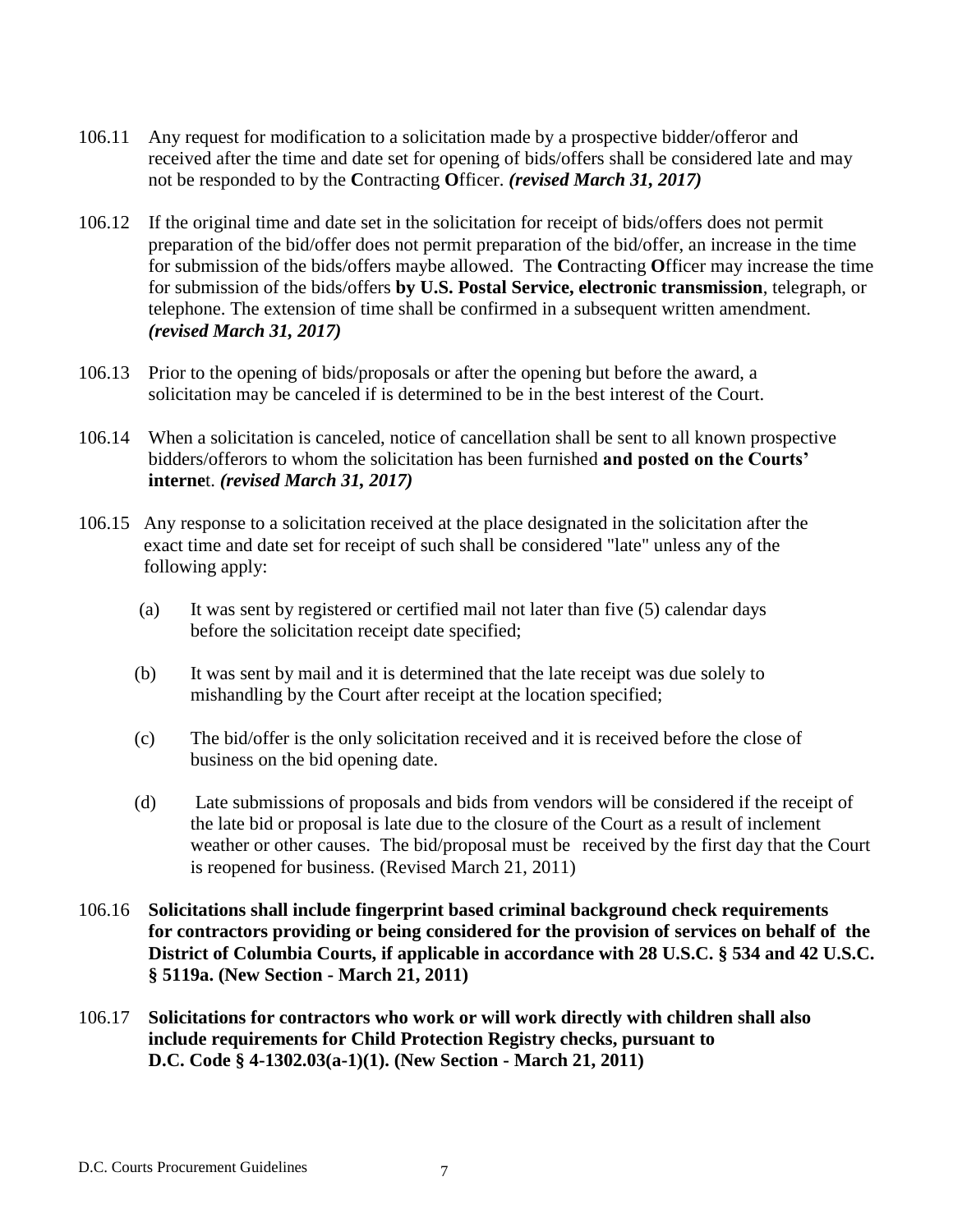106.11 Any request for modification to a solicitation made by a prospective bidder/offeror and received after the time and date set for opening of bids/offers shall be considered late and may not be responded to by the **C**ontracting **O**fficer. ***(revised March 31, 2017)***

106.12 If the original time and date set in the solicitation for receipt of bids/offers does not permit preparation of the bid/offer does not permit preparation of the bid/offer, an increase in the time for submission of the bids/offers maybe allowed. The **C**ontracting **O**fficer may increase the time for submission of the bids/offers **by U.S. Postal Service, electronic transmission**, telegraph, or telephone. The extension of time shall be confirmed in a subsequent written amendment. ***(revised March 31, 2017)***

106.13 Prior to the opening of bids/proposals or after the opening but before the award, a solicitation may be canceled if is determined to be in the best interest of the Court.

106.14 When a solicitation is canceled, notice of cancellation shall be sent to all known prospective bidders/offerors to whom the solicitation has been furnished **and posted on the Courts' interne**t. ***(revised March 31, 2017)***

106.15 Any response to a solicitation received at the place designated in the solicitation after the exact time and date set for receipt of such shall be considered "late" unless any of the following apply:

(a) It was sent by registered or certified mail not later than five (5) calendar days before the solicitation receipt date specified;

(b) It was sent by mail and it is determined that the late receipt was due solely to mishandling by the Court after receipt at the location specified;

(c) The bid/offer is the only solicitation received and it is received before the close of business on the bid opening date.

(d) Late submissions of proposals and bids from vendors will be considered if the receipt of the late bid or proposal is late due to the closure of the Court as a result of inclement weather or other causes. The bid/proposal must be received by the first day that the Court is reopened for business. (Revised March 21, 2011)

106.16 **Solicitations shall include fingerprint based criminal background check requirements for contractors providing or being considered for the provision of services on behalf of the District of Columbia Courts, if applicable in accordance with 28 U.S.C. § 534 and 42 U.S.C. § 5119a. (New Section - March 21, 2011)**

106.17 **Solicitations for contractors who work or will work directly with children shall also include requirements for Child Protection Registry checks, pursuant to D.C. Code § 4-1302.03(a-1)(1). (New Section - March 21, 2011)**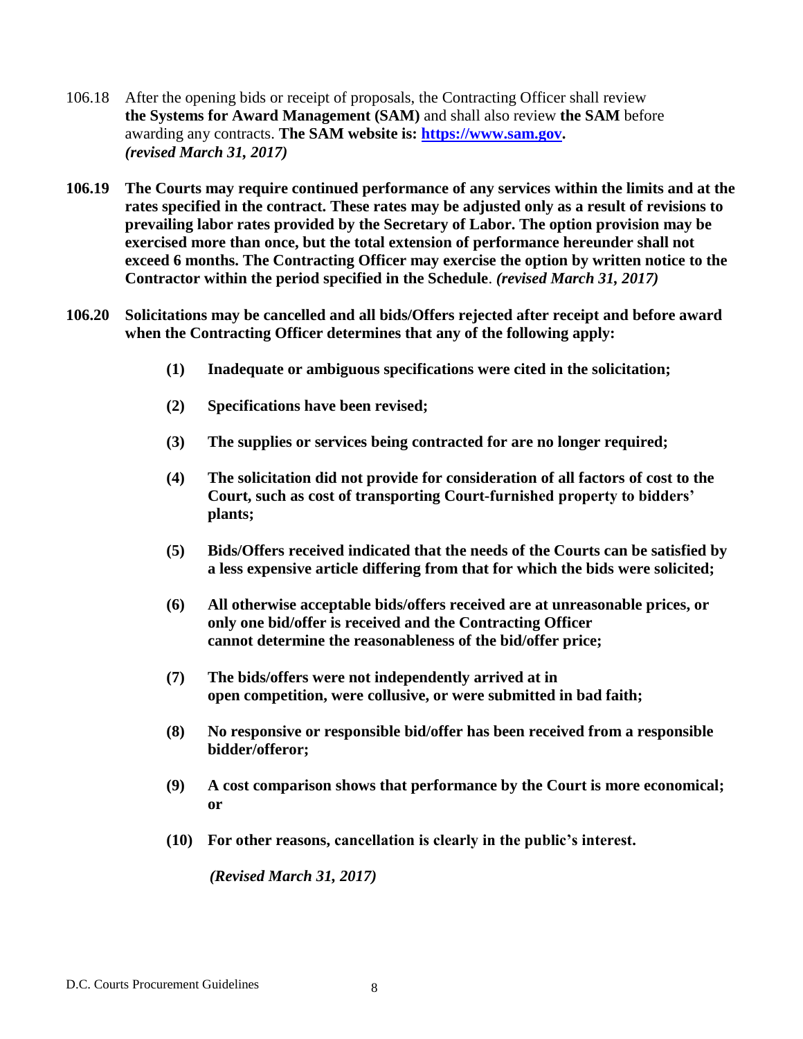106.18 After the opening bids or receipt of proposals, the Contracting Officer shall review **the Systems for Award Management (SAM)** and shall also review **the SAM** before awarding any contracts. **The SAM website is: [https://www.sam.gov](https://www.sam.gov).** *(revised March 31, 2017)*

**106.19 The Courts may require continued performance of any services within the limits and at the rates specified in the contract. These rates may be adjusted only as a result of revisions to prevailing labor rates provided by the Secretary of Labor. The option provision may be exercised more than once, but the total extension of performance hereunder shall not exceed 6 months. The Contracting Officer may exercise the option by written notice to the Contractor within the period specified in the Schedule**. ***(revised March 31, 2017)***

**106.20 Solicitations may be cancelled and all bids/Offers rejected after receipt and before award when the Contracting Officer determines that any of the following apply:**

> **(1) Inadequate or ambiguous specifications were cited in the solicitation;**
>
> **(2) Specifications have been revised;**
>
> **(3) The supplies or services being contracted for are no longer required;**
>
> **(4) The solicitation did not provide for consideration of all factors of cost to the Court, such as cost of transporting Court-furnished property to bidders' plants;**
>
> **(5) Bids/Offers received indicated that the needs of the Courts can be satisfied by a less expensive article differing from that for which the bids were solicited;**
>
> **(6) All otherwise acceptable bids/offers received are at unreasonable prices, or only one bid/offer is received and the Contracting Officer cannot determine the reasonableness of the bid/offer price;**
>
> **(7) The bids/offers were not independently arrived at in open competition, were collusive, or were submitted in bad faith;**
>
> **(8) No responsive or responsible bid/offer has been received from a responsible bidder/offeror;**
>
> **(9) A cost comparison shows that performance by the Court is more economical; or**
>
> **(10) For other reasons, cancellation is clearly in the public's interest.**
>
> ***(Revised March 31, 2017)***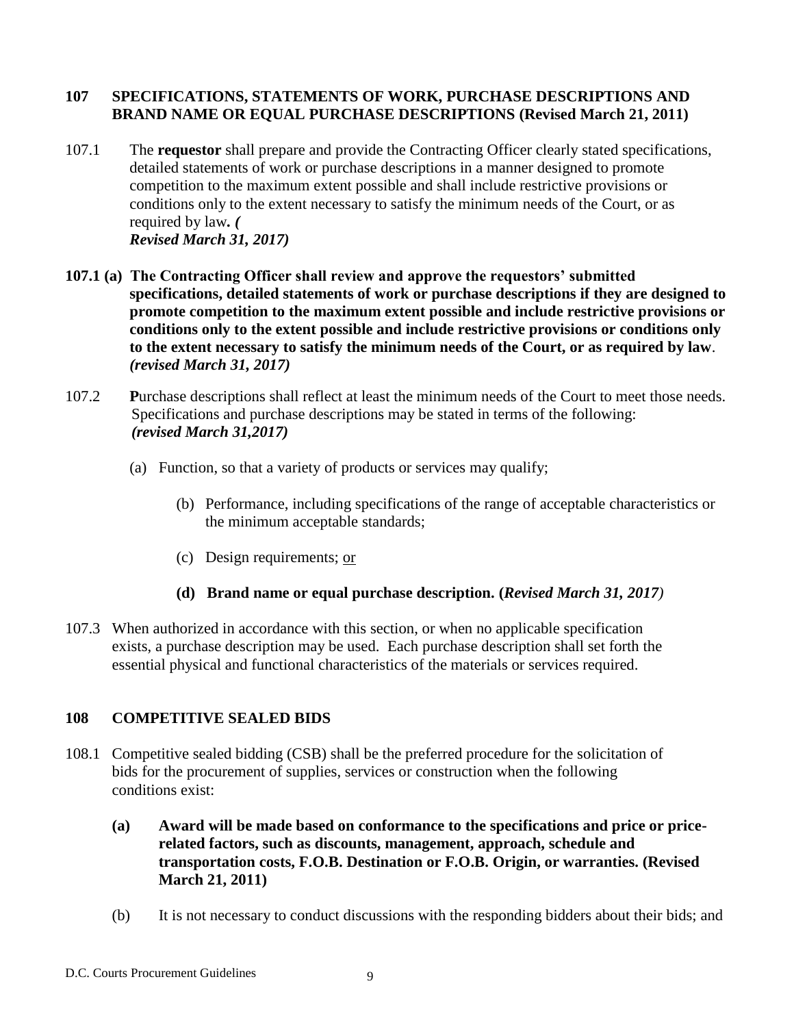## 107 SPECIFICATIONS, STATEMENTS OF WORK, PURCHASE DESCRIPTIONS AND BRAND NAME OR EQUAL PURCHASE DESCRIPTIONS (Revised March 21, 2011)

107.1 The **requestor** shall prepare and provide the Contracting Officer clearly stated specifications, detailed statements of work or purchase descriptions in a manner designed to promote competition to the maximum extent possible and shall include restrictive provisions or conditions only to the extent necessary to satisfy the minimum needs of the Court, or as required by law*. (Revised March 31, 2017)*

**107.1 (a) The Contracting Officer shall review and approve the requestors' submitted specifications, detailed statements of work or purchase descriptions if they are designed to promote competition to the maximum extent possible and include restrictive provisions or conditions only to the extent possible and include restrictive provisions or conditions only to the extent necessary to satisfy the minimum needs of the Court, or as required by law**. ***(revised March 31, 2017)***

107.2 **P**urchase descriptions shall reflect at least the minimum needs of the Court to meet those needs. Specifications and purchase descriptions may be stated in terms of the following: ***(revised March 31,2017)***

(a) Function, so that a variety of products or services may qualify;

(b) Performance, including specifications of the range of acceptable characteristics or the minimum acceptable standards;

(c) Design requirements; or

**(d) Brand name or equal purchase description. (*Revised March 31, 2017*)**

107.3 When authorized in accordance with this section, or when no applicable specification exists, a purchase description may be used. Each purchase description shall set forth the essential physical and functional characteristics of the materials or services required.

## 108 COMPETITIVE SEALED BIDS

108.1 Competitive sealed bidding (CSB) shall be the preferred procedure for the solicitation of bids for the procurement of supplies, services or construction when the following conditions exist:

**(a) Award will be made based on conformance to the specifications and price or price-related factors, such as discounts, management, approach, schedule and transportation costs, F.O.B. Destination or F.O.B. Origin, or warranties. (Revised March 21, 2011)**

(b) It is not necessary to conduct discussions with the responding bidders about their bids; and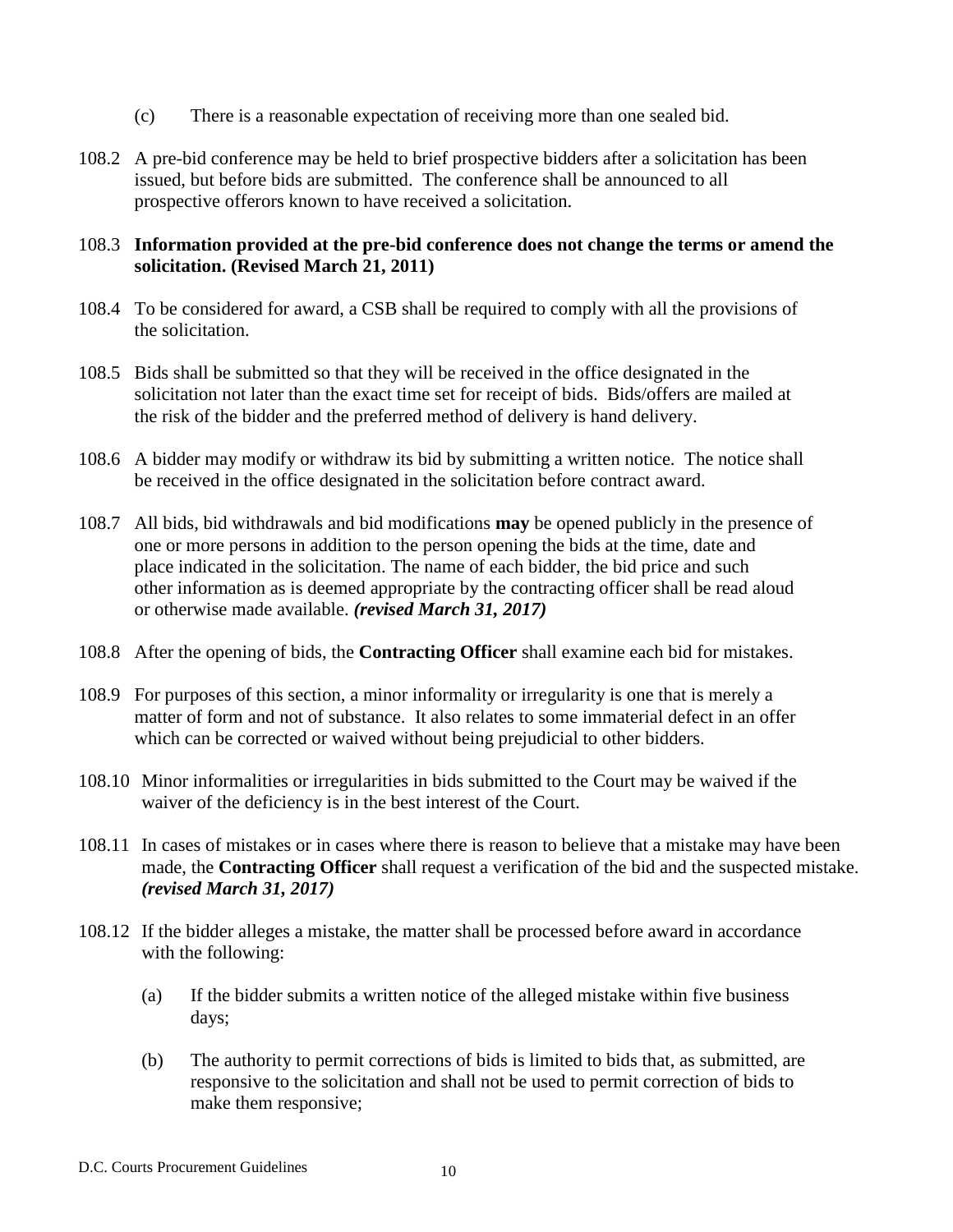(c) There is a reasonable expectation of receiving more than one sealed bid.

108.2 A pre-bid conference may be held to brief prospective bidders after a solicitation has been issued, but before bids are submitted. The conference shall be announced to all prospective offerors known to have received a solicitation.

108.3 **Information provided at the pre-bid conference does not change the terms or amend the solicitation. (Revised March 21, 2011)**

108.4 To be considered for award, a CSB shall be required to comply with all the provisions of the solicitation.

108.5 Bids shall be submitted so that they will be received in the office designated in the solicitation not later than the exact time set for receipt of bids. Bids/offers are mailed at the risk of the bidder and the preferred method of delivery is hand delivery.

108.6 A bidder may modify or withdraw its bid by submitting a written notice. The notice shall be received in the office designated in the solicitation before contract award.

108.7 All bids, bid withdrawals and bid modifications **may** be opened publicly in the presence of one or more persons in addition to the person opening the bids at the time, date and place indicated in the solicitation. The name of each bidder, the bid price and such other information as is deemed appropriate by the contracting officer shall be read aloud or otherwise made available. ***(revised March 31, 2017)***

108.8 After the opening of bids, the **Contracting Officer** shall examine each bid for mistakes.

108.9 For purposes of this section, a minor informality or irregularity is one that is merely a matter of form and not of substance. It also relates to some immaterial defect in an offer which can be corrected or waived without being prejudicial to other bidders.

108.10 Minor informalities or irregularities in bids submitted to the Court may be waived if the waiver of the deficiency is in the best interest of the Court.

108.11 In cases of mistakes or in cases where there is reason to believe that a mistake may have been made, the **Contracting Officer** shall request a verification of the bid and the suspected mistake. ***(revised March 31, 2017)***

108.12 If the bidder alleges a mistake, the matter shall be processed before award in accordance with the following:

(a) If the bidder submits a written notice of the alleged mistake within five business days;

(b) The authority to permit corrections of bids is limited to bids that, as submitted, are responsive to the solicitation and shall not be used to permit correction of bids to make them responsive;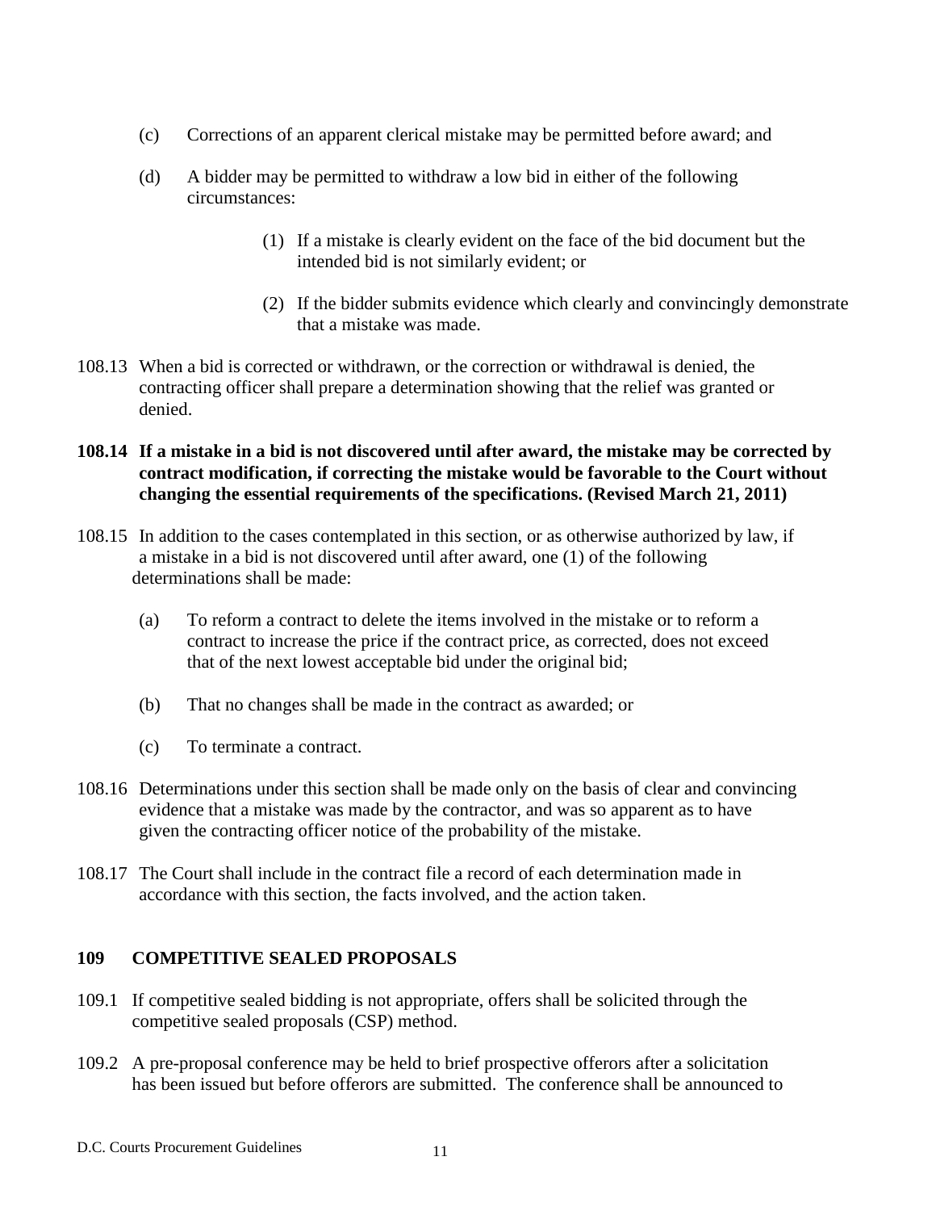(c) Corrections of an apparent clerical mistake may be permitted before award; and

(d) A bidder may be permitted to withdraw a low bid in either of the following circumstances:

(1) If a mistake is clearly evident on the face of the bid document but the intended bid is not similarly evident; or

(2) If the bidder submits evidence which clearly and convincingly demonstrate that a mistake was made.

108.13 When a bid is corrected or withdrawn, or the correction or withdrawal is denied, the contracting officer shall prepare a determination showing that the relief was granted or denied.

**108.14 If a mistake in a bid is not discovered until after award, the mistake may be corrected by contract modification, if correcting the mistake would be favorable to the Court without changing the essential requirements of the specifications. (Revised March 21, 2011)**

108.15 In addition to the cases contemplated in this section, or as otherwise authorized by law, if a mistake in a bid is not discovered until after award, one (1) of the following determinations shall be made:

(a) To reform a contract to delete the items involved in the mistake or to reform a contract to increase the price if the contract price, as corrected, does not exceed that of the next lowest acceptable bid under the original bid;

(b) That no changes shall be made in the contract as awarded; or

(c) To terminate a contract.

108.16 Determinations under this section shall be made only on the basis of clear and convincing evidence that a mistake was made by the contractor, and was so apparent as to have given the contracting officer notice of the probability of the mistake.

108.17 The Court shall include in the contract file a record of each determination made in accordance with this section, the facts involved, and the action taken.

## 109 COMPETITIVE SEALED PROPOSALS

109.1 If competitive sealed bidding is not appropriate, offers shall be solicited through the competitive sealed proposals (CSP) method.

109.2 A pre-proposal conference may be held to brief prospective offerors after a solicitation has been issued but before offerors are submitted. The conference shall be announced to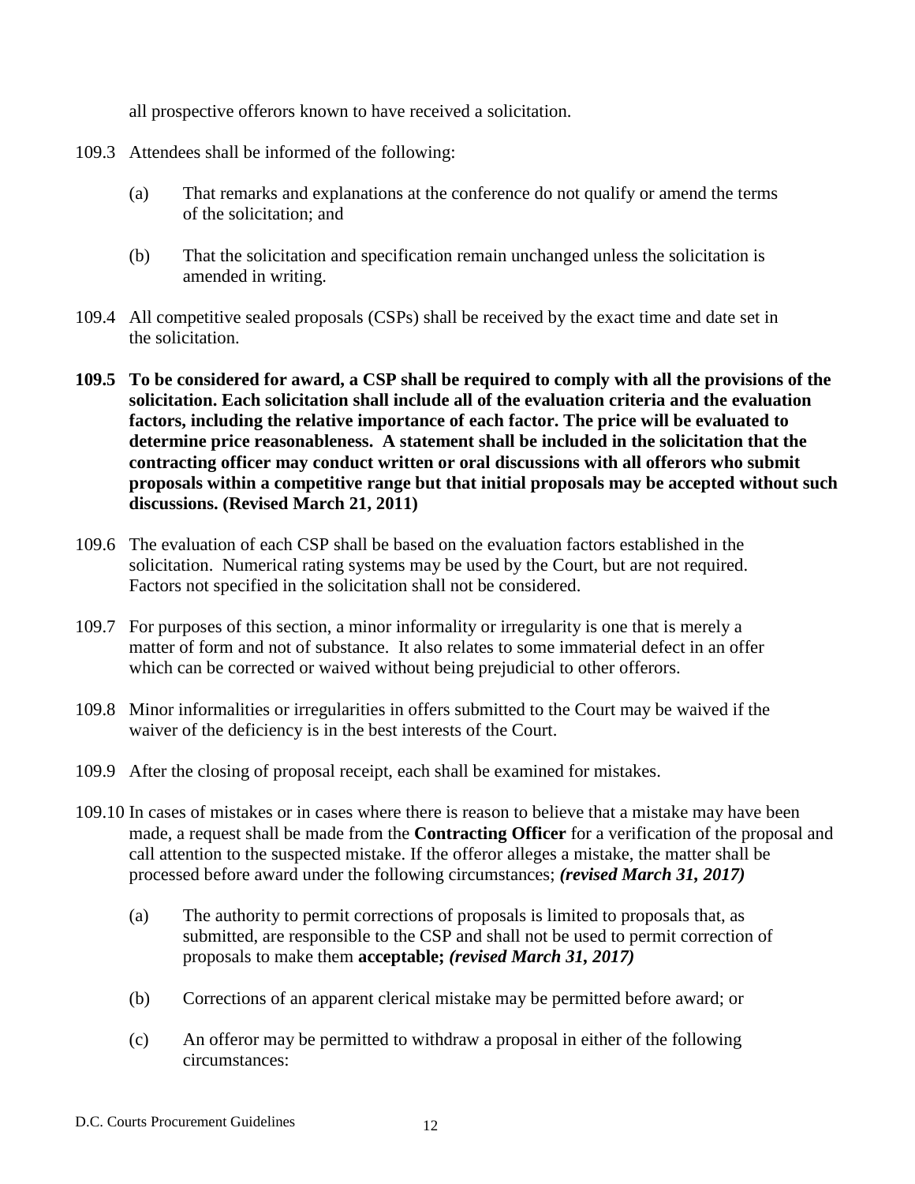all prospective offerors known to have received a solicitation.

109.3 Attendees shall be informed of the following:

(a) That remarks and explanations at the conference do not qualify or amend the terms of the solicitation; and

(b) That the solicitation and specification remain unchanged unless the solicitation is amended in writing.

109.4 All competitive sealed proposals (CSPs) shall be received by the exact time and date set in the solicitation.

**109.5 To be considered for award, a CSP shall be required to comply with all the provisions of the solicitation. Each solicitation shall include all of the evaluation criteria and the evaluation factors, including the relative importance of each factor. The price will be evaluated to determine price reasonableness. A statement shall be included in the solicitation that the contracting officer may conduct written or oral discussions with all offerors who submit proposals within a competitive range but that initial proposals may be accepted without such discussions. (Revised March 21, 2011)**

109.6 The evaluation of each CSP shall be based on the evaluation factors established in the solicitation. Numerical rating systems may be used by the Court, but are not required. Factors not specified in the solicitation shall not be considered.

109.7 For purposes of this section, a minor informality or irregularity is one that is merely a matter of form and not of substance. It also relates to some immaterial defect in an offer which can be corrected or waived without being prejudicial to other offerors.

109.8 Minor informalities or irregularities in offers submitted to the Court may be waived if the waiver of the deficiency is in the best interests of the Court.

109.9 After the closing of proposal receipt, each shall be examined for mistakes.

109.10 In cases of mistakes or in cases where there is reason to believe that a mistake may have been made, a request shall be made from the **Contracting Officer** for a verification of the proposal and call attention to the suspected mistake. If the offeror alleges a mistake, the matter shall be processed before award under the following circumstances; ***(revised March 31, 2017)***

(a) The authority to permit corrections of proposals is limited to proposals that, as submitted, are responsible to the CSP and shall not be used to permit correction of proposals to make them **acceptable;** ***(revised March 31, 2017)***

(b) Corrections of an apparent clerical mistake may be permitted before award; or

(c) An offeror may be permitted to withdraw a proposal in either of the following circumstances: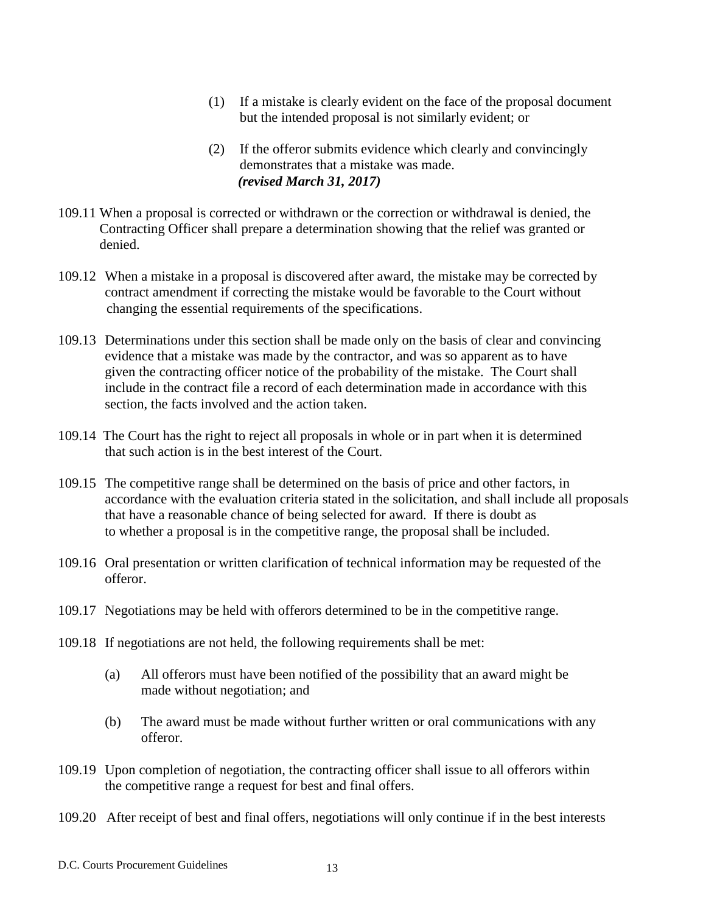(1) If a mistake is clearly evident on the face of the proposal document but the intended proposal is not similarly evident; or

(2) If the offeror submits evidence which clearly and convincingly demonstrates that a mistake was made.
***(revised March 31, 2017)***

109.11 When a proposal is corrected or withdrawn or the correction or withdrawal is denied, the Contracting Officer shall prepare a determination showing that the relief was granted or denied.

109.12 When a mistake in a proposal is discovered after award, the mistake may be corrected by contract amendment if correcting the mistake would be favorable to the Court without changing the essential requirements of the specifications.

109.13 Determinations under this section shall be made only on the basis of clear and convincing evidence that a mistake was made by the contractor, and was so apparent as to have given the contracting officer notice of the probability of the mistake. The Court shall include in the contract file a record of each determination made in accordance with this section, the facts involved and the action taken.

109.14 The Court has the right to reject all proposals in whole or in part when it is determined that such action is in the best interest of the Court.

109.15 The competitive range shall be determined on the basis of price and other factors, in accordance with the evaluation criteria stated in the solicitation, and shall include all proposals that have a reasonable chance of being selected for award. If there is doubt as to whether a proposal is in the competitive range, the proposal shall be included.

109.16 Oral presentation or written clarification of technical information may be requested of the offeror.

109.17 Negotiations may be held with offerors determined to be in the competitive range.

109.18 If negotiations are not held, the following requirements shall be met:

(a) All offerors must have been notified of the possibility that an award might be made without negotiation; and

(b) The award must be made without further written or oral communications with any offeror.

109.19 Upon completion of negotiation, the contracting officer shall issue to all offerors within the competitive range a request for best and final offers.

109.20 After receipt of best and final offers, negotiations will only continue if in the best interests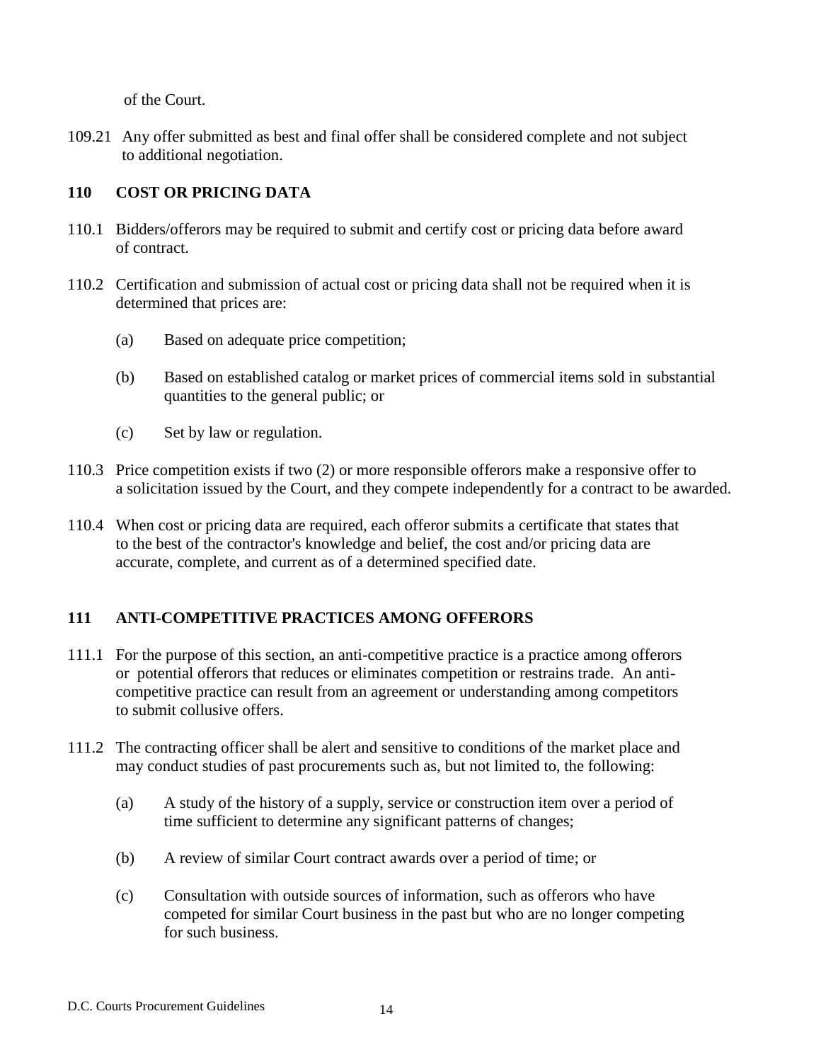of the Court.

109.21 Any offer submitted as best and final offer shall be considered complete and not subject to additional negotiation.

## 110 COST OR PRICING DATA

110.1 Bidders/offerors may be required to submit and certify cost or pricing data before award of contract.

110.2 Certification and submission of actual cost or pricing data shall not be required when it is determined that prices are:

(a) Based on adequate price competition;

(b) Based on established catalog or market prices of commercial items sold in substantial quantities to the general public; or

(c) Set by law or regulation.

110.3 Price competition exists if two (2) or more responsible offerors make a responsive offer to a solicitation issued by the Court, and they compete independently for a contract to be awarded.

110.4 When cost or pricing data are required, each offeror submits a certificate that states that to the best of the contractor's knowledge and belief, the cost and/or pricing data are accurate, complete, and current as of a determined specified date.

## 111 ANTI-COMPETITIVE PRACTICES AMONG OFFERORS

111.1 For the purpose of this section, an anti-competitive practice is a practice among offerors or potential offerors that reduces or eliminates competition or restrains trade. An anti-competitive practice can result from an agreement or understanding among competitors to submit collusive offers.

111.2 The contracting officer shall be alert and sensitive to conditions of the market place and may conduct studies of past procurements such as, but not limited to, the following:

(a) A study of the history of a supply, service or construction item over a period of time sufficient to determine any significant patterns of changes;

(b) A review of similar Court contract awards over a period of time; or

(c) Consultation with outside sources of information, such as offerors who have competed for similar Court business in the past but who are no longer competing for such business.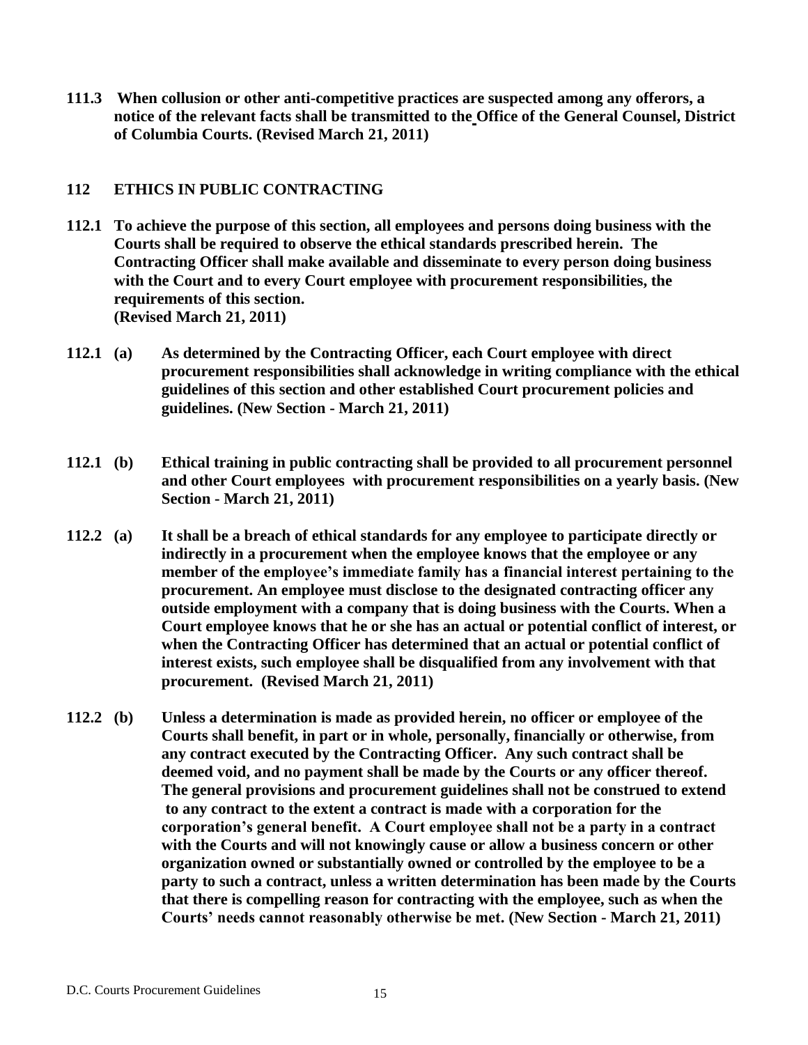**111.3 When collusion or other anti-competitive practices are suspected among any offerors, a notice of the relevant facts shall be transmitted to the Office of the General Counsel, District of Columbia Courts. (Revised March 21, 2011)**

## 112 ETHICS IN PUBLIC CONTRACTING

**112.1 To achieve the purpose of this section, all employees and persons doing business with the Courts shall be required to observe the ethical standards prescribed herein. The Contracting Officer shall make available and disseminate to every person doing business with the Court and to every Court employee with procurement responsibilities, the requirements of this section. (Revised March 21, 2011)**

**112.1 (a) As determined by the Contracting Officer, each Court employee with direct procurement responsibilities shall acknowledge in writing compliance with the ethical guidelines of this section and other established Court procurement policies and guidelines. (New Section - March 21, 2011)**

**112.1 (b) Ethical training in public contracting shall be provided to all procurement personnel and other Court employees with procurement responsibilities on a yearly basis. (New Section - March 21, 2011)**

**112.2 (a) It shall be a breach of ethical standards for any employee to participate directly or indirectly in a procurement when the employee knows that the employee or any member of the employee's immediate family has a financial interest pertaining to the procurement. An employee must disclose to the designated contracting officer any outside employment with a company that is doing business with the Courts. When a Court employee knows that he or she has an actual or potential conflict of interest, or when the Contracting Officer has determined that an actual or potential conflict of interest exists, such employee shall be disqualified from any involvement with that procurement. (Revised March 21, 2011)**

**112.2 (b) Unless a determination is made as provided herein, no officer or employee of the Courts shall benefit, in part or in whole, personally, financially or otherwise, from any contract executed by the Contracting Officer. Any such contract shall be deemed void, and no payment shall be made by the Courts or any officer thereof. The general provisions and procurement guidelines shall not be construed to extend to any contract to the extent a contract is made with a corporation for the corporation's general benefit. A Court employee shall not be a party in a contract with the Courts and will not knowingly cause or allow a business concern or other organization owned or substantially owned or controlled by the employee to be a party to such a contract, unless a written determination has been made by the Courts that there is compelling reason for contracting with the employee, such as when the Courts' needs cannot reasonably otherwise be met. (New Section - March 21, 2011)**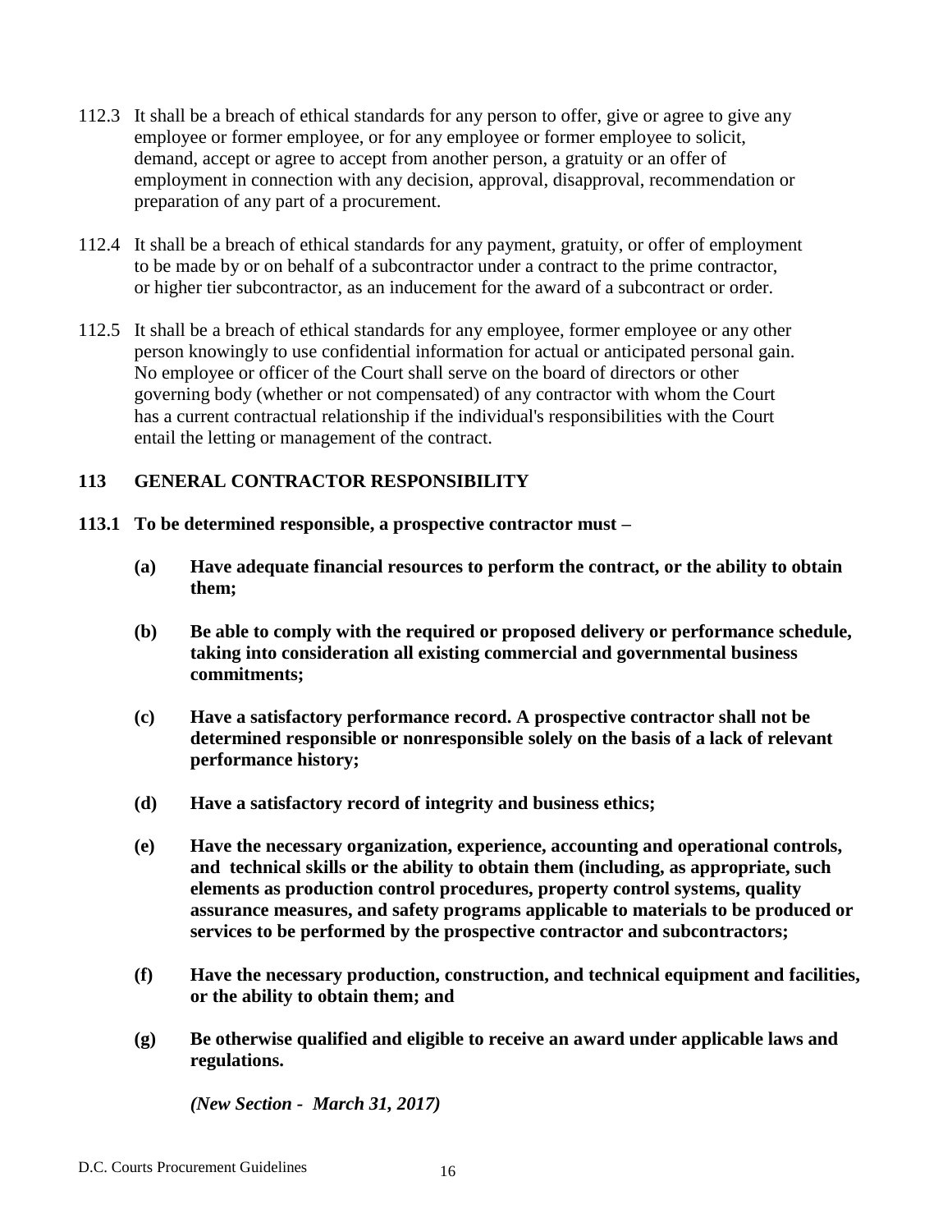112.3 It shall be a breach of ethical standards for any person to offer, give or agree to give any employee or former employee, or for any employee or former employee to solicit, demand, accept or agree to accept from another person, a gratuity or an offer of employment in connection with any decision, approval, disapproval, recommendation or preparation of any part of a procurement.

112.4 It shall be a breach of ethical standards for any payment, gratuity, or offer of employment to be made by or on behalf of a subcontractor under a contract to the prime contractor, or higher tier subcontractor, as an inducement for the award of a subcontract or order.

112.5 It shall be a breach of ethical standards for any employee, former employee or any other person knowingly to use confidential information for actual or anticipated personal gain. No employee or officer of the Court shall serve on the board of directors or other governing body (whether or not compensated) of any contractor with whom the Court has a current contractual relationship if the individual's responsibilities with the Court entail the letting or management of the contract.

## 113 GENERAL CONTRACTOR RESPONSIBILITY

**113.1 To be determined responsible, a prospective contractor must –**

**(a) Have adequate financial resources to perform the contract, or the ability to obtain them;**

**(b) Be able to comply with the required or proposed delivery or performance schedule, taking into consideration all existing commercial and governmental business commitments;**

**(c) Have a satisfactory performance record. A prospective contractor shall not be determined responsible or nonresponsible solely on the basis of a lack of relevant performance history;**

**(d) Have a satisfactory record of integrity and business ethics;**

**(e) Have the necessary organization, experience, accounting and operational controls, and technical skills or the ability to obtain them (including, as appropriate, such elements as production control procedures, property control systems, quality assurance measures, and safety programs applicable to materials to be produced or services to be performed by the prospective contractor and subcontractors;**

**(f) Have the necessary production, construction, and technical equipment and facilities, or the ability to obtain them; and**

**(g) Be otherwise qualified and eligible to receive an award under applicable laws and regulations.**

***(New Section - March 31, 2017)***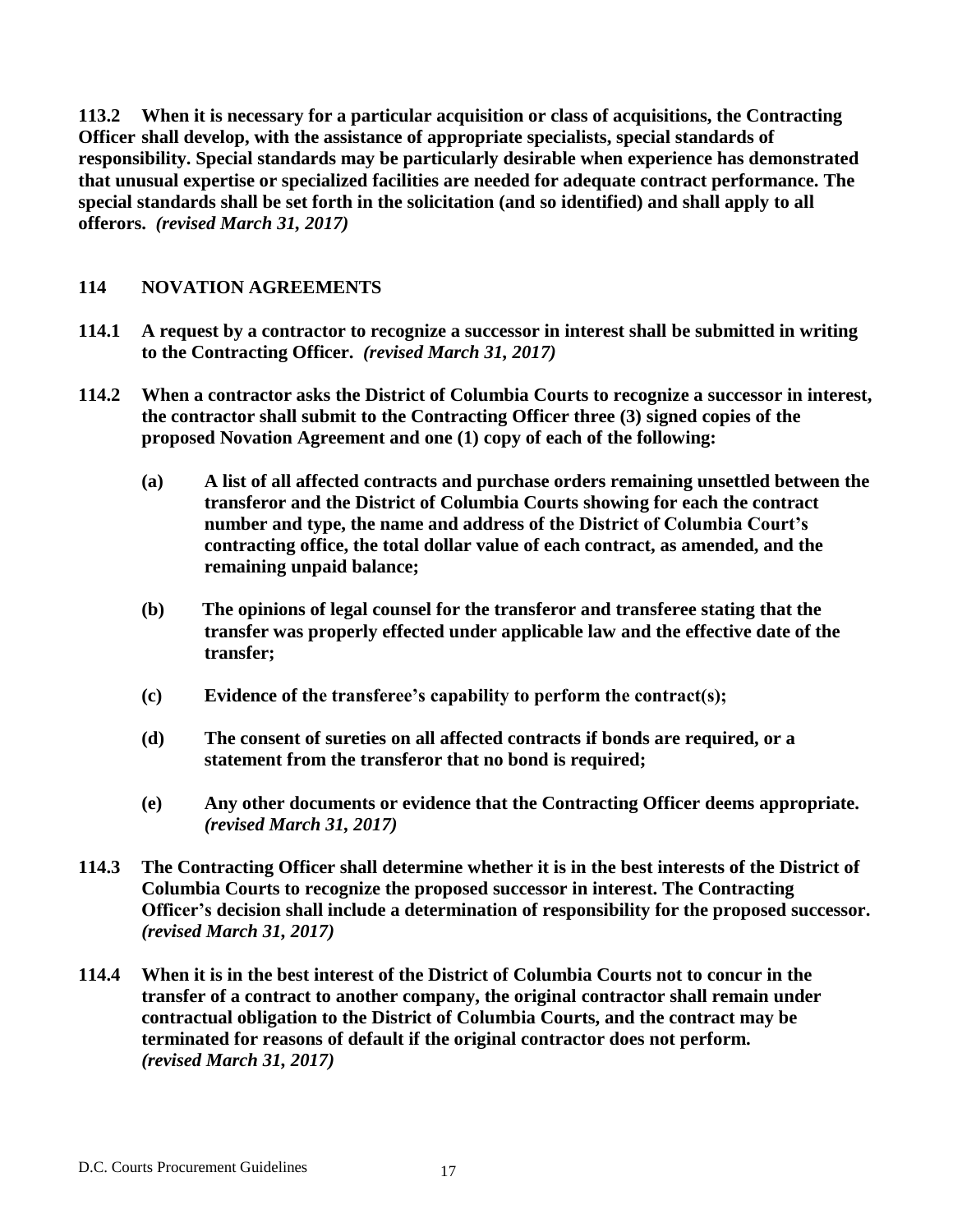**113.2 When it is necessary for a particular acquisition or class of acquisitions, the Contracting Officer shall develop, with the assistance of appropriate specialists, special standards of responsibility. Special standards may be particularly desirable when experience has demonstrated that unusual expertise or specialized facilities are needed for adequate contract performance. The special standards shall be set forth in the solicitation (and so identified) and shall apply to all offerors.** ***(revised March 31, 2017)***

## 114 NOVATION AGREEMENTS

**114.1 A request by a contractor to recognize a successor in interest shall be submitted in writing to the Contracting Officer.** ***(revised March 31, 2017)***

**114.2 When a contractor asks the District of Columbia Courts to recognize a successor in interest, the contractor shall submit to the Contracting Officer three (3) signed copies of the proposed Novation Agreement and one (1) copy of each of the following:**

- **(a) A list of all affected contracts and purchase orders remaining unsettled between the transferor and the District of Columbia Courts showing for each the contract number and type, the name and address of the District of Columbia Court's contracting office, the total dollar value of each contract, as amended, and the remaining unpaid balance;**
- **(b) The opinions of legal counsel for the transferor and transferee stating that the transfer was properly effected under applicable law and the effective date of the transfer;**
- **(c) Evidence of the transferee's capability to perform the contract(s);**
- **(d) The consent of sureties on all affected contracts if bonds are required, or a statement from the transferor that no bond is required;**
- **(e) Any other documents or evidence that the Contracting Officer deems appropriate.** ***(revised March 31, 2017)***

**114.3 The Contracting Officer shall determine whether it is in the best interests of the District of Columbia Courts to recognize the proposed successor in interest. The Contracting Officer's decision shall include a determination of responsibility for the proposed successor.** ***(revised March 31, 2017)***

**114.4 When it is in the best interest of the District of Columbia Courts not to concur in the transfer of a contract to another company, the original contractor shall remain under contractual obligation to the District of Columbia Courts, and the contract may be terminated for reasons of default if the original contractor does not perform.** ***(revised March 31, 2017)***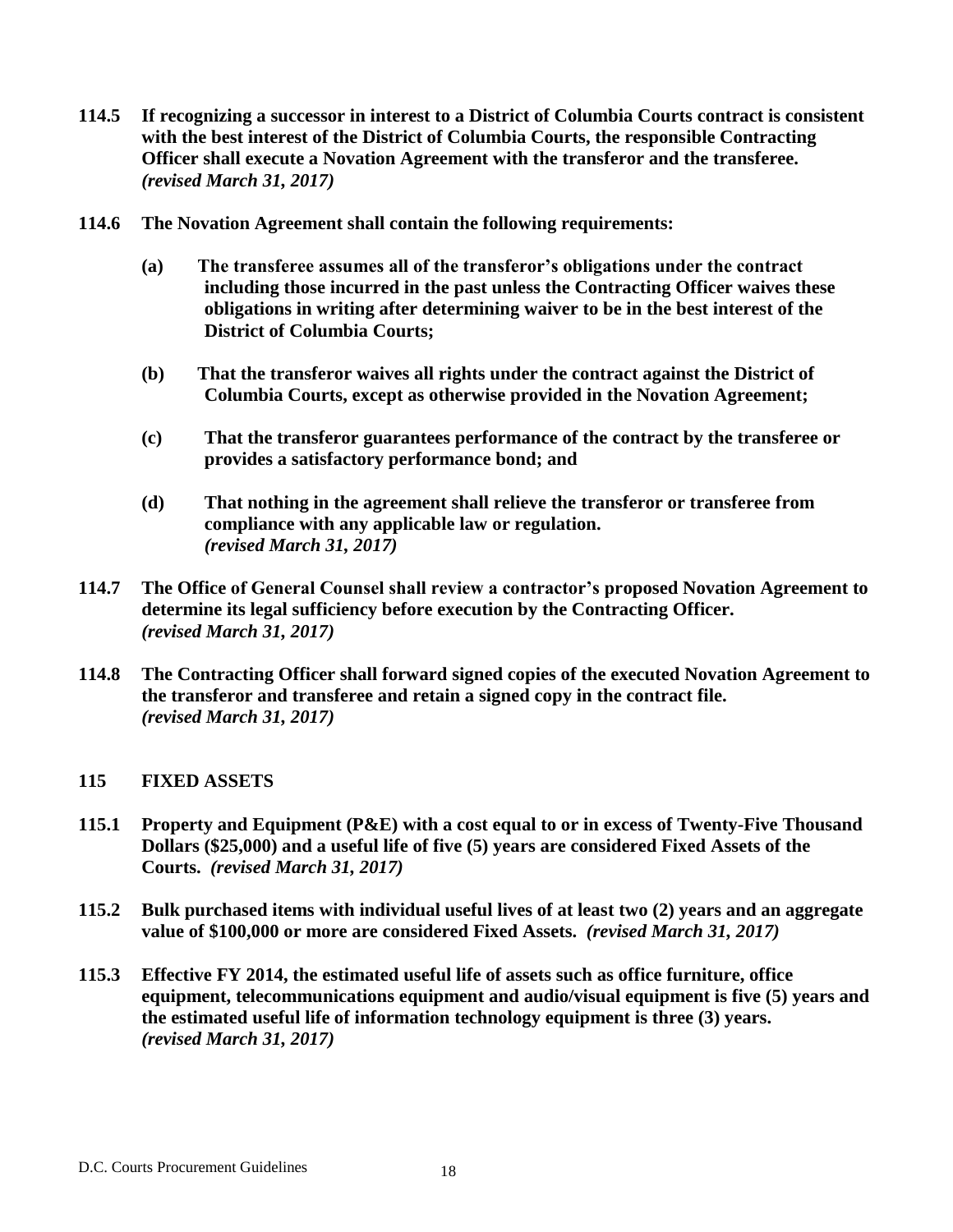**114.5 If recognizing a successor in interest to a District of Columbia Courts contract is consistent with the best interest of the District of Columbia Courts, the responsible Contracting Officer shall execute a Novation Agreement with the transferor and the transferee.** ***(revised March 31, 2017)***

**114.6 The Novation Agreement shall contain the following requirements:**

**(a) The transferee assumes all of the transferor's obligations under the contract including those incurred in the past unless the Contracting Officer waives these obligations in writing after determining waiver to be in the best interest of the District of Columbia Courts;**

**(b) That the transferor waives all rights under the contract against the District of Columbia Courts, except as otherwise provided in the Novation Agreement;**

**(c) That the transferor guarantees performance of the contract by the transferee or provides a satisfactory performance bond; and**

**(d) That nothing in the agreement shall relieve the transferor or transferee from compliance with any applicable law or regulation.** ***(revised March 31, 2017)***

**114.7 The Office of General Counsel shall review a contractor's proposed Novation Agreement to determine its legal sufficiency before execution by the Contracting Officer.** ***(revised March 31, 2017)***

**114.8 The Contracting Officer shall forward signed copies of the executed Novation Agreement to the transferor and transferee and retain a signed copy in the contract file.** ***(revised March 31, 2017)***

## 115 FIXED ASSETS

**115.1 Property and Equipment (P&E) with a cost equal to or in excess of Twenty-Five Thousand Dollars ($25,000) and a useful life of five (5) years are considered Fixed Assets of the Courts.** ***(revised March 31, 2017)***

**115.2 Bulk purchased items with individual useful lives of at least two (2) years and an aggregate value of $100,000 or more are considered Fixed Assets.** ***(revised March 31, 2017)***

**115.3 Effective FY 2014, the estimated useful life of assets such as office furniture, office equipment, telecommunications equipment and audio/visual equipment is five (5) years and the estimated useful life of information technology equipment is three (3) years.** ***(revised March 31, 2017)***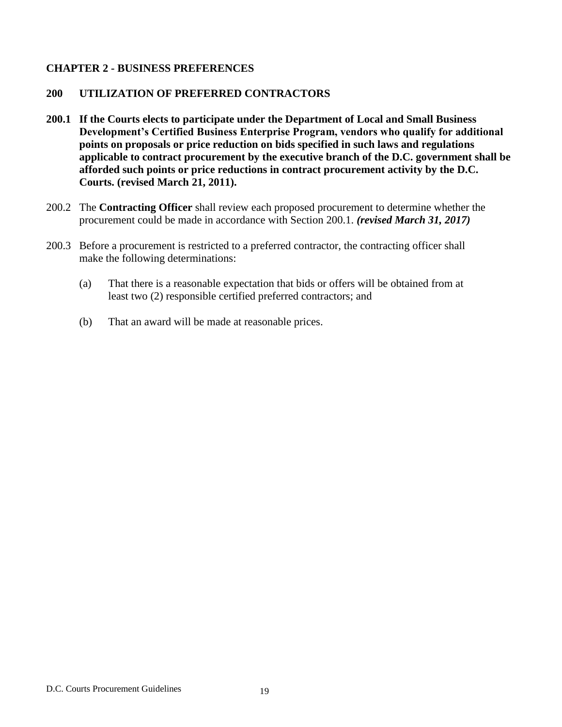# CHAPTER 2 - BUSINESS PREFERENCES

## 200 UTILIZATION OF PREFERRED CONTRACTORS

**200.1 If the Courts elects to participate under the Department of Local and Small Business Development's Certified Business Enterprise Program, vendors who qualify for additional points on proposals or price reduction on bids specified in such laws and regulations applicable to contract procurement by the executive branch of the D.C. government shall be afforded such points or price reductions in contract procurement activity by the D.C. Courts. (revised March 21, 2011).**

200.2 The **Contracting Officer** shall review each proposed procurement to determine whether the procurement could be made in accordance with Section 200.1. ***(revised March 31, 2017)***

200.3 Before a procurement is restricted to a preferred contractor, the contracting officer shall make the following determinations:

(a) That there is a reasonable expectation that bids or offers will be obtained from at least two (2) responsible certified preferred contractors; and

(b) That an award will be made at reasonable prices.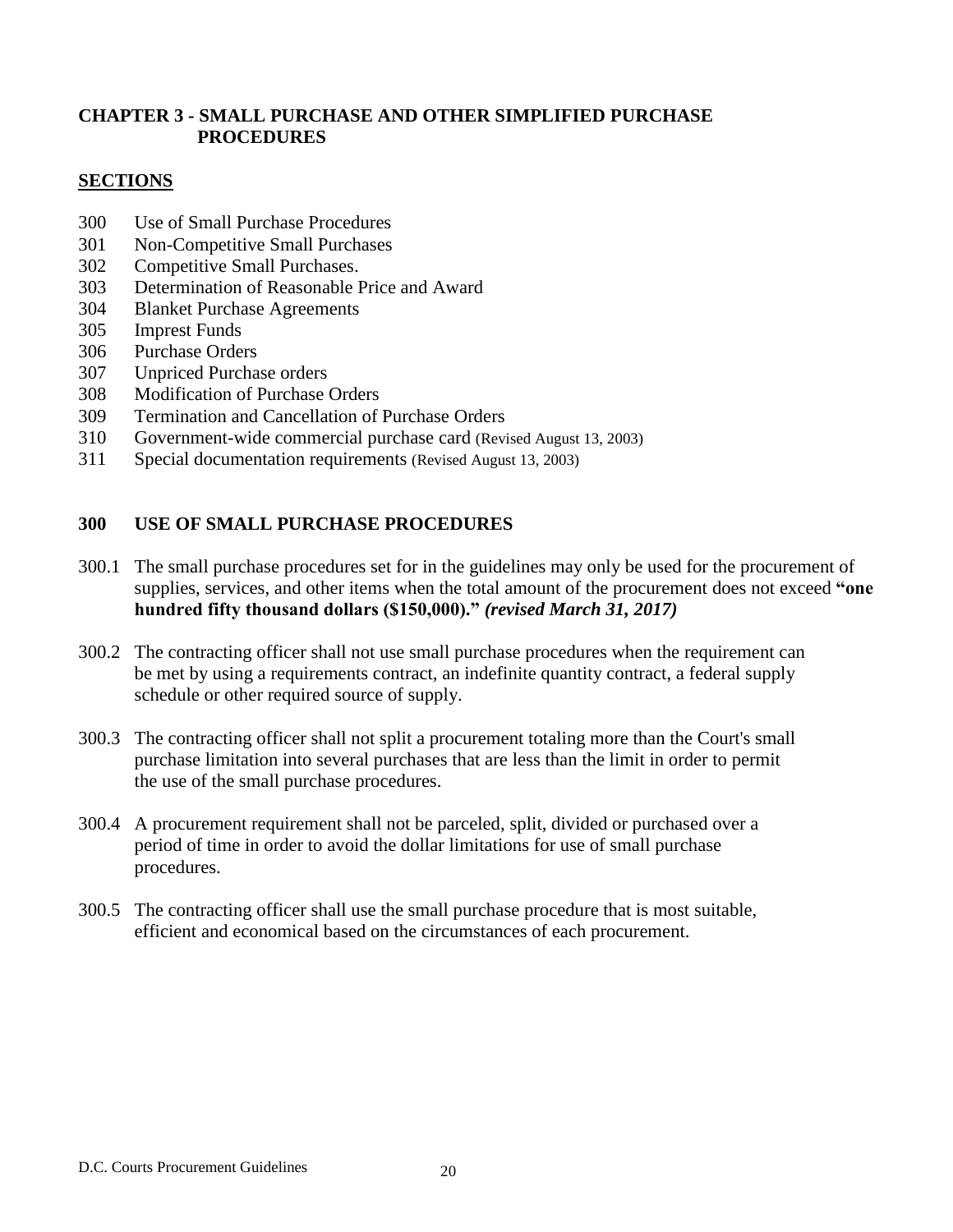## CHAPTER 3 - SMALL PURCHASE AND OTHER SIMPLIFIED PURCHASE PROCEDURES

### SECTIONS

300 Use of Small Purchase Procedures
301 Non-Competitive Small Purchases
302 Competitive Small Purchases.
303 Determination of Reasonable Price and Award
304 Blanket Purchase Agreements
305 Imprest Funds
306 Purchase Orders
307 Unpriced Purchase orders
308 Modification of Purchase Orders
309 Termination and Cancellation of Purchase Orders
310 Government-wide commercial purchase card (Revised August 13, 2003)
311 Special documentation requirements (Revised August 13, 2003)

### 300 USE OF SMALL PURCHASE PROCEDURES

300.1 The small purchase procedures set for in the guidelines may only be used for the procurement of supplies, services, and other items when the total amount of the procurement does not exceed **"one hundred fifty thousand dollars ($150,000)."** ***(revised March 31, 2017)***

300.2 The contracting officer shall not use small purchase procedures when the requirement can be met by using a requirements contract, an indefinite quantity contract, a federal supply schedule or other required source of supply.

300.3 The contracting officer shall not split a procurement totaling more than the Court's small purchase limitation into several purchases that are less than the limit in order to permit the use of the small purchase procedures.

300.4 A procurement requirement shall not be parceled, split, divided or purchased over a period of time in order to avoid the dollar limitations for use of small purchase procedures.

300.5 The contracting officer shall use the small purchase procedure that is most suitable, efficient and economical based on the circumstances of each procurement.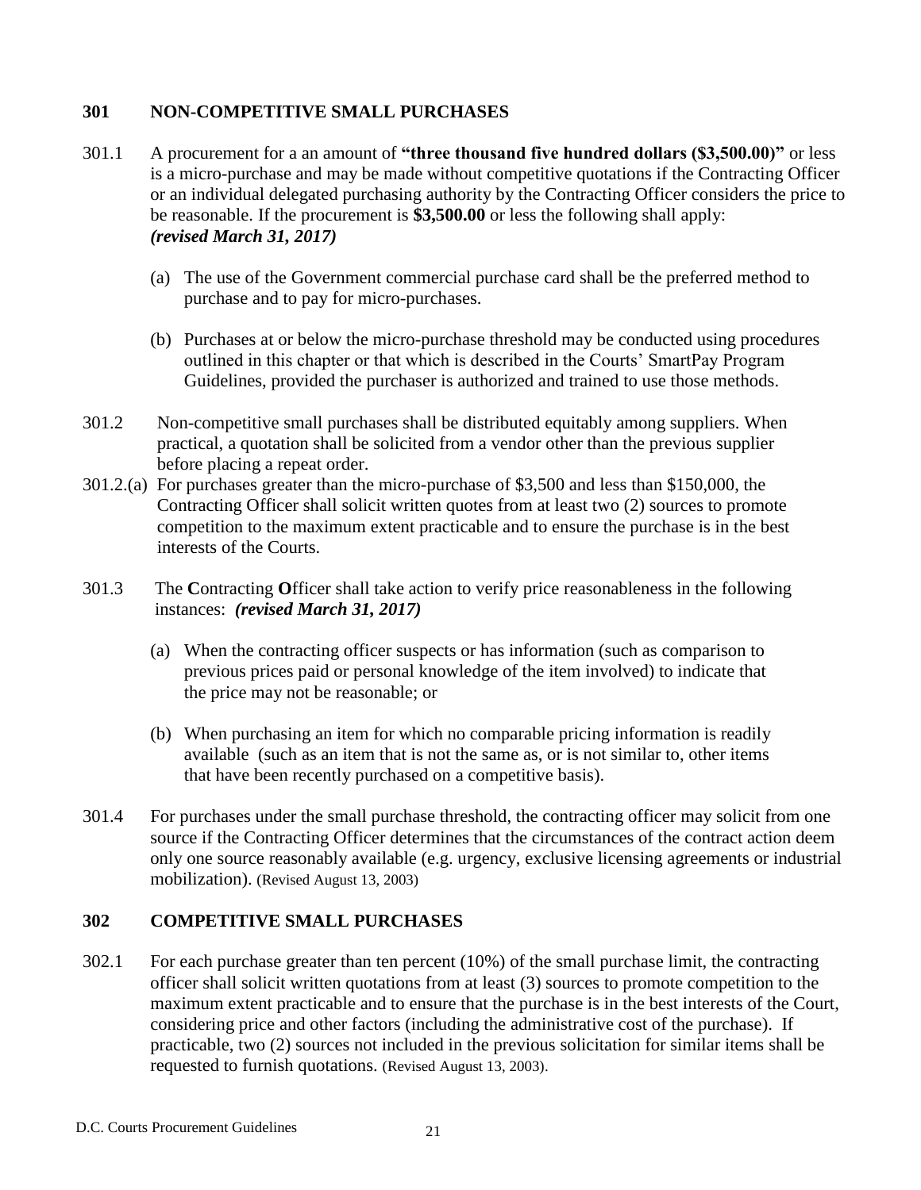## 301 NON-COMPETITIVE SMALL PURCHASES

301.1 A procurement for a an amount of **"three thousand five hundred dollars ($3,500.00)"** or less is a micro-purchase and may be made without competitive quotations if the Contracting Officer or an individual delegated purchasing authority by the Contracting Officer considers the price to be reasonable. If the procurement is **$3,500.00** or less the following shall apply: ***(revised March 31, 2017)***

(a) The use of the Government commercial purchase card shall be the preferred method to purchase and to pay for micro-purchases.

(b) Purchases at or below the micro-purchase threshold may be conducted using procedures outlined in this chapter or that which is described in the Courts' SmartPay Program Guidelines, provided the purchaser is authorized and trained to use those methods.

301.2 Non-competitive small purchases shall be distributed equitably among suppliers. When practical, a quotation shall be solicited from a vendor other than the previous supplier before placing a repeat order.

301.2.(a) For purchases greater than the micro-purchase of $3,500 and less than $150,000, the Contracting Officer shall solicit written quotes from at least two (2) sources to promote competition to the maximum extent practicable and to ensure the purchase is in the best interests of the Courts.

301.3 The **C**ontracting **O**fficer shall take action to verify price reasonableness in the following instances: ***(revised March 31, 2017)***

(a) When the contracting officer suspects or has information (such as comparison to previous prices paid or personal knowledge of the item involved) to indicate that the price may not be reasonable; or

(b) When purchasing an item for which no comparable pricing information is readily available (such as an item that is not the same as, or is not similar to, other items that have been recently purchased on a competitive basis).

301.4 For purchases under the small purchase threshold, the contracting officer may solicit from one source if the Contracting Officer determines that the circumstances of the contract action deem only one source reasonably available (e.g. urgency, exclusive licensing agreements or industrial mobilization). (Revised August 13, 2003)

## 302 COMPETITIVE SMALL PURCHASES

302.1 For each purchase greater than ten percent (10%) of the small purchase limit, the contracting officer shall solicit written quotations from at least (3) sources to promote competition to the maximum extent practicable and to ensure that the purchase is in the best interests of the Court, considering price and other factors (including the administrative cost of the purchase). If practicable, two (2) sources not included in the previous solicitation for similar items shall be requested to furnish quotations. (Revised August 13, 2003).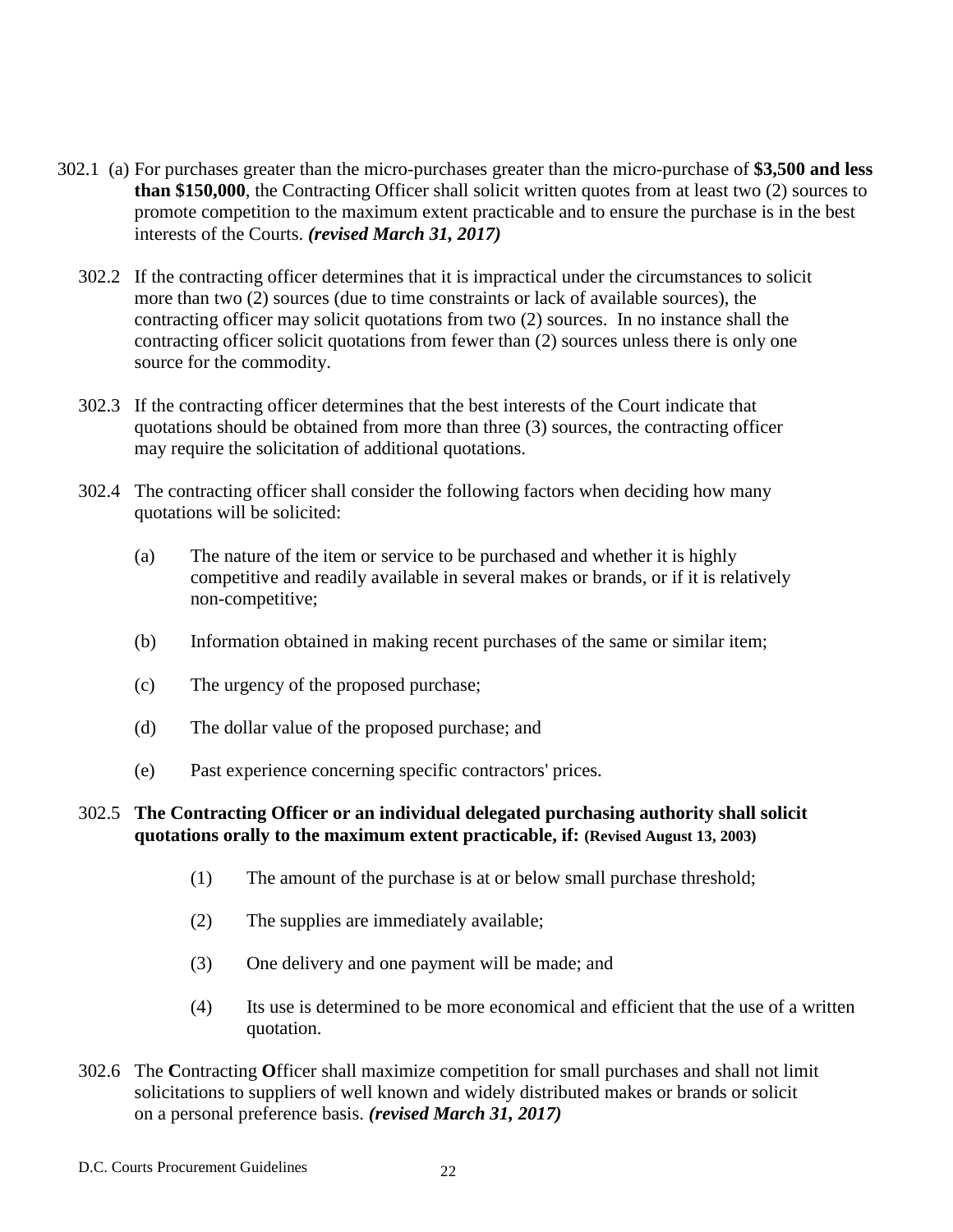302.1 (a) For purchases greater than the micro-purchases greater than the micro-purchase of **$3,500 and less than $150,000**, the Contracting Officer shall solicit written quotes from at least two (2) sources to promote competition to the maximum extent practicable and to ensure the purchase is in the best interests of the Courts. ***(revised March 31, 2017)***

302.2 If the contracting officer determines that it is impractical under the circumstances to solicit more than two (2) sources (due to time constraints or lack of available sources), the contracting officer may solicit quotations from two (2) sources. In no instance shall the contracting officer solicit quotations from fewer than (2) sources unless there is only one source for the commodity.

302.3 If the contracting officer determines that the best interests of the Court indicate that quotations should be obtained from more than three (3) sources, the contracting officer may require the solicitation of additional quotations.

302.4 The contracting officer shall consider the following factors when deciding how many quotations will be solicited:

(a) The nature of the item or service to be purchased and whether it is highly competitive and readily available in several makes or brands, or if it is relatively non-competitive;

(b) Information obtained in making recent purchases of the same or similar item;

(c) The urgency of the proposed purchase;

(d) The dollar value of the proposed purchase; and

(e) Past experience concerning specific contractors' prices.

302.5 **The Contracting Officer or an individual delegated purchasing authority shall solicit quotations orally to the maximum extent practicable, if: (Revised August 13, 2003)**

(1) The amount of the purchase is at or below small purchase threshold;

(2) The supplies are immediately available;

(3) One delivery and one payment will be made; and

(4) Its use is determined to be more economical and efficient that the use of a written quotation.

302.6 The **C**ontracting **O**fficer shall maximize competition for small purchases and shall not limit solicitations to suppliers of well known and widely distributed makes or brands or solicit on a personal preference basis. ***(revised March 31, 2017)***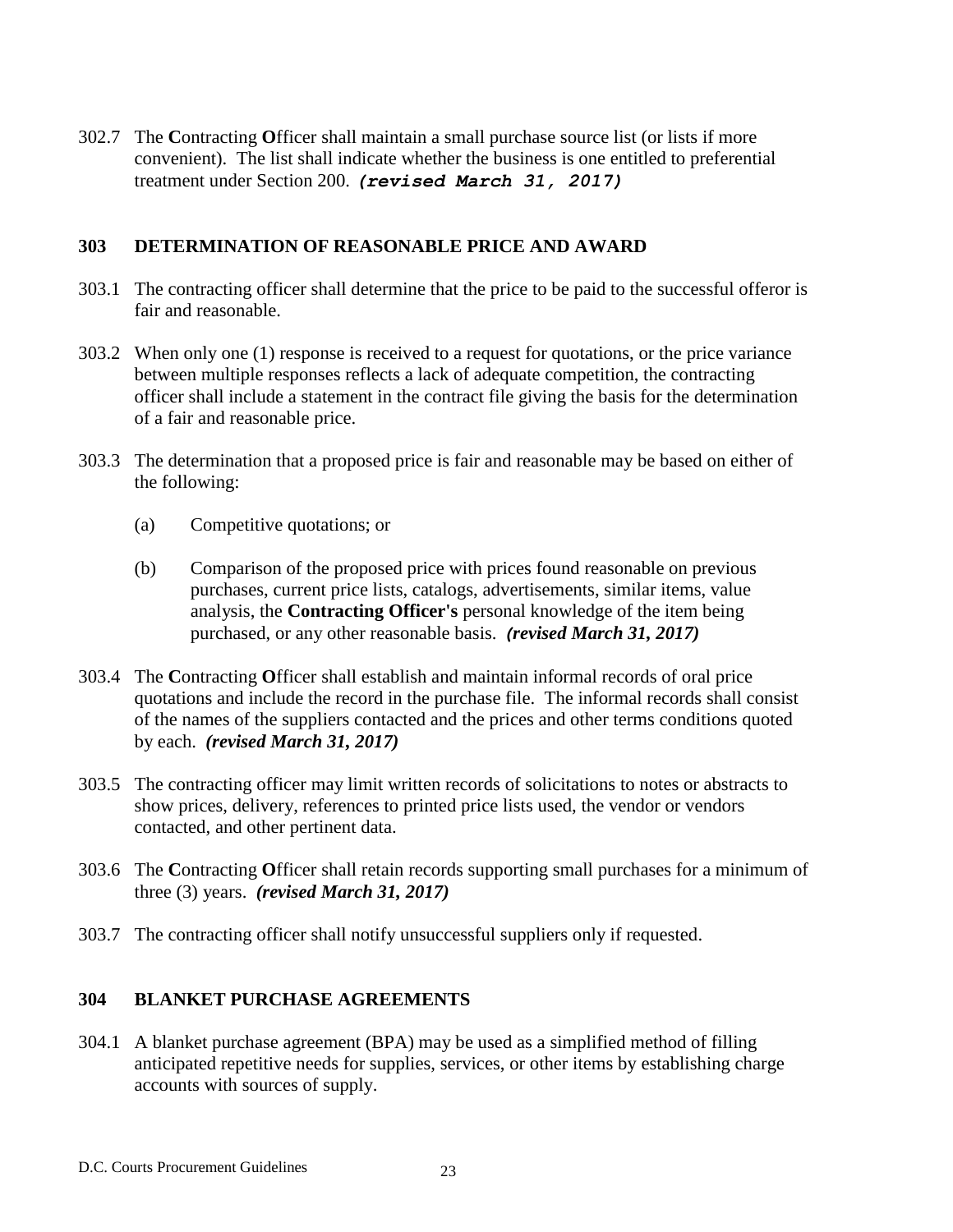302.7 The **C**ontracting **O**fficer shall maintain a small purchase source list (or lists if more convenient). The list shall indicate whether the business is one entitled to preferential treatment under Section 200. ***(revised March 31, 2017)***

## 303 DETERMINATION OF REASONABLE PRICE AND AWARD

303.1 The contracting officer shall determine that the price to be paid to the successful offeror is fair and reasonable.

303.2 When only one (1) response is received to a request for quotations, or the price variance between multiple responses reflects a lack of adequate competition, the contracting officer shall include a statement in the contract file giving the basis for the determination of a fair and reasonable price.

303.3 The determination that a proposed price is fair and reasonable may be based on either of the following:

(a) Competitive quotations; or

(b) Comparison of the proposed price with prices found reasonable on previous purchases, current price lists, catalogs, advertisements, similar items, value analysis, the **Contracting Officer's** personal knowledge of the item being purchased, or any other reasonable basis. ***(revised March 31, 2017)***

303.4 The **C**ontracting **O**fficer shall establish and maintain informal records of oral price quotations and include the record in the purchase file. The informal records shall consist of the names of the suppliers contacted and the prices and other terms conditions quoted by each. ***(revised March 31, 2017)***

303.5 The contracting officer may limit written records of solicitations to notes or abstracts to show prices, delivery, references to printed price lists used, the vendor or vendors contacted, and other pertinent data.

303.6 The **C**ontracting **O**fficer shall retain records supporting small purchases for a minimum of three (3) years. ***(revised March 31, 2017)***

303.7 The contracting officer shall notify unsuccessful suppliers only if requested.

## 304 BLANKET PURCHASE AGREEMENTS

304.1 A blanket purchase agreement (BPA) may be used as a simplified method of filling anticipated repetitive needs for supplies, services, or other items by establishing charge accounts with sources of supply.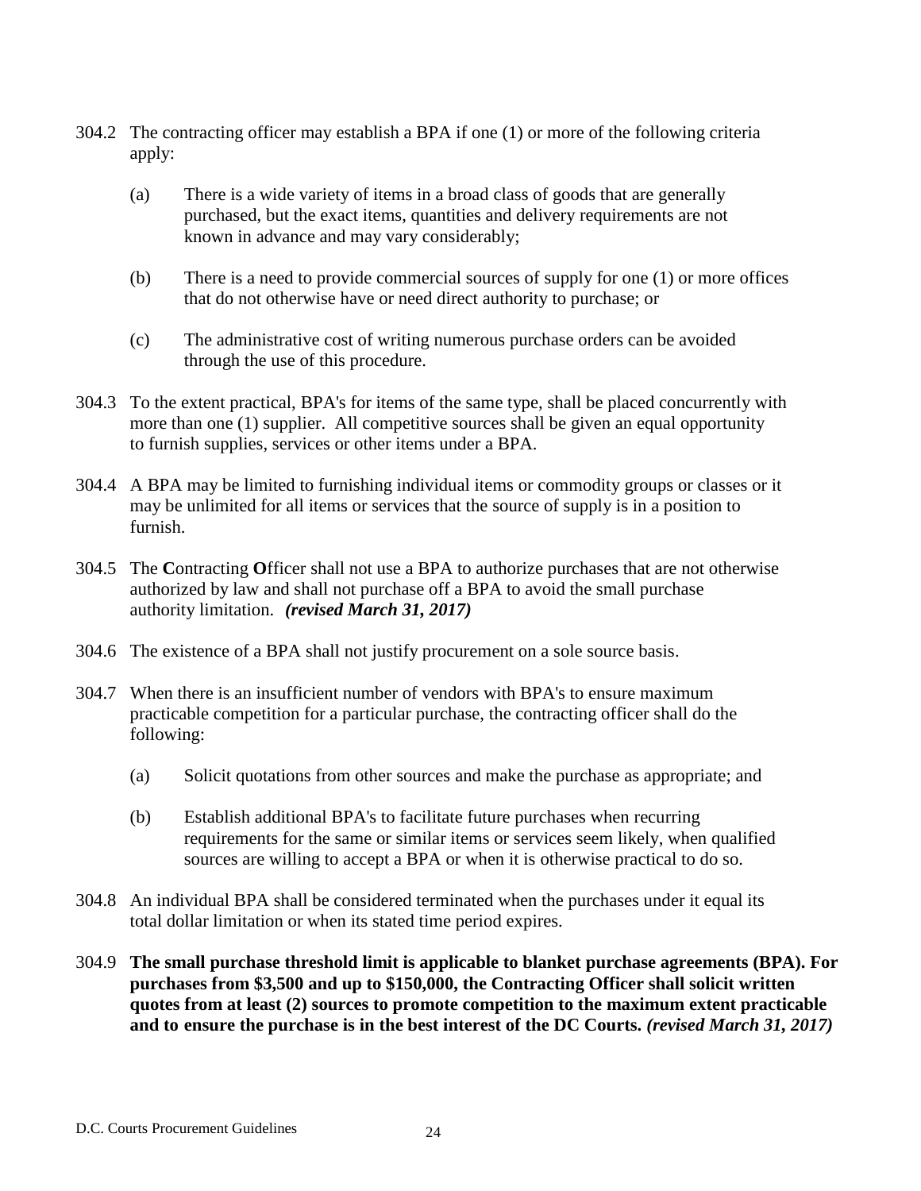304.2 The contracting officer may establish a BPA if one (1) or more of the following criteria apply:

(a) There is a wide variety of items in a broad class of goods that are generally purchased, but the exact items, quantities and delivery requirements are not known in advance and may vary considerably;

(b) There is a need to provide commercial sources of supply for one (1) or more offices that do not otherwise have or need direct authority to purchase; or

(c) The administrative cost of writing numerous purchase orders can be avoided through the use of this procedure.

304.3 To the extent practical, BPA's for items of the same type, shall be placed concurrently with more than one (1) supplier. All competitive sources shall be given an equal opportunity to furnish supplies, services or other items under a BPA.

304.4 A BPA may be limited to furnishing individual items or commodity groups or classes or it may be unlimited for all items or services that the source of supply is in a position to furnish.

304.5 The **C**ontracting **O**fficer shall not use a BPA to authorize purchases that are not otherwise authorized by law and shall not purchase off a BPA to avoid the small purchase authority limitation. ***(revised March 31, 2017)***

304.6 The existence of a BPA shall not justify procurement on a sole source basis.

304.7 When there is an insufficient number of vendors with BPA's to ensure maximum practicable competition for a particular purchase, the contracting officer shall do the following:

(a) Solicit quotations from other sources and make the purchase as appropriate; and

(b) Establish additional BPA's to facilitate future purchases when recurring requirements for the same or similar items or services seem likely, when qualified sources are willing to accept a BPA or when it is otherwise practical to do so.

304.8 An individual BPA shall be considered terminated when the purchases under it equal its total dollar limitation or when its stated time period expires.

304.9 **The small purchase threshold limit is applicable to blanket purchase agreements (BPA). For purchases from $3,500 and up to $150,000, the Contracting Officer shall solicit written quotes from at least (2) sources to promote competition to the maximum extent practicable and to ensure the purchase is in the best interest of the DC Courts.** ***(revised March 31, 2017)***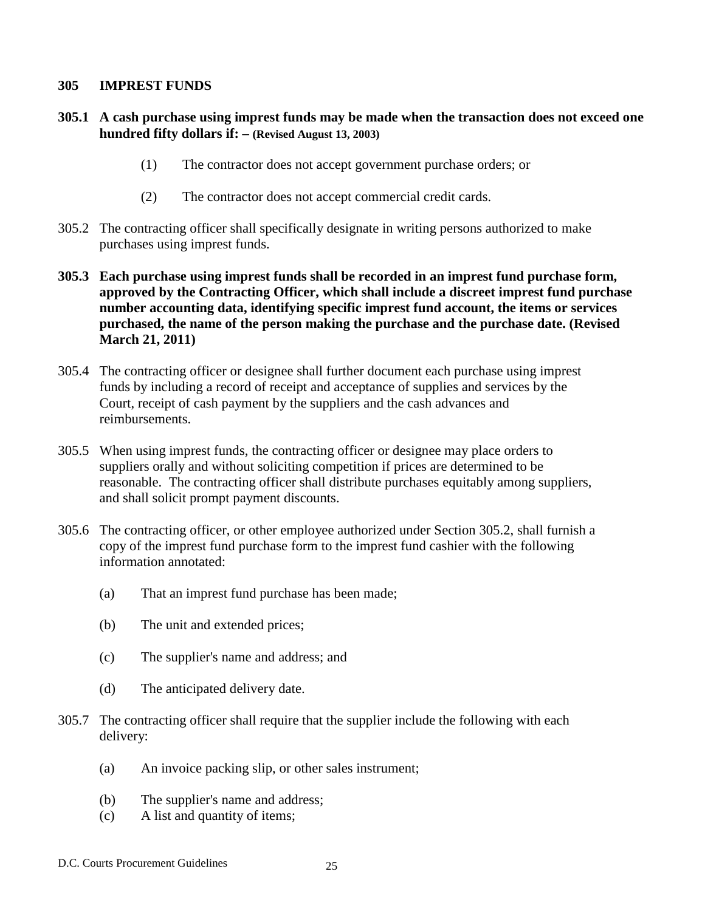## 305 IMPREST FUNDS

**305.1 A cash purchase using imprest funds may be made when the transaction does not exceed one hundred fifty dollars if: – (Revised August 13, 2003)**

(1) The contractor does not accept government purchase orders; or

(2) The contractor does not accept commercial credit cards.

305.2 The contracting officer shall specifically designate in writing persons authorized to make purchases using imprest funds.

**305.3 Each purchase using imprest funds shall be recorded in an imprest fund purchase form, approved by the Contracting Officer, which shall include a discreet imprest fund purchase number accounting data, identifying specific imprest fund account, the items or services purchased, the name of the person making the purchase and the purchase date. (Revised March 21, 2011)**

305.4 The contracting officer or designee shall further document each purchase using imprest funds by including a record of receipt and acceptance of supplies and services by the Court, receipt of cash payment by the suppliers and the cash advances and reimbursements.

305.5 When using imprest funds, the contracting officer or designee may place orders to suppliers orally and without soliciting competition if prices are determined to be reasonable. The contracting officer shall distribute purchases equitably among suppliers, and shall solicit prompt payment discounts.

305.6 The contracting officer, or other employee authorized under Section 305.2, shall furnish a copy of the imprest fund purchase form to the imprest fund cashier with the following information annotated:

(a) That an imprest fund purchase has been made;

(b) The unit and extended prices;

(c) The supplier's name and address; and

(d) The anticipated delivery date.

305.7 The contracting officer shall require that the supplier include the following with each delivery:

(a) An invoice packing slip, or other sales instrument;

(b) The supplier's name and address;

(c) A list and quantity of items;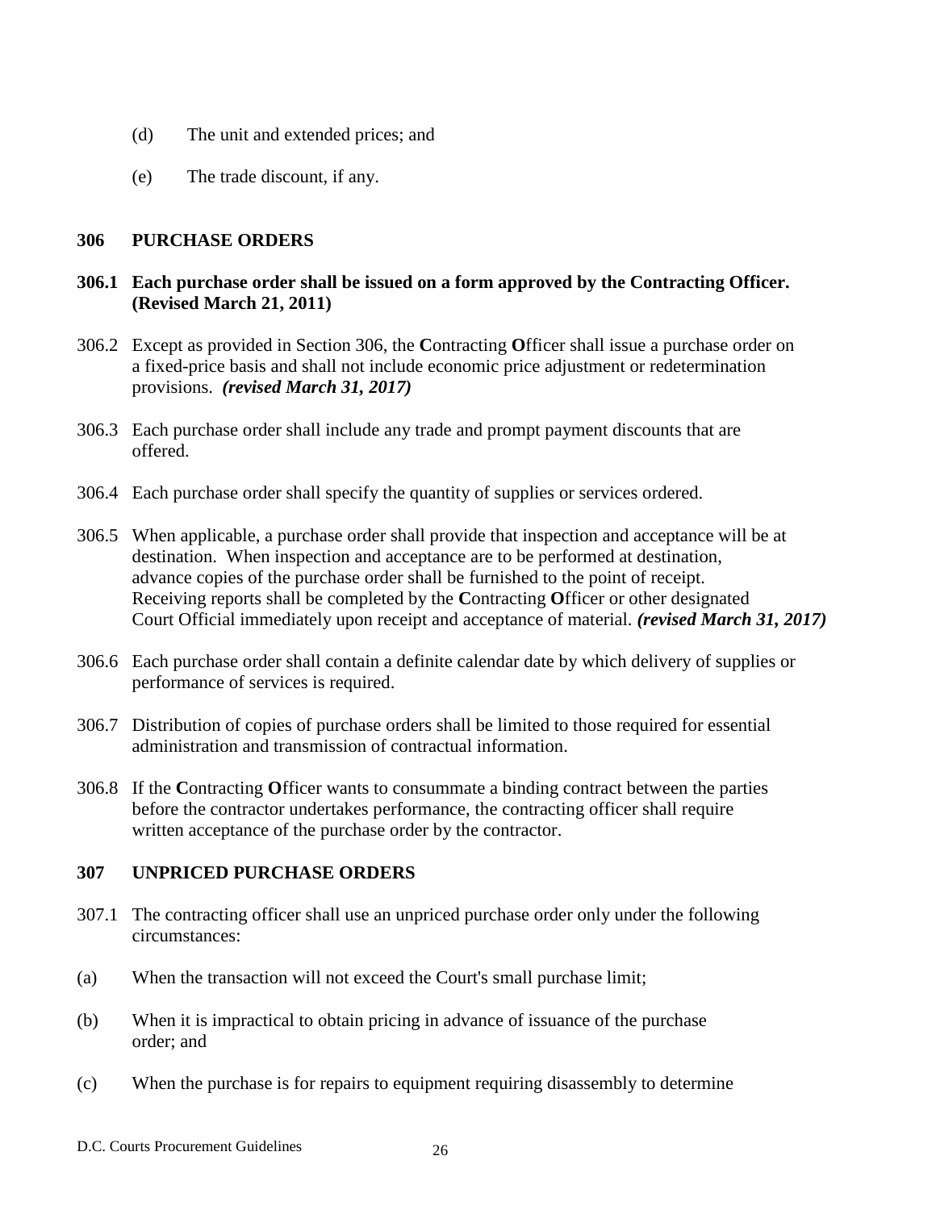(d) The unit and extended prices; and

(e) The trade discount, if any.

## 306 PURCHASE ORDERS

**306.1 Each purchase order shall be issued on a form approved by the Contracting Officer. (Revised March 21, 2011)**

306.2 Except as provided in Section 306, the **C**ontracting **O**fficer shall issue a purchase order on a fixed-price basis and shall not include economic price adjustment or redetermination provisions. ***(revised March 31, 2017)***

306.3 Each purchase order shall include any trade and prompt payment discounts that are offered.

306.4 Each purchase order shall specify the quantity of supplies or services ordered.

306.5 When applicable, a purchase order shall provide that inspection and acceptance will be at destination. When inspection and acceptance are to be performed at destination, advance copies of the purchase order shall be furnished to the point of receipt. Receiving reports shall be completed by the **C**ontracting **O**fficer or other designated Court Official immediately upon receipt and acceptance of material. ***(revised March 31, 2017)***

306.6 Each purchase order shall contain a definite calendar date by which delivery of supplies or performance of services is required.

306.7 Distribution of copies of purchase orders shall be limited to those required for essential administration and transmission of contractual information.

306.8 If the **C**ontracting **O**fficer wants to consummate a binding contract between the parties before the contractor undertakes performance, the contracting officer shall require written acceptance of the purchase order by the contractor.

## 307 UNPRICED PURCHASE ORDERS

307.1 The contracting officer shall use an unpriced purchase order only under the following circumstances:

(a) When the transaction will not exceed the Court's small purchase limit;

(b) When it is impractical to obtain pricing in advance of issuance of the purchase order; and

(c) When the purchase is for repairs to equipment requiring disassembly to determine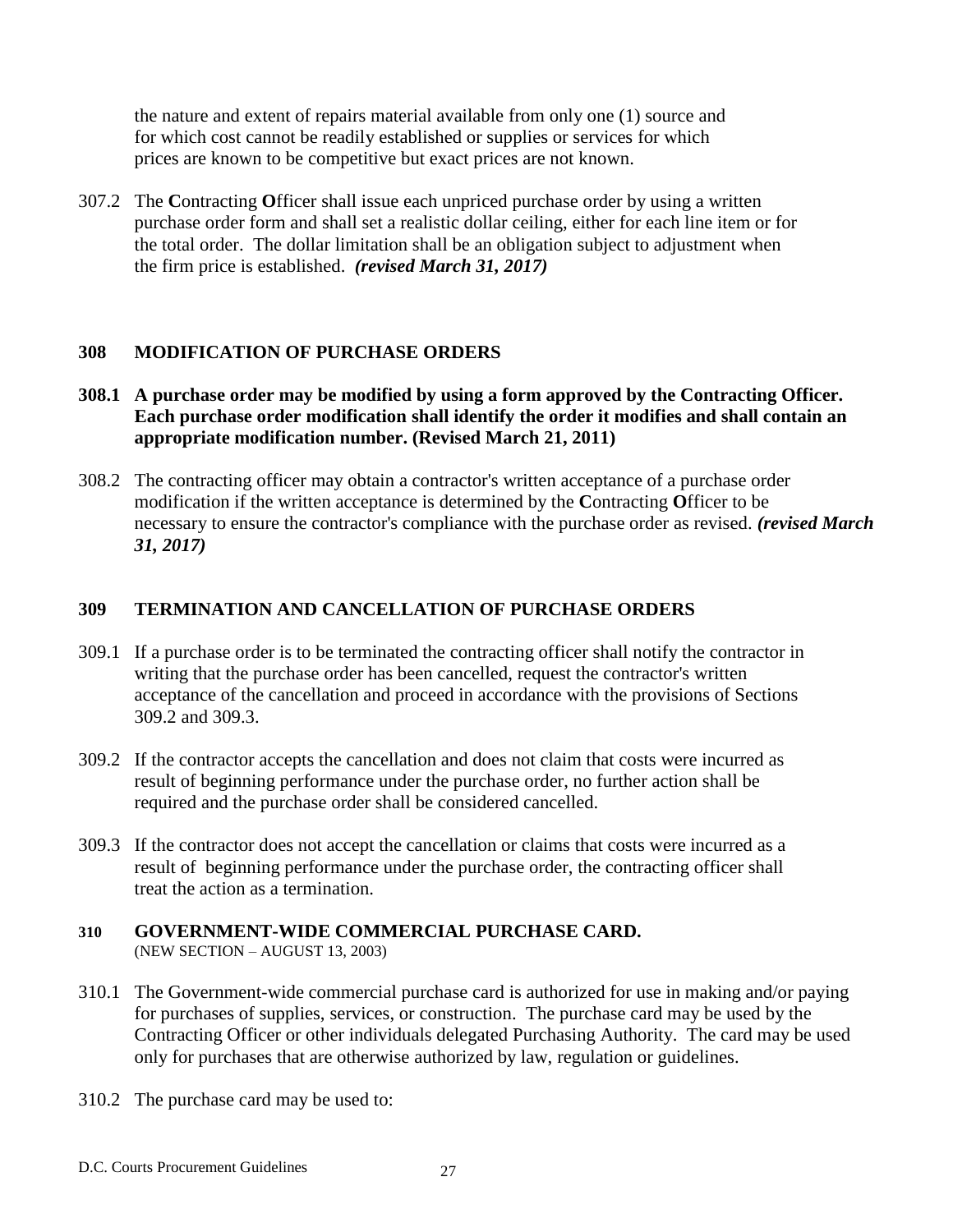the nature and extent of repairs material available from only one (1) source and for which cost cannot be readily established or supplies or services for which prices are known to be competitive but exact prices are not known.

307.2 The **C**ontracting **O**fficer shall issue each unpriced purchase order by using a written purchase order form and shall set a realistic dollar ceiling, either for each line item or for the total order. The dollar limitation shall be an obligation subject to adjustment when the firm price is established. ***(revised March 31, 2017)***

## 308 MODIFICATION OF PURCHASE ORDERS

**308.1 A purchase order may be modified by using a form approved by the Contracting Officer. Each purchase order modification shall identify the order it modifies and shall contain an appropriate modification number. (Revised March 21, 2011)**

308.2 The contracting officer may obtain a contractor's written acceptance of a purchase order modification if the written acceptance is determined by the **C**ontracting **O**fficer to be necessary to ensure the contractor's compliance with the purchase order as revised. ***(revised March 31, 2017)***

## 309 TERMINATION AND CANCELLATION OF PURCHASE ORDERS

309.1 If a purchase order is to be terminated the contracting officer shall notify the contractor in writing that the purchase order has been cancelled, request the contractor's written acceptance of the cancellation and proceed in accordance with the provisions of Sections 309.2 and 309.3.

309.2 If the contractor accepts the cancellation and does not claim that costs were incurred as result of beginning performance under the purchase order, no further action shall be required and the purchase order shall be considered cancelled.

309.3 If the contractor does not accept the cancellation or claims that costs were incurred as a result of beginning performance under the purchase order, the contracting officer shall treat the action as a termination.

## 310 GOVERNMENT-WIDE COMMERCIAL PURCHASE CARD.

(NEW SECTION – AUGUST 13, 2003)

310.1 The Government-wide commercial purchase card is authorized for use in making and/or paying for purchases of supplies, services, or construction. The purchase card may be used by the Contracting Officer or other individuals delegated Purchasing Authority. The card may be used only for purchases that are otherwise authorized by law, regulation or guidelines.

310.2 The purchase card may be used to: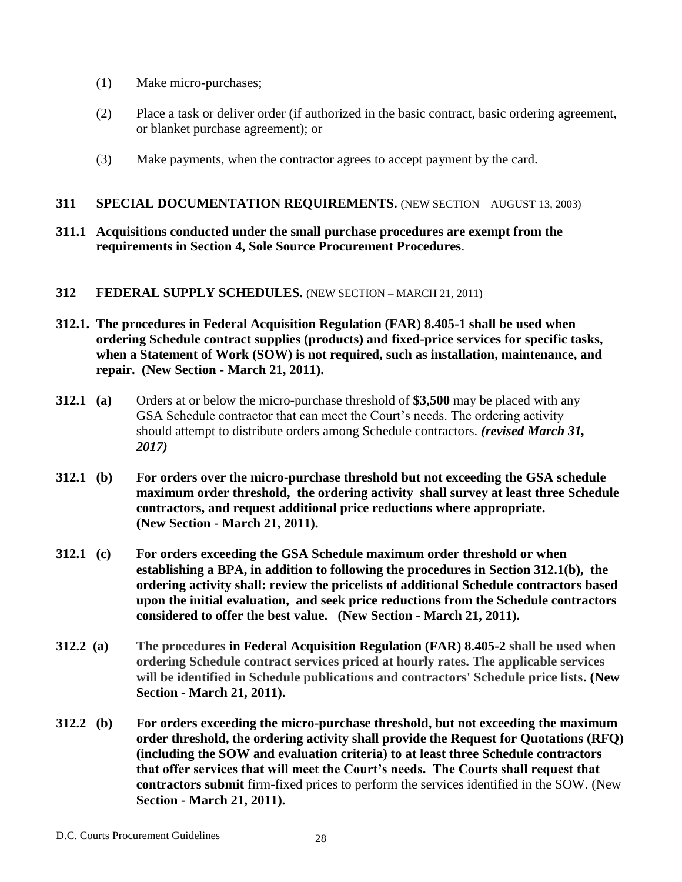(1) Make micro-purchases;

(2) Place a task or deliver order (if authorized in the basic contract, basic ordering agreement, or blanket purchase agreement); or

(3) Make payments, when the contractor agrees to accept payment by the card.

## 311 SPECIAL DOCUMENTATION REQUIREMENTS. (NEW SECTION – AUGUST 13, 2003)

**311.1 Acquisitions conducted under the small purchase procedures are exempt from the requirements in Section 4, Sole Source Procurement Procedures**.

## 312 FEDERAL SUPPLY SCHEDULES. (NEW SECTION – MARCH 21, 2011)

**312.1. The procedures in Federal Acquisition Regulation (FAR) 8.405-1 shall be used when ordering Schedule contract supplies (products) and fixed-price services for specific tasks, when a Statement of Work (SOW) is not required, such as installation, maintenance, and repair. (New Section - March 21, 2011).**

**312.1 (a)** Orders at or below the micro-purchase threshold of **$3,500** may be placed with any GSA Schedule contractor that can meet the Court's needs. The ordering activity should attempt to distribute orders among Schedule contractors. ***(revised March 31, 2017)***

**312.1 (b) For orders over the micro-purchase threshold but not exceeding the GSA schedule maximum order threshold, the ordering activity shall survey at least three Schedule contractors, and request additional price reductions where appropriate. (New Section - March 21, 2011).**

**312.1 (c) For orders exceeding the GSA Schedule maximum order threshold or when establishing a BPA, in addition to following the procedures in Section 312.1(b), the ordering activity shall: review the pricelists of additional Schedule contractors based upon the initial evaluation, and seek price reductions from the Schedule contractors considered to offer the best value. (New Section - March 21, 2011).**

**312.2 (a) The procedures in Federal Acquisition Regulation (FAR) 8.405-2 shall be used when ordering Schedule contract services priced at hourly rates. The applicable services will be identified in Schedule publications and contractors' Schedule price lists. (New Section - March 21, 2011).**

**312.2 (b) For orders exceeding the micro-purchase threshold, but not exceeding the maximum order threshold, the ordering activity shall provide the Request for Quotations (RFQ) (including the SOW and evaluation criteria) to at least three Schedule contractors that offer services that will meet the Court's needs. The Courts shall request that contractors submit** firm-fixed prices to perform the services identified in the SOW. (New **Section - March 21, 2011).**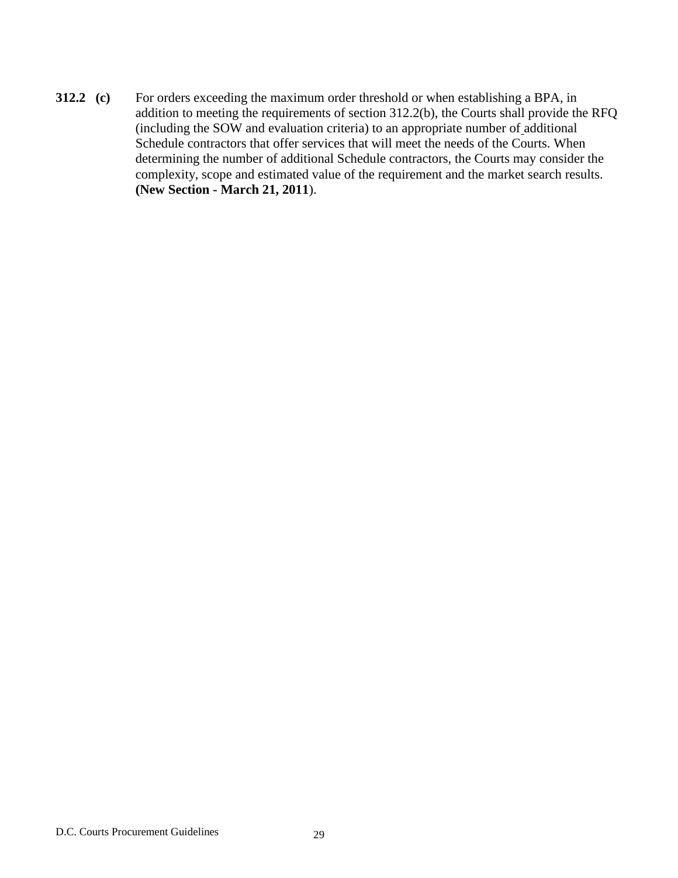**312.2 (c)** For orders exceeding the maximum order threshold or when establishing a BPA, in addition to meeting the requirements of section 312.2(b), the Courts shall provide the RFQ (including the SOW and evaluation criteria) to an appropriate number of additional Schedule contractors that offer services that will meet the needs of the Courts. When determining the number of additional Schedule contractors, the Courts may consider the complexity, scope and estimated value of the requirement and the market search results. **(New Section - March 21, 2011**).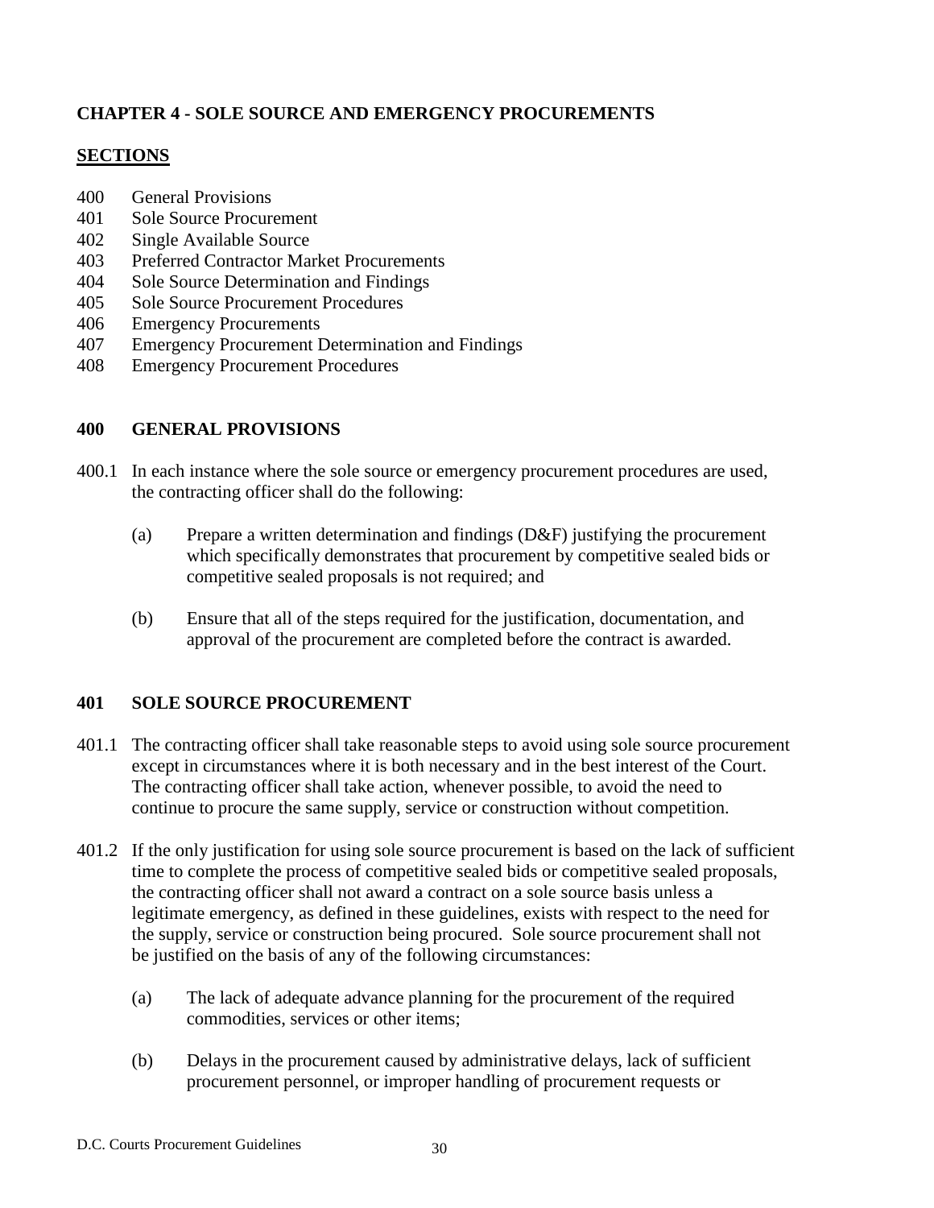## CHAPTER 4 - SOLE SOURCE AND EMERGENCY PROCUREMENTS

**SECTIONS**

400 General Provisions
401 Sole Source Procurement
402 Single Available Source
403 Preferred Contractor Market Procurements
404 Sole Source Determination and Findings
405 Sole Source Procurement Procedures
406 Emergency Procurements
407 Emergency Procurement Determination and Findings
408 Emergency Procurement Procedures

### 400 GENERAL PROVISIONS

400.1 In each instance where the sole source or emergency procurement procedures are used, the contracting officer shall do the following:

(a) Prepare a written determination and findings (D&F) justifying the procurement which specifically demonstrates that procurement by competitive sealed bids or competitive sealed proposals is not required; and

(b) Ensure that all of the steps required for the justification, documentation, and approval of the procurement are completed before the contract is awarded.

### 401 SOLE SOURCE PROCUREMENT

401.1 The contracting officer shall take reasonable steps to avoid using sole source procurement except in circumstances where it is both necessary and in the best interest of the Court. The contracting officer shall take action, whenever possible, to avoid the need to continue to procure the same supply, service or construction without competition.

401.2 If the only justification for using sole source procurement is based on the lack of sufficient time to complete the process of competitive sealed bids or competitive sealed proposals, the contracting officer shall not award a contract on a sole source basis unless a legitimate emergency, as defined in these guidelines, exists with respect to the need for the supply, service or construction being procured. Sole source procurement shall not be justified on the basis of any of the following circumstances:

(a) The lack of adequate advance planning for the procurement of the required commodities, services or other items;

(b) Delays in the procurement caused by administrative delays, lack of sufficient procurement personnel, or improper handling of procurement requests or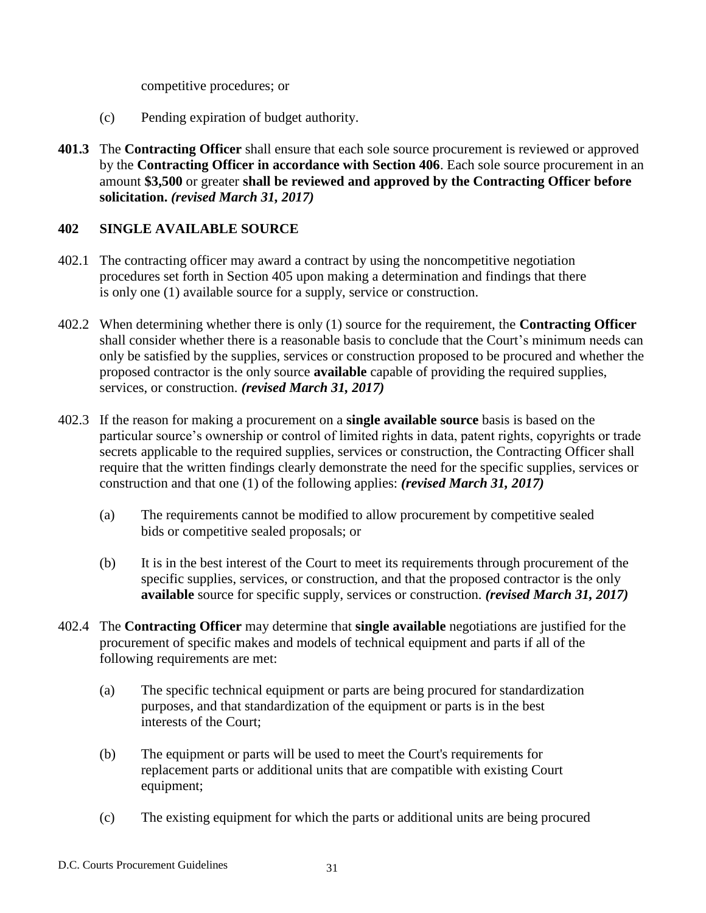competitive procedures; or

(c) Pending expiration of budget authority.

**401.3** The **Contracting Officer** shall ensure that each sole source procurement is reviewed or approved by the **Contracting Officer in accordance with Section 406**. Each sole source procurement in an amount **$3,500** or greater **shall be reviewed and approved by the Contracting Officer before solicitation.** ***(revised March 31, 2017)***

## 402 SINGLE AVAILABLE SOURCE

402.1 The contracting officer may award a contract by using the noncompetitive negotiation procedures set forth in Section 405 upon making a determination and findings that there is only one (1) available source for a supply, service or construction.

402.2 When determining whether there is only (1) source for the requirement, the **Contracting Officer** shall consider whether there is a reasonable basis to conclude that the Court's minimum needs can only be satisfied by the supplies, services or construction proposed to be procured and whether the proposed contractor is the only source **available** capable of providing the required supplies, services, or construction. ***(revised March 31, 2017)***

402.3 If the reason for making a procurement on a **single available source** basis is based on the particular source's ownership or control of limited rights in data, patent rights, copyrights or trade secrets applicable to the required supplies, services or construction, the Contracting Officer shall require that the written findings clearly demonstrate the need for the specific supplies, services or construction and that one (1) of the following applies: ***(revised March 31, 2017)***

(a) The requirements cannot be modified to allow procurement by competitive sealed bids or competitive sealed proposals; or

(b) It is in the best interest of the Court to meet its requirements through procurement of the specific supplies, services, or construction, and that the proposed contractor is the only **available** source for specific supply, services or construction. ***(revised March 31, 2017)***

402.4 The **Contracting Officer** may determine that **single available** negotiations are justified for the procurement of specific makes and models of technical equipment and parts if all of the following requirements are met:

(a) The specific technical equipment or parts are being procured for standardization purposes, and that standardization of the equipment or parts is in the best interests of the Court;

(b) The equipment or parts will be used to meet the Court's requirements for replacement parts or additional units that are compatible with existing Court equipment;

(c) The existing equipment for which the parts or additional units are being procured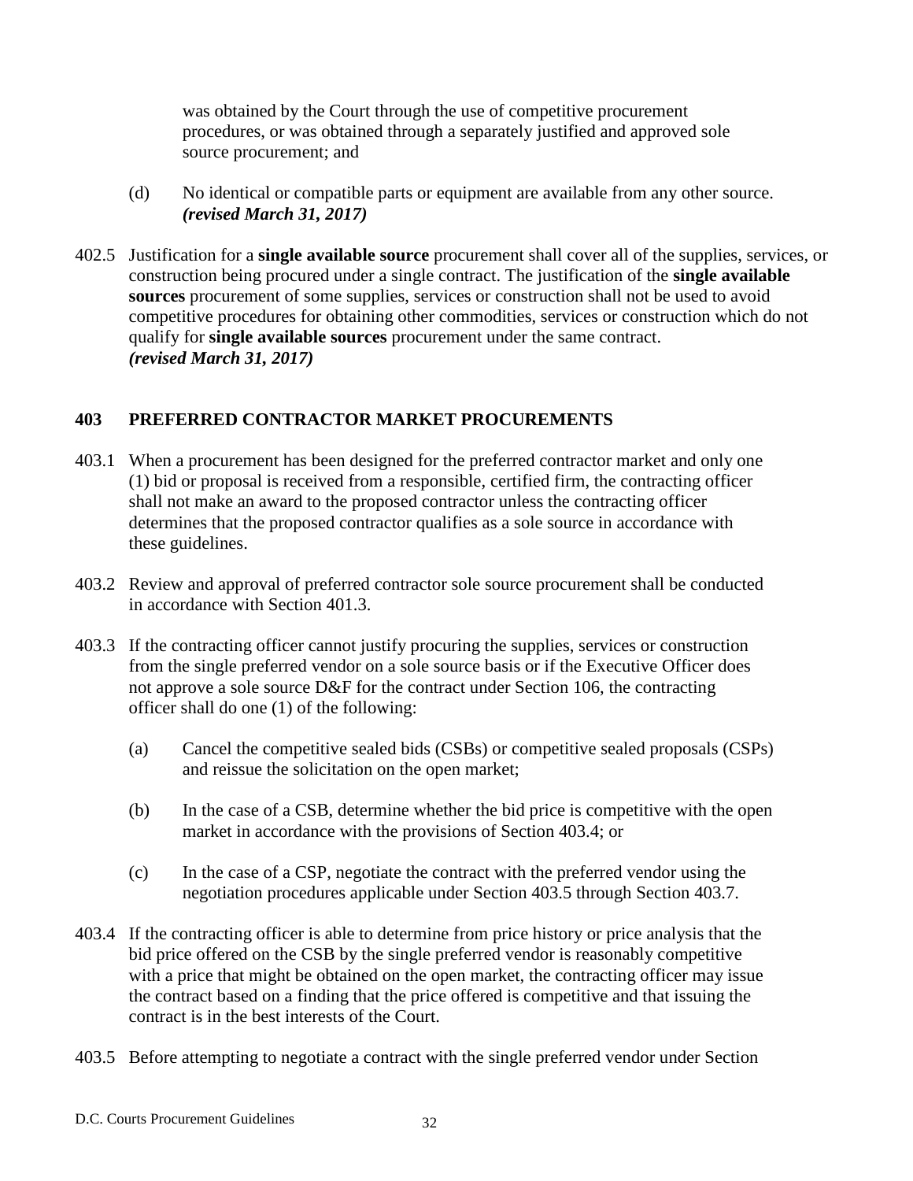was obtained by the Court through the use of competitive procurement procedures, or was obtained through a separately justified and approved sole source procurement; and

(d) No identical or compatible parts or equipment are available from any other source. ***(revised March 31, 2017)***

402.5 Justification for a **single available source** procurement shall cover all of the supplies, services, or construction being procured under a single contract. The justification of the **single available sources** procurement of some supplies, services or construction shall not be used to avoid competitive procedures for obtaining other commodities, services or construction which do not qualify for **single available sources** procurement under the same contract. ***(revised March 31, 2017)***

## 403 PREFERRED CONTRACTOR MARKET PROCUREMENTS

403.1 When a procurement has been designed for the preferred contractor market and only one (1) bid or proposal is received from a responsible, certified firm, the contracting officer shall not make an award to the proposed contractor unless the contracting officer determines that the proposed contractor qualifies as a sole source in accordance with these guidelines.

403.2 Review and approval of preferred contractor sole source procurement shall be conducted in accordance with Section 401.3.

403.3 If the contracting officer cannot justify procuring the supplies, services or construction from the single preferred vendor on a sole source basis or if the Executive Officer does not approve a sole source D&F for the contract under Section 106, the contracting officer shall do one (1) of the following:

(a) Cancel the competitive sealed bids (CSBs) or competitive sealed proposals (CSPs) and reissue the solicitation on the open market;

(b) In the case of a CSB, determine whether the bid price is competitive with the open market in accordance with the provisions of Section 403.4; or

(c) In the case of a CSP, negotiate the contract with the preferred vendor using the negotiation procedures applicable under Section 403.5 through Section 403.7.

403.4 If the contracting officer is able to determine from price history or price analysis that the bid price offered on the CSB by the single preferred vendor is reasonably competitive with a price that might be obtained on the open market, the contracting officer may issue the contract based on a finding that the price offered is competitive and that issuing the contract is in the best interests of the Court.

403.5 Before attempting to negotiate a contract with the single preferred vendor under Section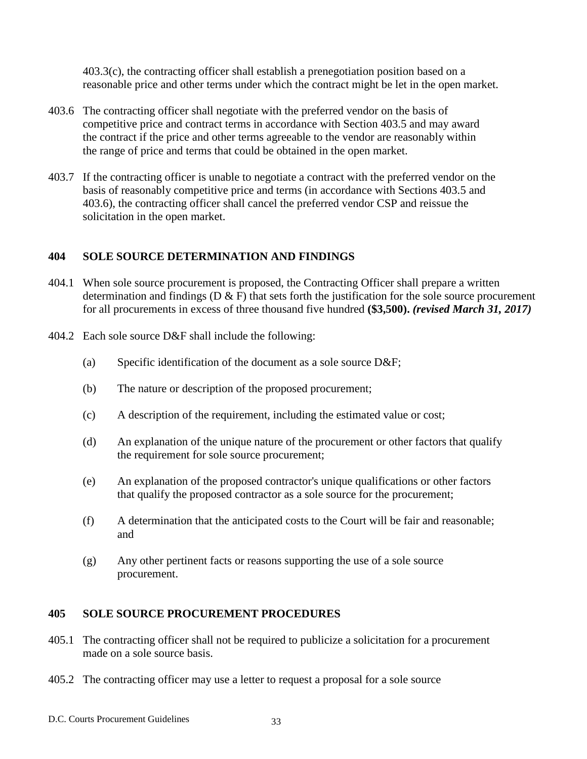403.3(c), the contracting officer shall establish a prenegotiation position based on a reasonable price and other terms under which the contract might be let in the open market.

403.6 The contracting officer shall negotiate with the preferred vendor on the basis of competitive price and contract terms in accordance with Section 403.5 and may award the contract if the price and other terms agreeable to the vendor are reasonably within the range of price and terms that could be obtained in the open market.

403.7 If the contracting officer is unable to negotiate a contract with the preferred vendor on the basis of reasonably competitive price and terms (in accordance with Sections 403.5 and 403.6), the contracting officer shall cancel the preferred vendor CSP and reissue the solicitation in the open market.

## 404 SOLE SOURCE DETERMINATION AND FINDINGS

404.1 When sole source procurement is proposed, the Contracting Officer shall prepare a written determination and findings (D & F) that sets forth the justification for the sole source procurement for all procurements in excess of three thousand five hundred **($3,500).** ***(revised March 31, 2017)***

404.2 Each sole source D&F shall include the following:

(a) Specific identification of the document as a sole source D&F;

(b) The nature or description of the proposed procurement;

(c) A description of the requirement, including the estimated value or cost;

(d) An explanation of the unique nature of the procurement or other factors that qualify the requirement for sole source procurement;

(e) An explanation of the proposed contractor's unique qualifications or other factors that qualify the proposed contractor as a sole source for the procurement;

(f) A determination that the anticipated costs to the Court will be fair and reasonable; and

(g) Any other pertinent facts or reasons supporting the use of a sole source procurement.

## 405 SOLE SOURCE PROCUREMENT PROCEDURES

405.1 The contracting officer shall not be required to publicize a solicitation for a procurement made on a sole source basis.

405.2 The contracting officer may use a letter to request a proposal for a sole source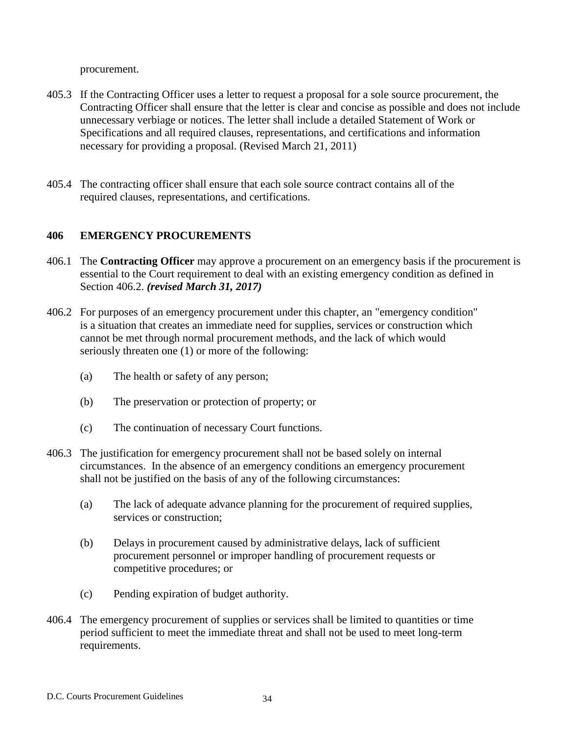procurement.

405.3 If the Contracting Officer uses a letter to request a proposal for a sole source procurement, the Contracting Officer shall ensure that the letter is clear and concise as possible and does not include unnecessary verbiage or notices. The letter shall include a detailed Statement of Work or Specifications and all required clauses, representations, and certifications and information necessary for providing a proposal. (Revised March 21, 2011)

405.4 The contracting officer shall ensure that each sole source contract contains all of the required clauses, representations, and certifications.

## 406 EMERGENCY PROCUREMENTS

406.1 The **Contracting Officer** may approve a procurement on an emergency basis if the procurement is essential to the Court requirement to deal with an existing emergency condition as defined in Section 406.2. ***(revised March 31, 2017)***

406.2 For purposes of an emergency procurement under this chapter, an "emergency condition" is a situation that creates an immediate need for supplies, services or construction which cannot be met through normal procurement methods, and the lack of which would seriously threaten one (1) or more of the following:

(a) The health or safety of any person;

(b) The preservation or protection of property; or

(c) The continuation of necessary Court functions.

406.3 The justification for emergency procurement shall not be based solely on internal circumstances. In the absence of an emergency conditions an emergency procurement shall not be justified on the basis of any of the following circumstances:

(a) The lack of adequate advance planning for the procurement of required supplies, services or construction;

(b) Delays in procurement caused by administrative delays, lack of sufficient procurement personnel or improper handling of procurement requests or competitive procedures; or

(c) Pending expiration of budget authority.

406.4 The emergency procurement of supplies or services shall be limited to quantities or time period sufficient to meet the immediate threat and shall not be used to meet long-term requirements.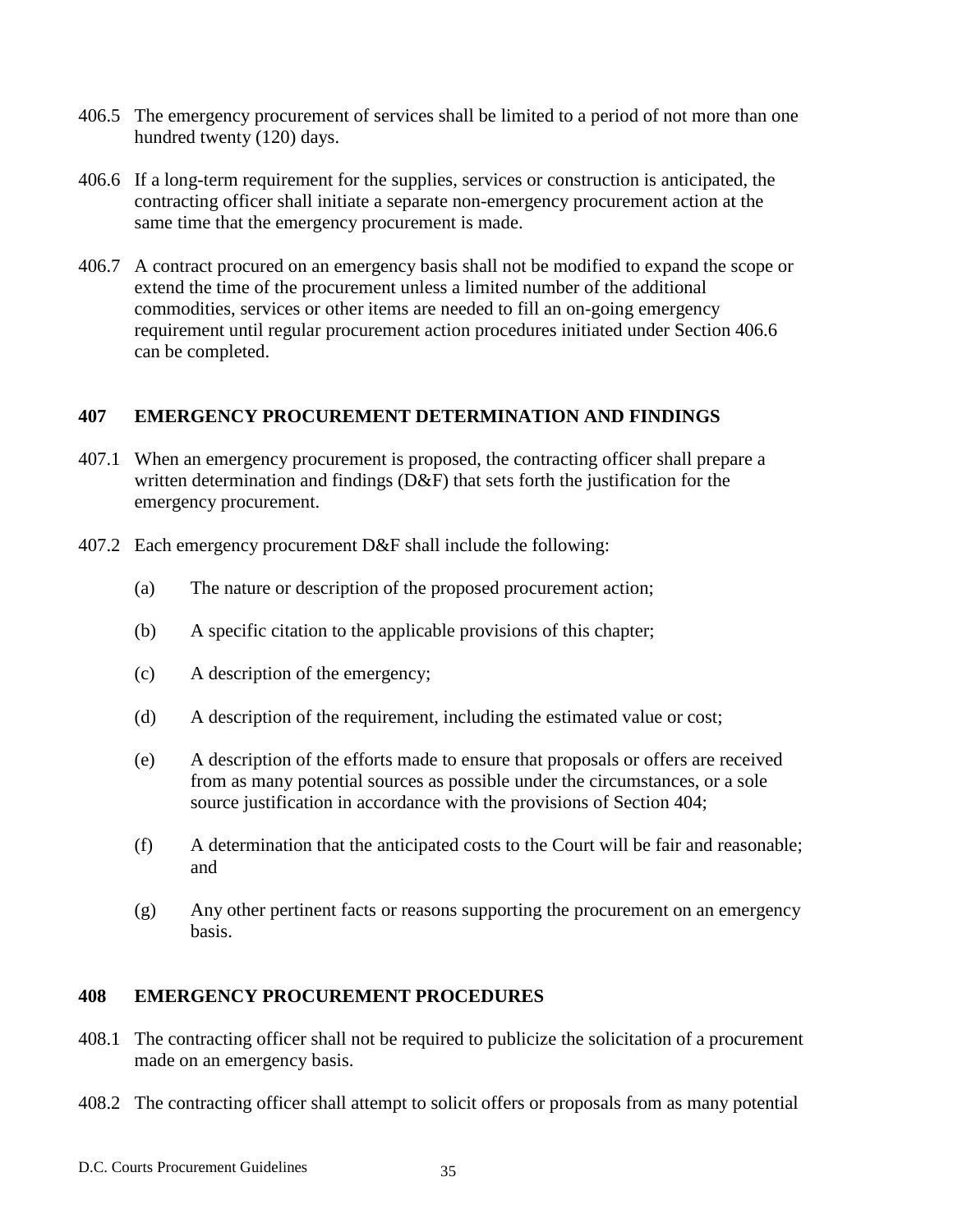406.5 The emergency procurement of services shall be limited to a period of not more than one hundred twenty (120) days.

406.6 If a long-term requirement for the supplies, services or construction is anticipated, the contracting officer shall initiate a separate non-emergency procurement action at the same time that the emergency procurement is made.

406.7 A contract procured on an emergency basis shall not be modified to expand the scope or extend the time of the procurement unless a limited number of the additional commodities, services or other items are needed to fill an on-going emergency requirement until regular procurement action procedures initiated under Section 406.6 can be completed.

## 407 EMERGENCY PROCUREMENT DETERMINATION AND FINDINGS

407.1 When an emergency procurement is proposed, the contracting officer shall prepare a written determination and findings (D&F) that sets forth the justification for the emergency procurement.

407.2 Each emergency procurement D&F shall include the following:

(a) The nature or description of the proposed procurement action;

(b) A specific citation to the applicable provisions of this chapter;

(c) A description of the emergency;

(d) A description of the requirement, including the estimated value or cost;

(e) A description of the efforts made to ensure that proposals or offers are received from as many potential sources as possible under the circumstances, or a sole source justification in accordance with the provisions of Section 404;

(f) A determination that the anticipated costs to the Court will be fair and reasonable; and

(g) Any other pertinent facts or reasons supporting the procurement on an emergency basis.

## 408 EMERGENCY PROCUREMENT PROCEDURES

408.1 The contracting officer shall not be required to publicize the solicitation of a procurement made on an emergency basis.

408.2 The contracting officer shall attempt to solicit offers or proposals from as many potential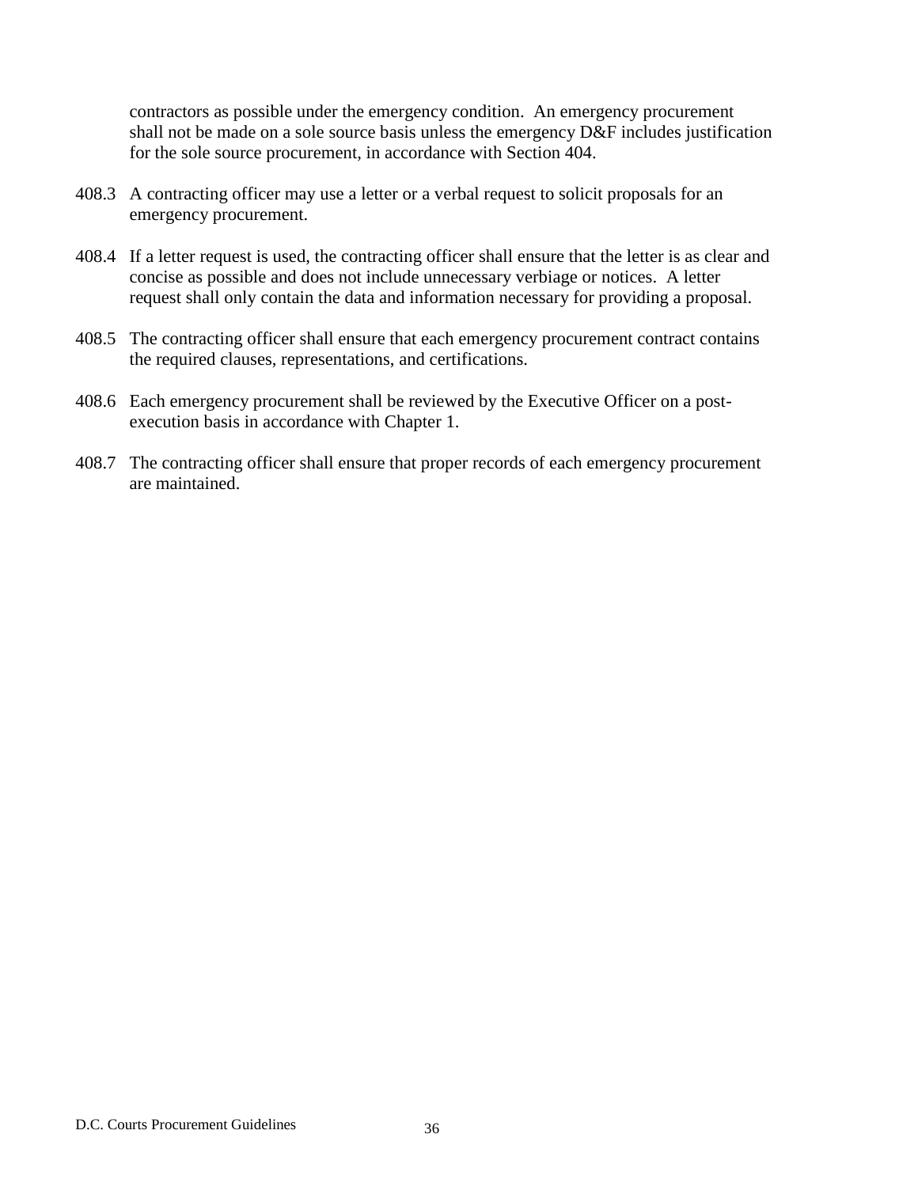contractors as possible under the emergency condition. An emergency procurement shall not be made on a sole source basis unless the emergency D&F includes justification for the sole source procurement, in accordance with Section 404.

408.3 A contracting officer may use a letter or a verbal request to solicit proposals for an emergency procurement.

408.4 If a letter request is used, the contracting officer shall ensure that the letter is as clear and concise as possible and does not include unnecessary verbiage or notices. A letter request shall only contain the data and information necessary for providing a proposal.

408.5 The contracting officer shall ensure that each emergency procurement contract contains the required clauses, representations, and certifications.

408.6 Each emergency procurement shall be reviewed by the Executive Officer on a post-execution basis in accordance with Chapter 1.

408.7 The contracting officer shall ensure that proper records of each emergency procurement are maintained.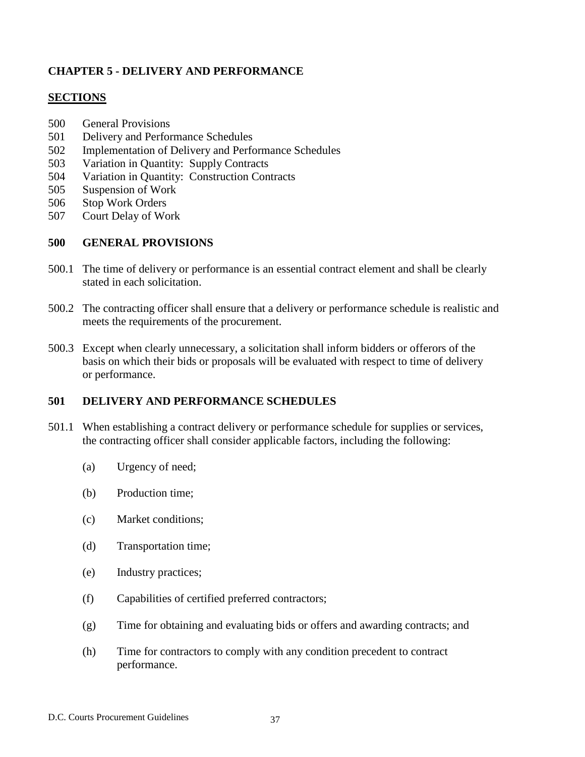## CHAPTER 5 - DELIVERY AND PERFORMANCE

### SECTIONS

500 General Provisions
501 Delivery and Performance Schedules
502 Implementation of Delivery and Performance Schedules
503 Variation in Quantity: Supply Contracts
504 Variation in Quantity: Construction Contracts
505 Suspension of Work
506 Stop Work Orders
507 Court Delay of Work

### 500 GENERAL PROVISIONS

500.1 The time of delivery or performance is an essential contract element and shall be clearly stated in each solicitation.

500.2 The contracting officer shall ensure that a delivery or performance schedule is realistic and meets the requirements of the procurement.

500.3 Except when clearly unnecessary, a solicitation shall inform bidders or offerors of the basis on which their bids or proposals will be evaluated with respect to time of delivery or performance.

### 501 DELIVERY AND PERFORMANCE SCHEDULES

501.1 When establishing a contract delivery or performance schedule for supplies or services, the contracting officer shall consider applicable factors, including the following:

(a) Urgency of need;

(b) Production time;

(c) Market conditions;

(d) Transportation time;

(e) Industry practices;

(f) Capabilities of certified preferred contractors;

(g) Time for obtaining and evaluating bids or offers and awarding contracts; and

(h) Time for contractors to comply with any condition precedent to contract performance.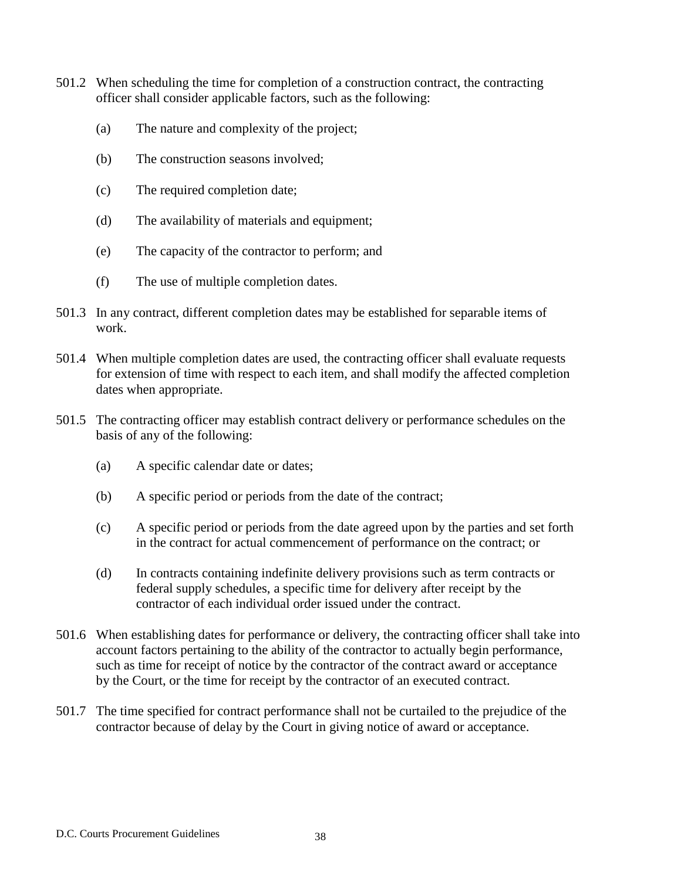501.2 When scheduling the time for completion of a construction contract, the contracting officer shall consider applicable factors, such as the following:

(a) The nature and complexity of the project;

(b) The construction seasons involved;

(c) The required completion date;

(d) The availability of materials and equipment;

(e) The capacity of the contractor to perform; and

(f) The use of multiple completion dates.

501.3 In any contract, different completion dates may be established for separable items of work.

501.4 When multiple completion dates are used, the contracting officer shall evaluate requests for extension of time with respect to each item, and shall modify the affected completion dates when appropriate.

501.5 The contracting officer may establish contract delivery or performance schedules on the basis of any of the following:

(a) A specific calendar date or dates;

(b) A specific period or periods from the date of the contract;

(c) A specific period or periods from the date agreed upon by the parties and set forth in the contract for actual commencement of performance on the contract; or

(d) In contracts containing indefinite delivery provisions such as term contracts or federal supply schedules, a specific time for delivery after receipt by the contractor of each individual order issued under the contract.

501.6 When establishing dates for performance or delivery, the contracting officer shall take into account factors pertaining to the ability of the contractor to actually begin performance, such as time for receipt of notice by the contractor of the contract award or acceptance by the Court, or the time for receipt by the contractor of an executed contract.

501.7 The time specified for contract performance shall not be curtailed to the prejudice of the contractor because of delay by the Court in giving notice of award or acceptance.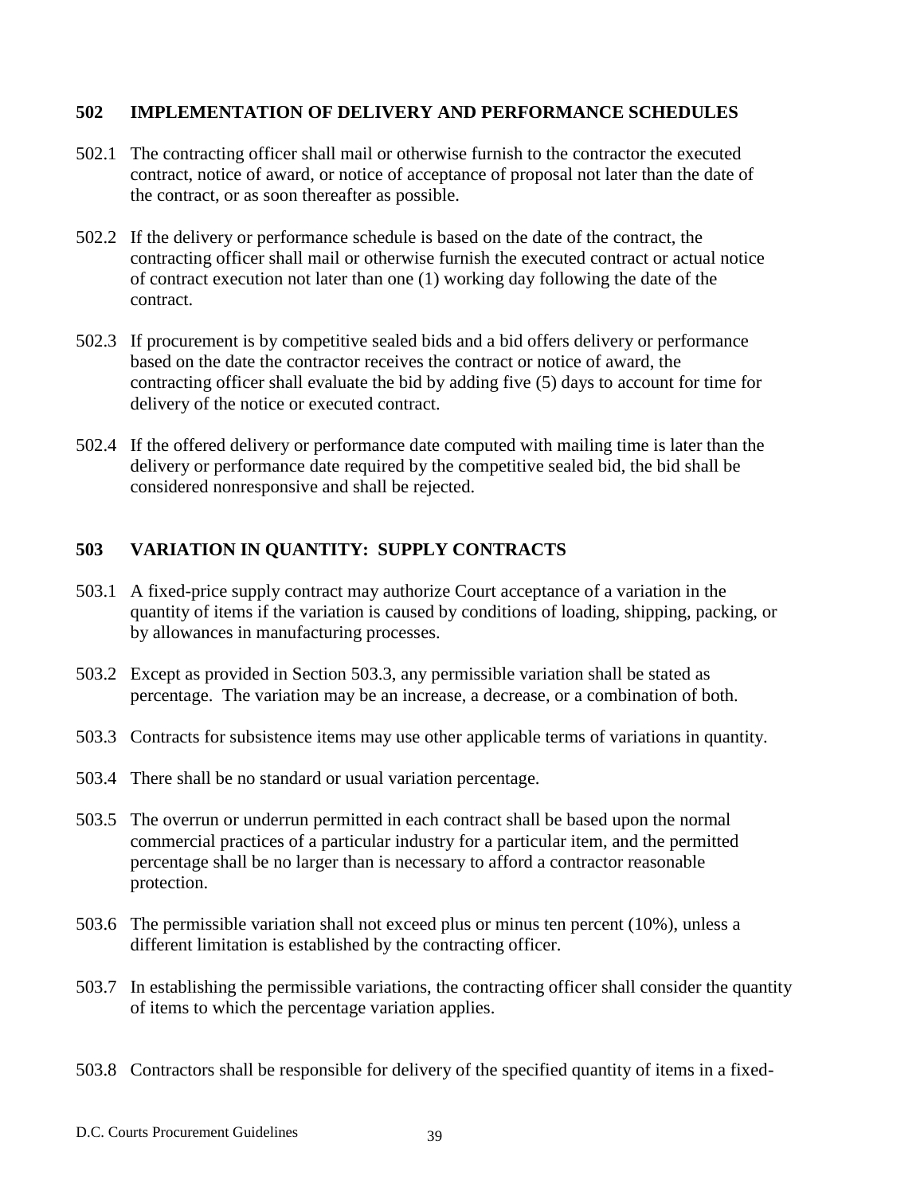## 502 IMPLEMENTATION OF DELIVERY AND PERFORMANCE SCHEDULES

502.1 The contracting officer shall mail or otherwise furnish to the contractor the executed contract, notice of award, or notice of acceptance of proposal not later than the date of the contract, or as soon thereafter as possible.

502.2 If the delivery or performance schedule is based on the date of the contract, the contracting officer shall mail or otherwise furnish the executed contract or actual notice of contract execution not later than one (1) working day following the date of the contract.

502.3 If procurement is by competitive sealed bids and a bid offers delivery or performance based on the date the contractor receives the contract or notice of award, the contracting officer shall evaluate the bid by adding five (5) days to account for time for delivery of the notice or executed contract.

502.4 If the offered delivery or performance date computed with mailing time is later than the delivery or performance date required by the competitive sealed bid, the bid shall be considered nonresponsive and shall be rejected.

## 503 VARIATION IN QUANTITY: SUPPLY CONTRACTS

503.1 A fixed-price supply contract may authorize Court acceptance of a variation in the quantity of items if the variation is caused by conditions of loading, shipping, packing, or by allowances in manufacturing processes.

503.2 Except as provided in Section 503.3, any permissible variation shall be stated as percentage. The variation may be an increase, a decrease, or a combination of both.

503.3 Contracts for subsistence items may use other applicable terms of variations in quantity.

503.4 There shall be no standard or usual variation percentage.

503.5 The overrun or underrun permitted in each contract shall be based upon the normal commercial practices of a particular industry for a particular item, and the permitted percentage shall be no larger than is necessary to afford a contractor reasonable protection.

503.6 The permissible variation shall not exceed plus or minus ten percent (10%), unless a different limitation is established by the contracting officer.

503.7 In establishing the permissible variations, the contracting officer shall consider the quantity of items to which the percentage variation applies.

503.8 Contractors shall be responsible for delivery of the specified quantity of items in a fixed-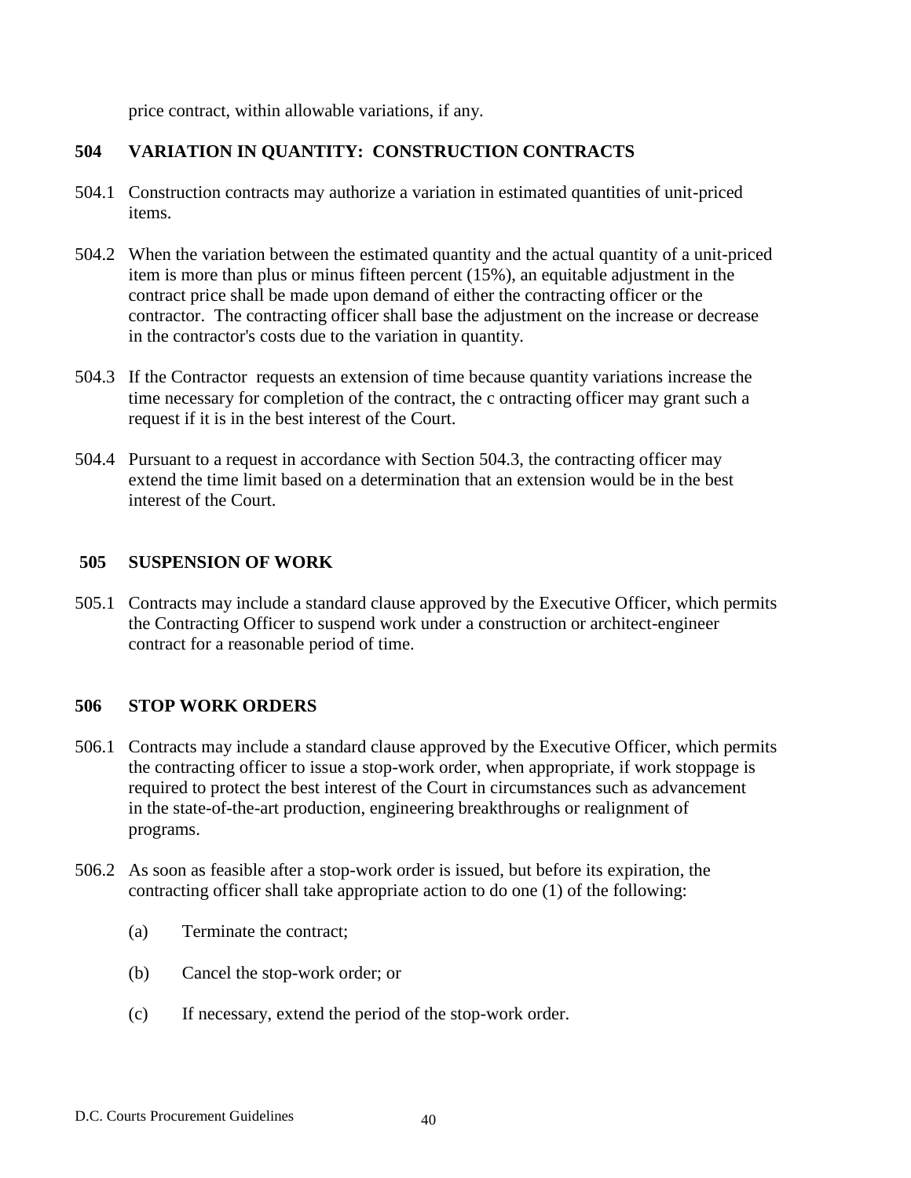price contract, within allowable variations, if any.

## 504 VARIATION IN QUANTITY: CONSTRUCTION CONTRACTS

504.1 Construction contracts may authorize a variation in estimated quantities of unit-priced items.

504.2 When the variation between the estimated quantity and the actual quantity of a unit-priced item is more than plus or minus fifteen percent (15%), an equitable adjustment in the contract price shall be made upon demand of either the contracting officer or the contractor. The contracting officer shall base the adjustment on the increase or decrease in the contractor's costs due to the variation in quantity.

504.3 If the Contractor requests an extension of time because quantity variations increase the time necessary for completion of the contract, the c ontracting officer may grant such a request if it is in the best interest of the Court.

504.4 Pursuant to a request in accordance with Section 504.3, the contracting officer may extend the time limit based on a determination that an extension would be in the best interest of the Court.

## 505 SUSPENSION OF WORK

505.1 Contracts may include a standard clause approved by the Executive Officer, which permits the Contracting Officer to suspend work under a construction or architect-engineer contract for a reasonable period of time.

## 506 STOP WORK ORDERS

506.1 Contracts may include a standard clause approved by the Executive Officer, which permits the contracting officer to issue a stop-work order, when appropriate, if work stoppage is required to protect the best interest of the Court in circumstances such as advancement in the state-of-the-art production, engineering breakthroughs or realignment of programs.

506.2 As soon as feasible after a stop-work order is issued, but before its expiration, the contracting officer shall take appropriate action to do one (1) of the following:

(a) Terminate the contract;

(b) Cancel the stop-work order; or

(c) If necessary, extend the period of the stop-work order.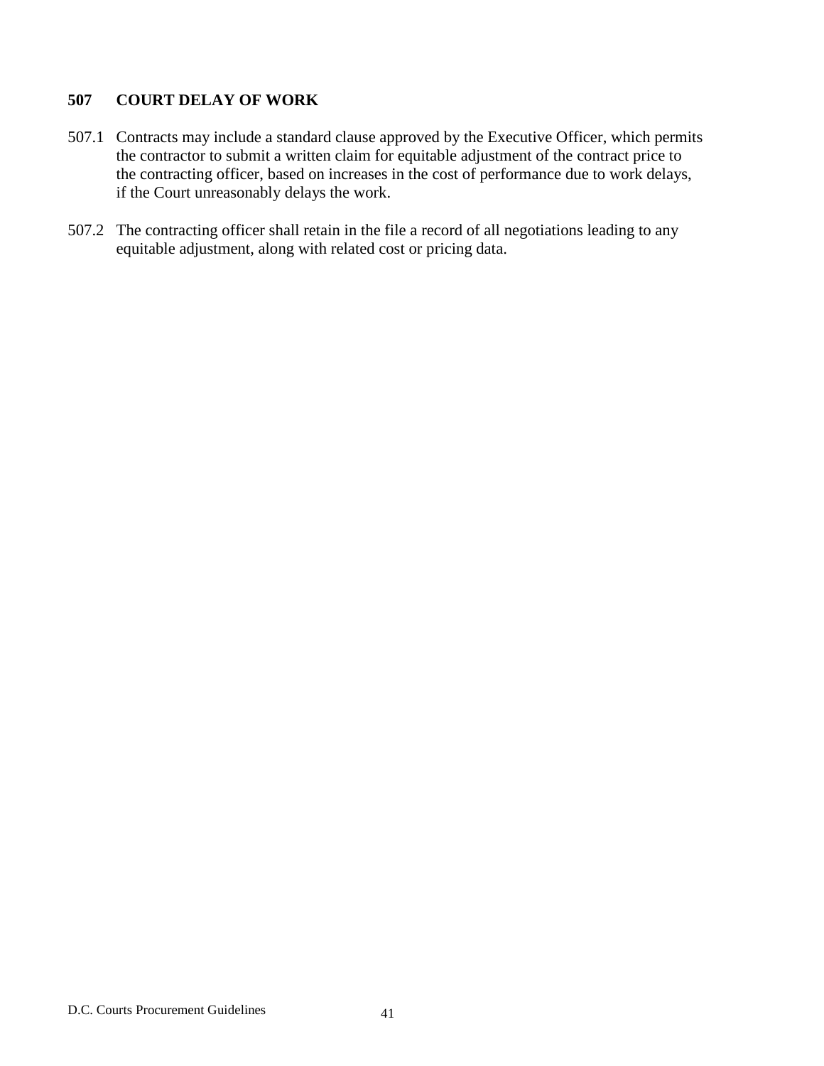## 507 COURT DELAY OF WORK

507.1 Contracts may include a standard clause approved by the Executive Officer, which permits the contractor to submit a written claim for equitable adjustment of the contract price to the contracting officer, based on increases in the cost of performance due to work delays, if the Court unreasonably delays the work.

507.2 The contracting officer shall retain in the file a record of all negotiations leading to any equitable adjustment, along with related cost or pricing data.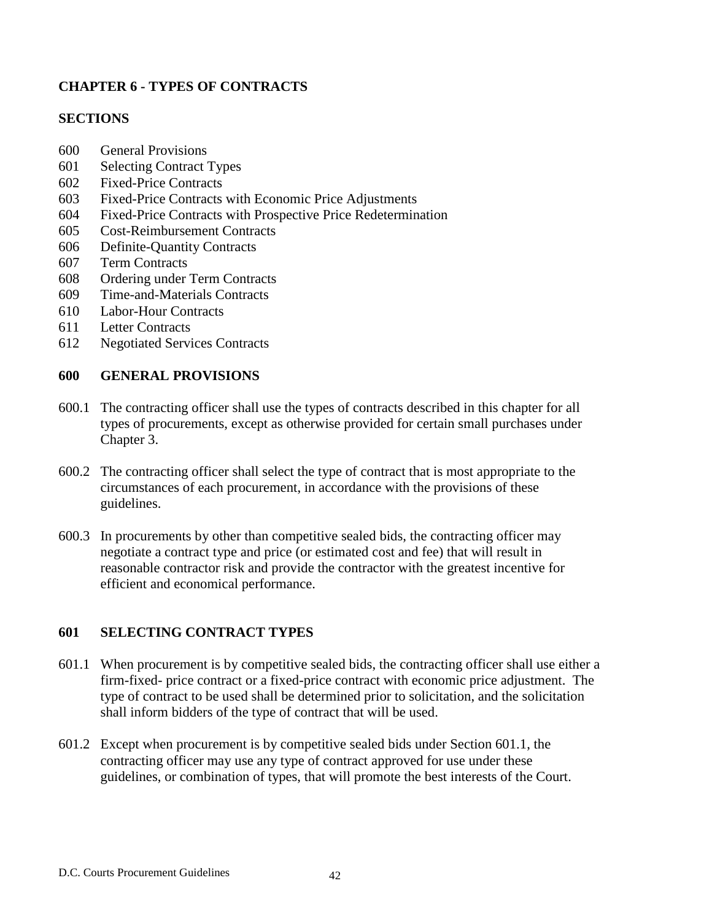## CHAPTER 6 - TYPES OF CONTRACTS

### SECTIONS

600 General Provisions
601 Selecting Contract Types
602 Fixed-Price Contracts
603 Fixed-Price Contracts with Economic Price Adjustments
604 Fixed-Price Contracts with Prospective Price Redetermination
605 Cost-Reimbursement Contracts
606 Definite-Quantity Contracts
607 Term Contracts
608 Ordering under Term Contracts
609 Time-and-Materials Contracts
610 Labor-Hour Contracts
611 Letter Contracts
612 Negotiated Services Contracts

### 600 GENERAL PROVISIONS

600.1 The contracting officer shall use the types of contracts described in this chapter for all types of procurements, except as otherwise provided for certain small purchases under Chapter 3.

600.2 The contracting officer shall select the type of contract that is most appropriate to the circumstances of each procurement, in accordance with the provisions of these guidelines.

600.3 In procurements by other than competitive sealed bids, the contracting officer may negotiate a contract type and price (or estimated cost and fee) that will result in reasonable contractor risk and provide the contractor with the greatest incentive for efficient and economical performance.

### 601 SELECTING CONTRACT TYPES

601.1 When procurement is by competitive sealed bids, the contracting officer shall use either a firm-fixed- price contract or a fixed-price contract with economic price adjustment. The type of contract to be used shall be determined prior to solicitation, and the solicitation shall inform bidders of the type of contract that will be used.

601.2 Except when procurement is by competitive sealed bids under Section 601.1, the contracting officer may use any type of contract approved for use under these guidelines, or combination of types, that will promote the best interests of the Court.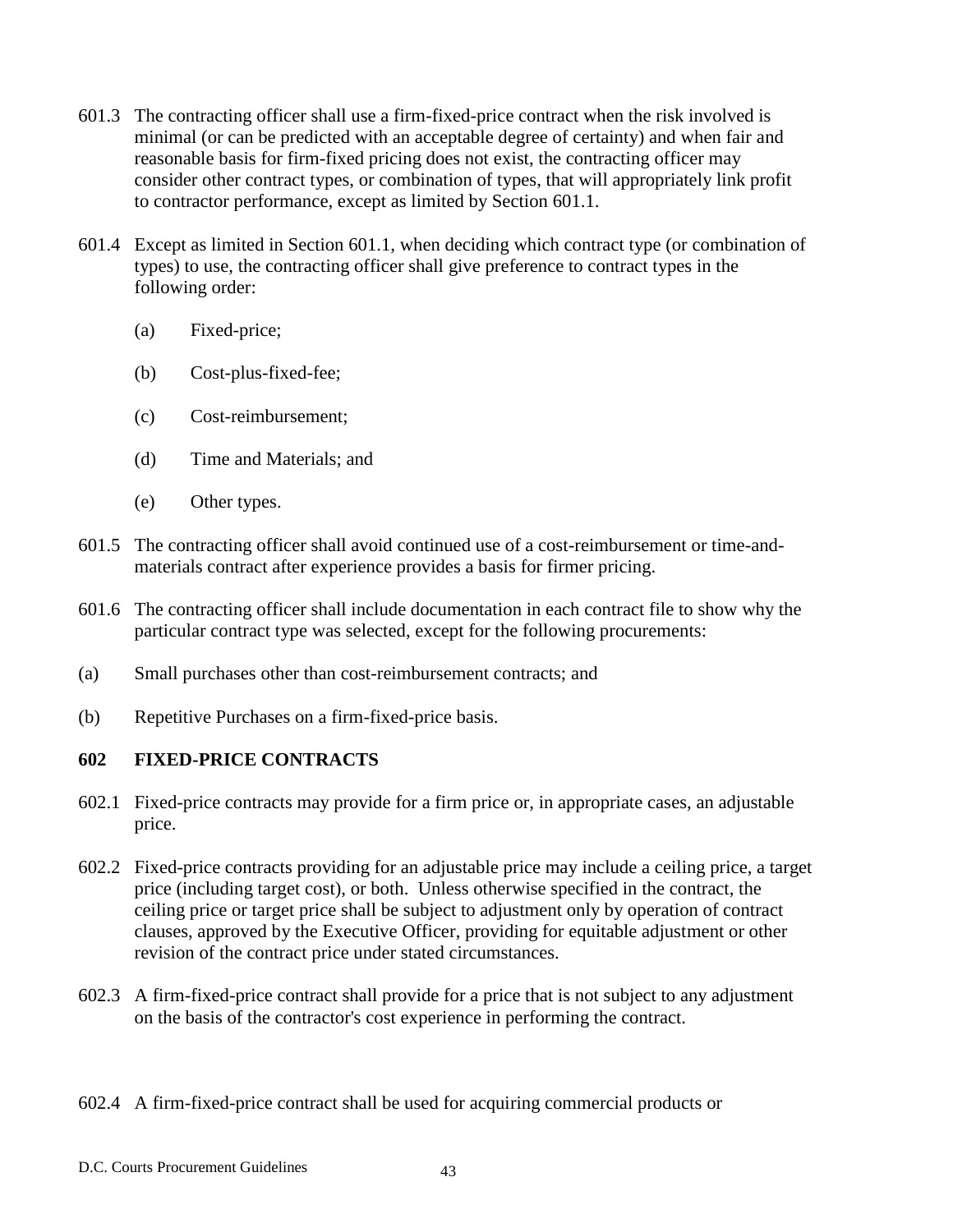601.3 The contracting officer shall use a firm-fixed-price contract when the risk involved is minimal (or can be predicted with an acceptable degree of certainty) and when fair and reasonable basis for firm-fixed pricing does not exist, the contracting officer may consider other contract types, or combination of types, that will appropriately link profit to contractor performance, except as limited by Section 601.1.

601.4 Except as limited in Section 601.1, when deciding which contract type (or combination of types) to use, the contracting officer shall give preference to contract types in the following order:

(a) Fixed-price;

(b) Cost-plus-fixed-fee;

(c) Cost-reimbursement;

(d) Time and Materials; and

(e) Other types.

601.5 The contracting officer shall avoid continued use of a cost-reimbursement or time-and-materials contract after experience provides a basis for firmer pricing.

601.6 The contracting officer shall include documentation in each contract file to show why the particular contract type was selected, except for the following procurements:

(a) Small purchases other than cost-reimbursement contracts; and

(b) Repetitive Purchases on a firm-fixed-price basis.

## 602 FIXED-PRICE CONTRACTS

602.1 Fixed-price contracts may provide for a firm price or, in appropriate cases, an adjustable price.

602.2 Fixed-price contracts providing for an adjustable price may include a ceiling price, a target price (including target cost), or both. Unless otherwise specified in the contract, the ceiling price or target price shall be subject to adjustment only by operation of contract clauses, approved by the Executive Officer, providing for equitable adjustment or other revision of the contract price under stated circumstances.

602.3 A firm-fixed-price contract shall provide for a price that is not subject to any adjustment on the basis of the contractor's cost experience in performing the contract.

602.4 A firm-fixed-price contract shall be used for acquiring commercial products or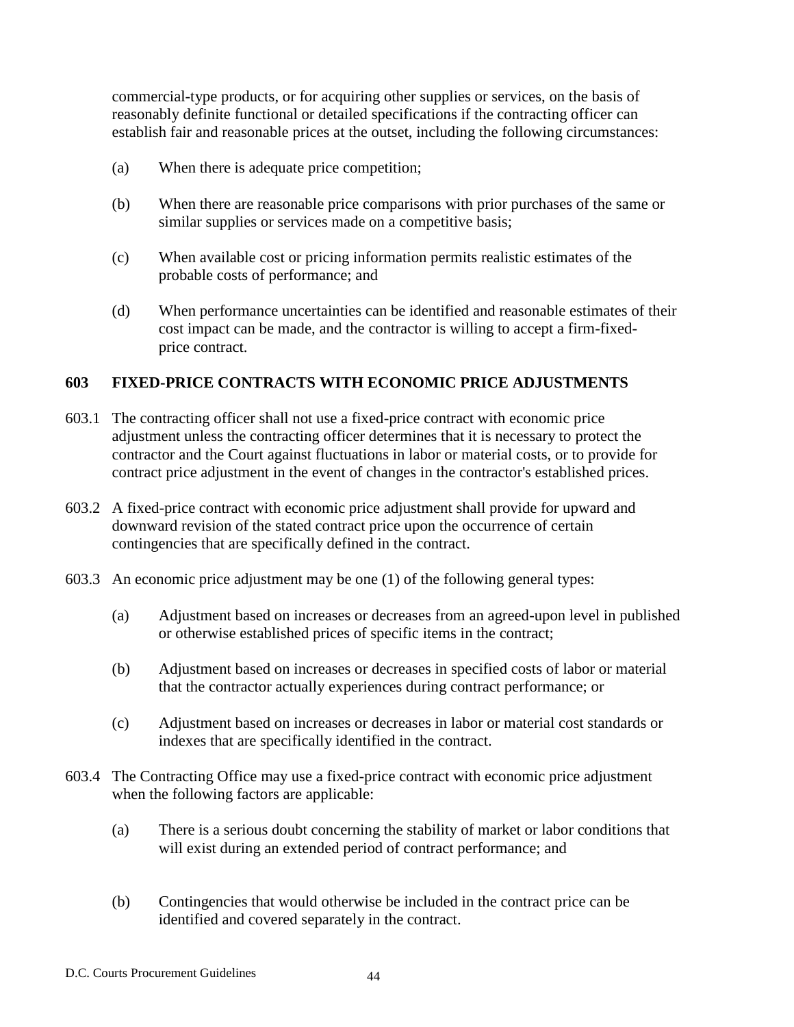commercial-type products, or for acquiring other supplies or services, on the basis of reasonably definite functional or detailed specifications if the contracting officer can establish fair and reasonable prices at the outset, including the following circumstances:

(a) When there is adequate price competition;

(b) When there are reasonable price comparisons with prior purchases of the same or similar supplies or services made on a competitive basis;

(c) When available cost or pricing information permits realistic estimates of the probable costs of performance; and

(d) When performance uncertainties can be identified and reasonable estimates of their cost impact can be made, and the contractor is willing to accept a firm-fixed-price contract.

## 603 FIXED-PRICE CONTRACTS WITH ECONOMIC PRICE ADJUSTMENTS

603.1 The contracting officer shall not use a fixed-price contract with economic price adjustment unless the contracting officer determines that it is necessary to protect the contractor and the Court against fluctuations in labor or material costs, or to provide for contract price adjustment in the event of changes in the contractor's established prices.

603.2 A fixed-price contract with economic price adjustment shall provide for upward and downward revision of the stated contract price upon the occurrence of certain contingencies that are specifically defined in the contract.

603.3 An economic price adjustment may be one (1) of the following general types:

(a) Adjustment based on increases or decreases from an agreed-upon level in published or otherwise established prices of specific items in the contract;

(b) Adjustment based on increases or decreases in specified costs of labor or material that the contractor actually experiences during contract performance; or

(c) Adjustment based on increases or decreases in labor or material cost standards or indexes that are specifically identified in the contract.

603.4 The Contracting Office may use a fixed-price contract with economic price adjustment when the following factors are applicable:

(a) There is a serious doubt concerning the stability of market or labor conditions that will exist during an extended period of contract performance; and

(b) Contingencies that would otherwise be included in the contract price can be identified and covered separately in the contract.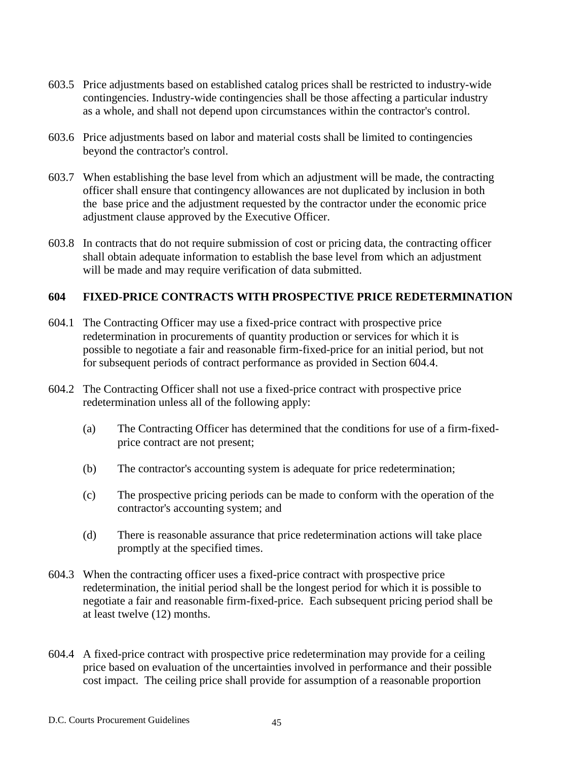603.5 Price adjustments based on established catalog prices shall be restricted to industry-wide contingencies. Industry-wide contingencies shall be those affecting a particular industry as a whole, and shall not depend upon circumstances within the contractor's control.

603.6 Price adjustments based on labor and material costs shall be limited to contingencies beyond the contractor's control.

603.7 When establishing the base level from which an adjustment will be made, the contracting officer shall ensure that contingency allowances are not duplicated by inclusion in both the base price and the adjustment requested by the contractor under the economic price adjustment clause approved by the Executive Officer.

603.8 In contracts that do not require submission of cost or pricing data, the contracting officer shall obtain adequate information to establish the base level from which an adjustment will be made and may require verification of data submitted.

## 604 FIXED-PRICE CONTRACTS WITH PROSPECTIVE PRICE REDETERMINATION

604.1 The Contracting Officer may use a fixed-price contract with prospective price redetermination in procurements of quantity production or services for which it is possible to negotiate a fair and reasonable firm-fixed-price for an initial period, but not for subsequent periods of contract performance as provided in Section 604.4.

604.2 The Contracting Officer shall not use a fixed-price contract with prospective price redetermination unless all of the following apply:

(a) The Contracting Officer has determined that the conditions for use of a firm-fixed-price contract are not present;

(b) The contractor's accounting system is adequate for price redetermination;

(c) The prospective pricing periods can be made to conform with the operation of the contractor's accounting system; and

(d) There is reasonable assurance that price redetermination actions will take place promptly at the specified times.

604.3 When the contracting officer uses a fixed-price contract with prospective price redetermination, the initial period shall be the longest period for which it is possible to negotiate a fair and reasonable firm-fixed-price. Each subsequent pricing period shall be at least twelve (12) months.

604.4 A fixed-price contract with prospective price redetermination may provide for a ceiling price based on evaluation of the uncertainties involved in performance and their possible cost impact. The ceiling price shall provide for assumption of a reasonable proportion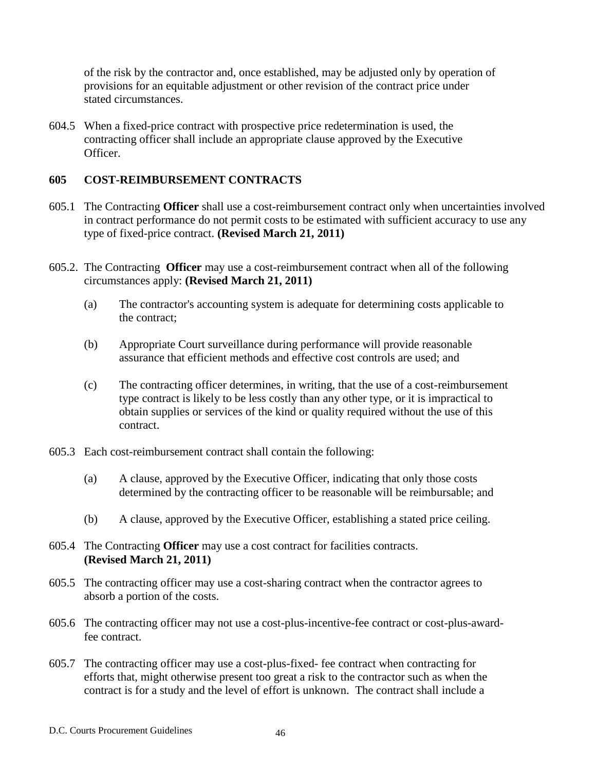of the risk by the contractor and, once established, may be adjusted only by operation of provisions for an equitable adjustment or other revision of the contract price under stated circumstances.

604.5 When a fixed-price contract with prospective price redetermination is used, the contracting officer shall include an appropriate clause approved by the Executive Officer.

## 605 COST-REIMBURSEMENT CONTRACTS

605.1 The Contracting **Officer** shall use a cost-reimbursement contract only when uncertainties involved in contract performance do not permit costs to be estimated with sufficient accuracy to use any type of fixed-price contract. **(Revised March 21, 2011)**

605.2. The Contracting **Officer** may use a cost-reimbursement contract when all of the following circumstances apply: **(Revised March 21, 2011)**

(a) The contractor's accounting system is adequate for determining costs applicable to the contract;

(b) Appropriate Court surveillance during performance will provide reasonable assurance that efficient methods and effective cost controls are used; and

(c) The contracting officer determines, in writing, that the use of a cost-reimbursement type contract is likely to be less costly than any other type, or it is impractical to obtain supplies or services of the kind or quality required without the use of this contract.

605.3 Each cost-reimbursement contract shall contain the following:

(a) A clause, approved by the Executive Officer, indicating that only those costs determined by the contracting officer to be reasonable will be reimbursable; and

(b) A clause, approved by the Executive Officer, establishing a stated price ceiling.

605.4 The Contracting **Officer** may use a cost contract for facilities contracts. **(Revised March 21, 2011)**

605.5 The contracting officer may use a cost-sharing contract when the contractor agrees to absorb a portion of the costs.

605.6 The contracting officer may not use a cost-plus-incentive-fee contract or cost-plus-award-fee contract.

605.7 The contracting officer may use a cost-plus-fixed- fee contract when contracting for efforts that, might otherwise present too great a risk to the contractor such as when the contract is for a study and the level of effort is unknown. The contract shall include a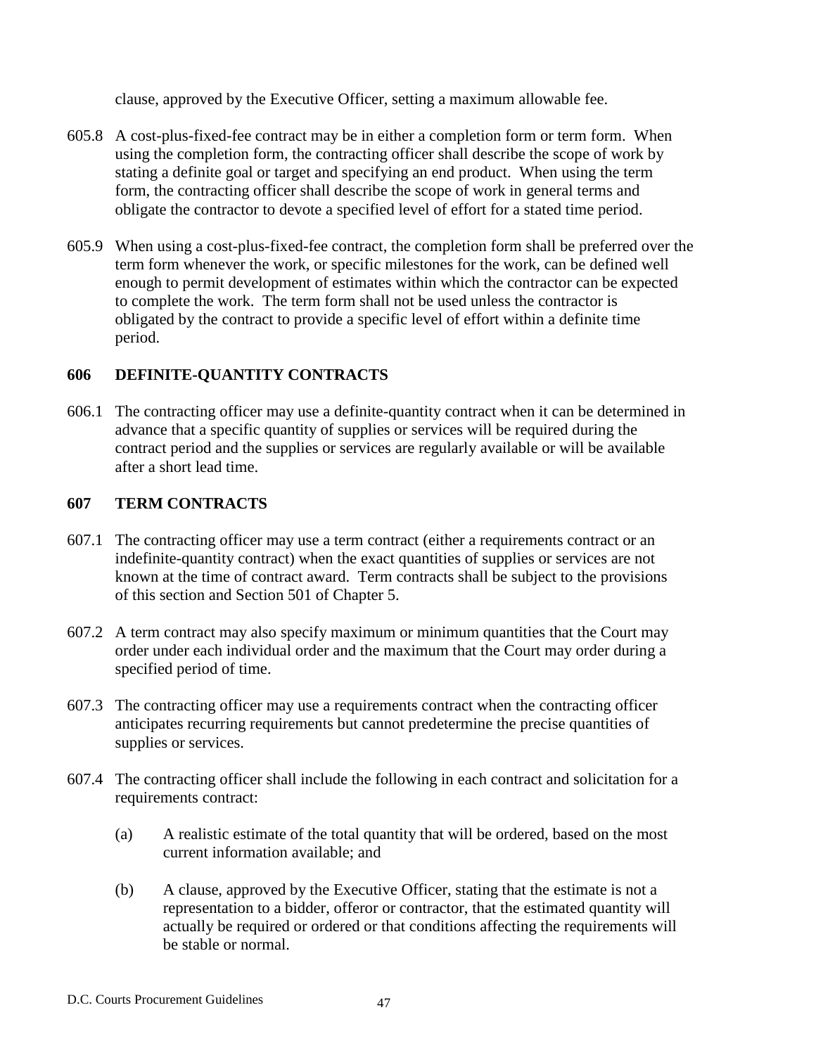clause, approved by the Executive Officer, setting a maximum allowable fee.

605.8 A cost-plus-fixed-fee contract may be in either a completion form or term form. When using the completion form, the contracting officer shall describe the scope of work by stating a definite goal or target and specifying an end product. When using the term form, the contracting officer shall describe the scope of work in general terms and obligate the contractor to devote a specified level of effort for a stated time period.

605.9 When using a cost-plus-fixed-fee contract, the completion form shall be preferred over the term form whenever the work, or specific milestones for the work, can be defined well enough to permit development of estimates within which the contractor can be expected to complete the work. The term form shall not be used unless the contractor is obligated by the contract to provide a specific level of effort within a definite time period.

## 606 DEFINITE-QUANTITY CONTRACTS

606.1 The contracting officer may use a definite-quantity contract when it can be determined in advance that a specific quantity of supplies or services will be required during the contract period and the supplies or services are regularly available or will be available after a short lead time.

## 607 TERM CONTRACTS

607.1 The contracting officer may use a term contract (either a requirements contract or an indefinite-quantity contract) when the exact quantities of supplies or services are not known at the time of contract award. Term contracts shall be subject to the provisions of this section and Section 501 of Chapter 5.

607.2 A term contract may also specify maximum or minimum quantities that the Court may order under each individual order and the maximum that the Court may order during a specified period of time.

607.3 The contracting officer may use a requirements contract when the contracting officer anticipates recurring requirements but cannot predetermine the precise quantities of supplies or services.

607.4 The contracting officer shall include the following in each contract and solicitation for a requirements contract:

(a) A realistic estimate of the total quantity that will be ordered, based on the most current information available; and

(b) A clause, approved by the Executive Officer, stating that the estimate is not a representation to a bidder, offeror or contractor, that the estimated quantity will actually be required or ordered or that conditions affecting the requirements will be stable or normal.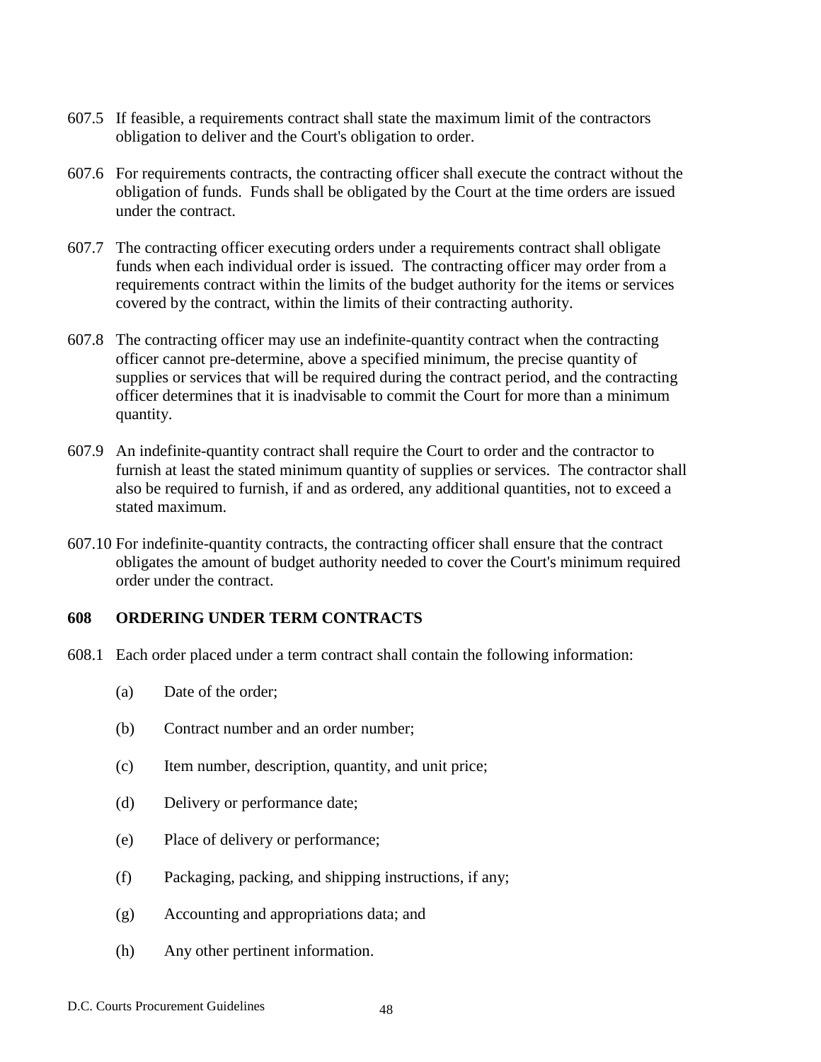607.5 If feasible, a requirements contract shall state the maximum limit of the contractors obligation to deliver and the Court's obligation to order.

607.6 For requirements contracts, the contracting officer shall execute the contract without the obligation of funds. Funds shall be obligated by the Court at the time orders are issued under the contract.

607.7 The contracting officer executing orders under a requirements contract shall obligate funds when each individual order is issued. The contracting officer may order from a requirements contract within the limits of the budget authority for the items or services covered by the contract, within the limits of their contracting authority.

607.8 The contracting officer may use an indefinite-quantity contract when the contracting officer cannot pre-determine, above a specified minimum, the precise quantity of supplies or services that will be required during the contract period, and the contracting officer determines that it is inadvisable to commit the Court for more than a minimum quantity.

607.9 An indefinite-quantity contract shall require the Court to order and the contractor to furnish at least the stated minimum quantity of supplies or services. The contractor shall also be required to furnish, if and as ordered, any additional quantities, not to exceed a stated maximum.

607.10 For indefinite-quantity contracts, the contracting officer shall ensure that the contract obligates the amount of budget authority needed to cover the Court's minimum required order under the contract.

## 608 ORDERING UNDER TERM CONTRACTS

608.1 Each order placed under a term contract shall contain the following information:

(a) Date of the order;

(b) Contract number and an order number;

(c) Item number, description, quantity, and unit price;

(d) Delivery or performance date;

(e) Place of delivery or performance;

(f) Packaging, packing, and shipping instructions, if any;

(g) Accounting and appropriations data; and

(h) Any other pertinent information.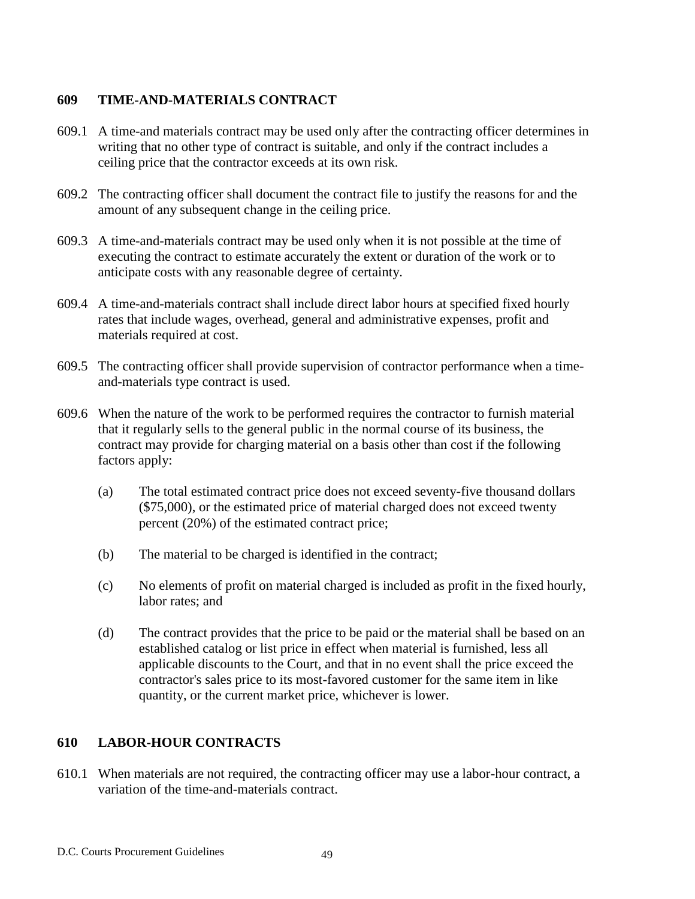## 609 TIME-AND-MATERIALS CONTRACT

609.1 A time-and materials contract may be used only after the contracting officer determines in writing that no other type of contract is suitable, and only if the contract includes a ceiling price that the contractor exceeds at its own risk.

609.2 The contracting officer shall document the contract file to justify the reasons for and the amount of any subsequent change in the ceiling price.

609.3 A time-and-materials contract may be used only when it is not possible at the time of executing the contract to estimate accurately the extent or duration of the work or to anticipate costs with any reasonable degree of certainty.

609.4 A time-and-materials contract shall include direct labor hours at specified fixed hourly rates that include wages, overhead, general and administrative expenses, profit and materials required at cost.

609.5 The contracting officer shall provide supervision of contractor performance when a time-and-materials type contract is used.

609.6 When the nature of the work to be performed requires the contractor to furnish material that it regularly sells to the general public in the normal course of its business, the contract may provide for charging material on a basis other than cost if the following factors apply:

(a) The total estimated contract price does not exceed seventy-five thousand dollars ($75,000), or the estimated price of material charged does not exceed twenty percent (20%) of the estimated contract price;

(b) The material to be charged is identified in the contract;

(c) No elements of profit on material charged is included as profit in the fixed hourly, labor rates; and

(d) The contract provides that the price to be paid or the material shall be based on an established catalog or list price in effect when material is furnished, less all applicable discounts to the Court, and that in no event shall the price exceed the contractor's sales price to its most-favored customer for the same item in like quantity, or the current market price, whichever is lower.

## 610 LABOR-HOUR CONTRACTS

610.1 When materials are not required, the contracting officer may use a labor-hour contract, a variation of the time-and-materials contract.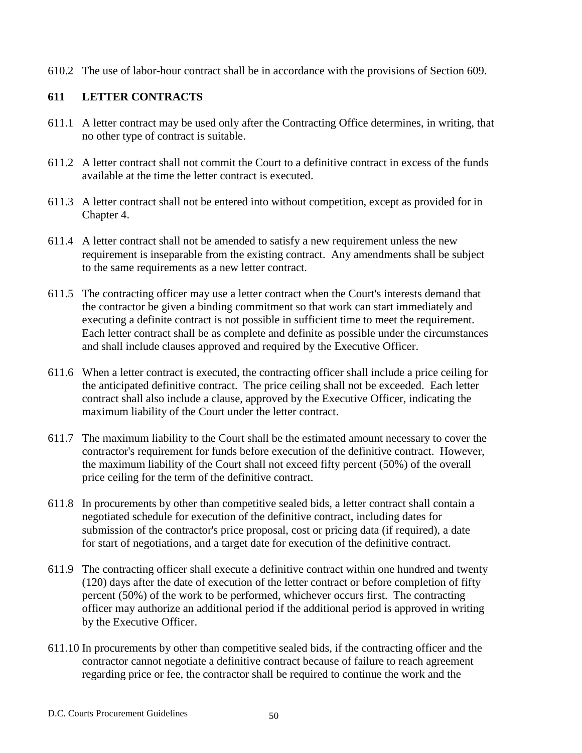610.2 The use of labor-hour contract shall be in accordance with the provisions of Section 609.

## 611 LETTER CONTRACTS

611.1 A letter contract may be used only after the Contracting Office determines, in writing, that no other type of contract is suitable.

611.2 A letter contract shall not commit the Court to a definitive contract in excess of the funds available at the time the letter contract is executed.

611.3 A letter contract shall not be entered into without competition, except as provided for in Chapter 4.

611.4 A letter contract shall not be amended to satisfy a new requirement unless the new requirement is inseparable from the existing contract. Any amendments shall be subject to the same requirements as a new letter contract.

611.5 The contracting officer may use a letter contract when the Court's interests demand that the contractor be given a binding commitment so that work can start immediately and executing a definite contract is not possible in sufficient time to meet the requirement. Each letter contract shall be as complete and definite as possible under the circumstances and shall include clauses approved and required by the Executive Officer.

611.6 When a letter contract is executed, the contracting officer shall include a price ceiling for the anticipated definitive contract. The price ceiling shall not be exceeded. Each letter contract shall also include a clause, approved by the Executive Officer, indicating the maximum liability of the Court under the letter contract.

611.7 The maximum liability to the Court shall be the estimated amount necessary to cover the contractor's requirement for funds before execution of the definitive contract. However, the maximum liability of the Court shall not exceed fifty percent (50%) of the overall price ceiling for the term of the definitive contract.

611.8 In procurements by other than competitive sealed bids, a letter contract shall contain a negotiated schedule for execution of the definitive contract, including dates for submission of the contractor's price proposal, cost or pricing data (if required), a date for start of negotiations, and a target date for execution of the definitive contract.

611.9 The contracting officer shall execute a definitive contract within one hundred and twenty (120) days after the date of execution of the letter contract or before completion of fifty percent (50%) of the work to be performed, whichever occurs first. The contracting officer may authorize an additional period if the additional period is approved in writing by the Executive Officer.

611.10 In procurements by other than competitive sealed bids, if the contracting officer and the contractor cannot negotiate a definitive contract because of failure to reach agreement regarding price or fee, the contractor shall be required to continue the work and the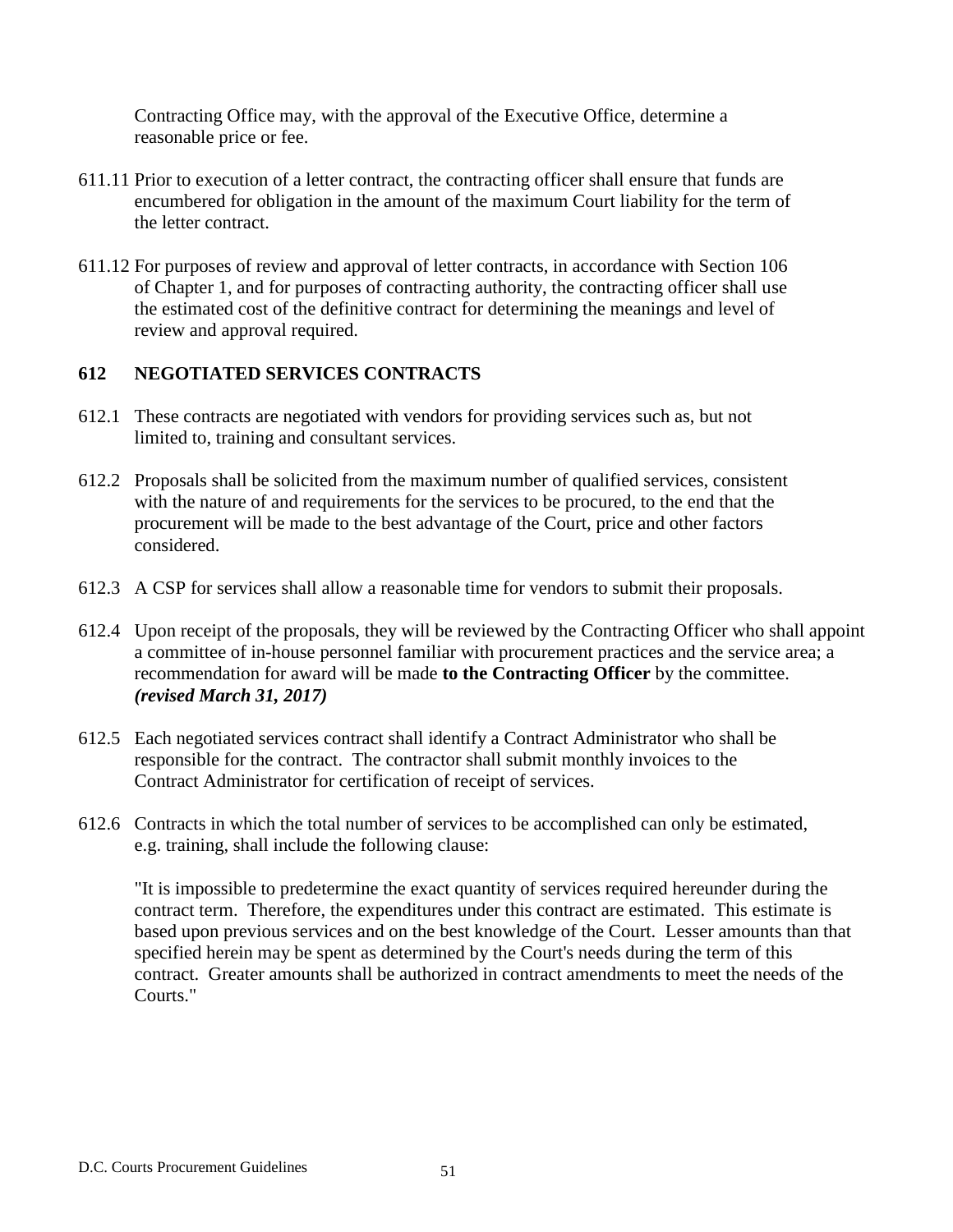Contracting Office may, with the approval of the Executive Office, determine a reasonable price or fee.

611.11 Prior to execution of a letter contract, the contracting officer shall ensure that funds are encumbered for obligation in the amount of the maximum Court liability for the term of the letter contract.

611.12 For purposes of review and approval of letter contracts, in accordance with Section 106 of Chapter 1, and for purposes of contracting authority, the contracting officer shall use the estimated cost of the definitive contract for determining the meanings and level of review and approval required.

## 612 NEGOTIATED SERVICES CONTRACTS

612.1 These contracts are negotiated with vendors for providing services such as, but not limited to, training and consultant services.

612.2 Proposals shall be solicited from the maximum number of qualified services, consistent with the nature of and requirements for the services to be procured, to the end that the procurement will be made to the best advantage of the Court, price and other factors considered.

612.3 A CSP for services shall allow a reasonable time for vendors to submit their proposals.

612.4 Upon receipt of the proposals, they will be reviewed by the Contracting Officer who shall appoint a committee of in-house personnel familiar with procurement practices and the service area; a recommendation for award will be made **to the Contracting Officer** by the committee. ***(revised March 31, 2017)***

612.5 Each negotiated services contract shall identify a Contract Administrator who shall be responsible for the contract. The contractor shall submit monthly invoices to the Contract Administrator for certification of receipt of services.

612.6 Contracts in which the total number of services to be accomplished can only be estimated, e.g. training, shall include the following clause:

"It is impossible to predetermine the exact quantity of services required hereunder during the contract term. Therefore, the expenditures under this contract are estimated. This estimate is based upon previous services and on the best knowledge of the Court. Lesser amounts than that specified herein may be spent as determined by the Court's needs during the term of this contract. Greater amounts shall be authorized in contract amendments to meet the needs of the Courts."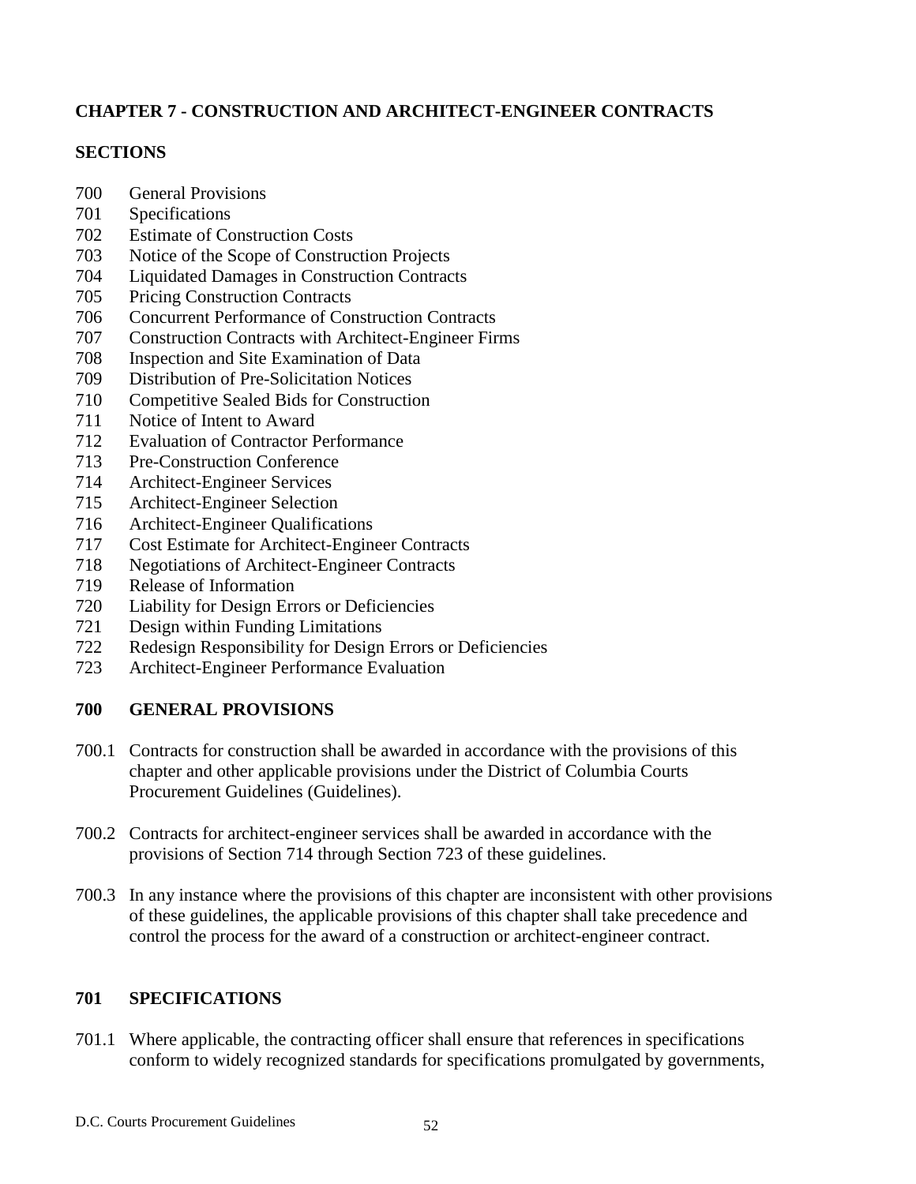## CHAPTER 7 - CONSTRUCTION AND ARCHITECT-ENGINEER CONTRACTS

### SECTIONS

700 General Provisions
701 Specifications
702 Estimate of Construction Costs
703 Notice of the Scope of Construction Projects
704 Liquidated Damages in Construction Contracts
705 Pricing Construction Contracts
706 Concurrent Performance of Construction Contracts
707 Construction Contracts with Architect-Engineer Firms
708 Inspection and Site Examination of Data
709 Distribution of Pre-Solicitation Notices
710 Competitive Sealed Bids for Construction
711 Notice of Intent to Award
712 Evaluation of Contractor Performance
713 Pre-Construction Conference
714 Architect-Engineer Services
715 Architect-Engineer Selection
716 Architect-Engineer Qualifications
717 Cost Estimate for Architect-Engineer Contracts
718 Negotiations of Architect-Engineer Contracts
719 Release of Information
720 Liability for Design Errors or Deficiencies
721 Design within Funding Limitations
722 Redesign Responsibility for Design Errors or Deficiencies
723 Architect-Engineer Performance Evaluation

### 700 GENERAL PROVISIONS

700.1 Contracts for construction shall be awarded in accordance with the provisions of this chapter and other applicable provisions under the District of Columbia Courts Procurement Guidelines (Guidelines).

700.2 Contracts for architect-engineer services shall be awarded in accordance with the provisions of Section 714 through Section 723 of these guidelines.

700.3 In any instance where the provisions of this chapter are inconsistent with other provisions of these guidelines, the applicable provisions of this chapter shall take precedence and control the process for the award of a construction or architect-engineer contract.

### 701 SPECIFICATIONS

701.1 Where applicable, the contracting officer shall ensure that references in specifications conform to widely recognized standards for specifications promulgated by governments,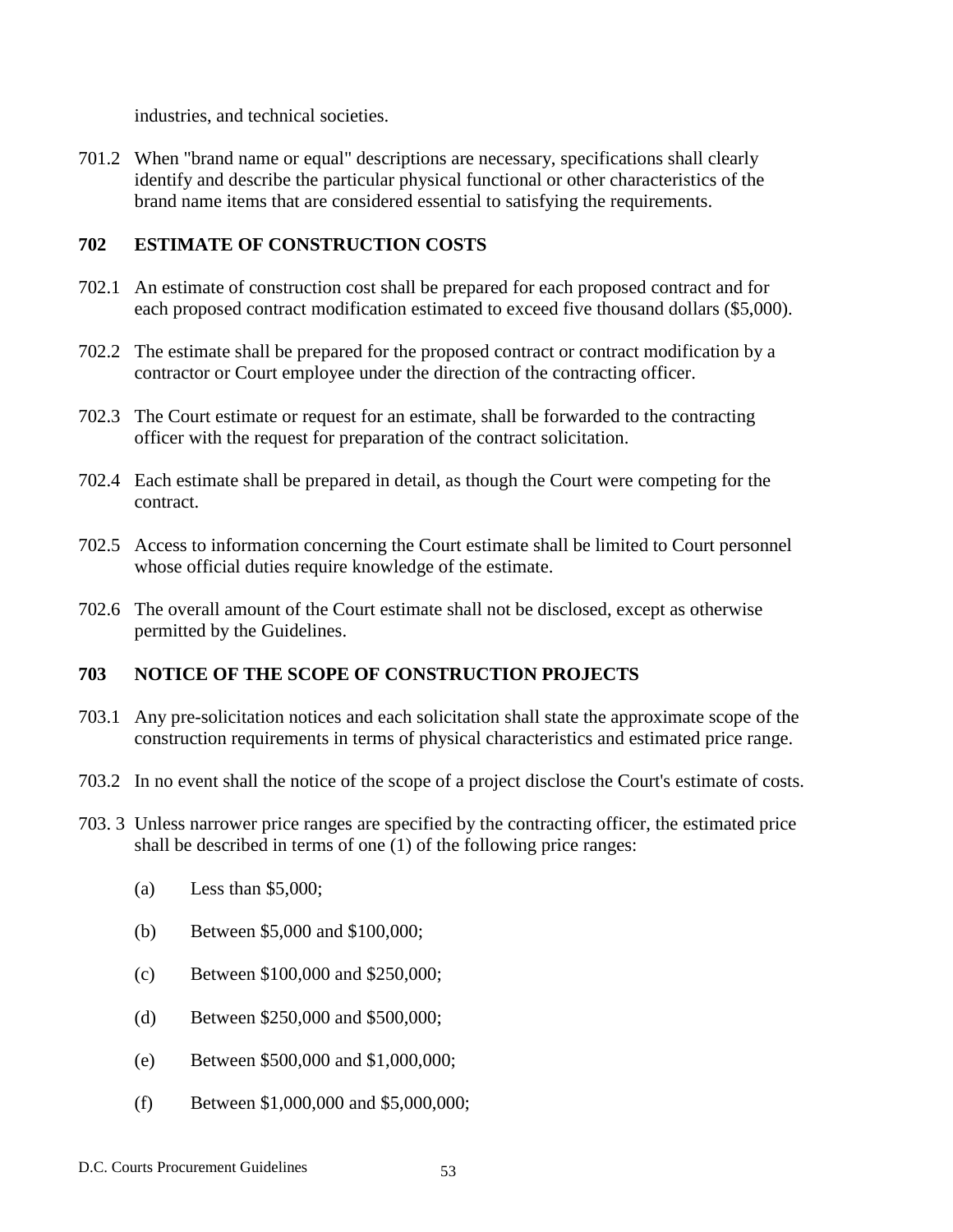industries, and technical societies.

701.2 When "brand name or equal" descriptions are necessary, specifications shall clearly identify and describe the particular physical functional or other characteristics of the brand name items that are considered essential to satisfying the requirements.

**702 ESTIMATE OF CONSTRUCTION COSTS**

702.1 An estimate of construction cost shall be prepared for each proposed contract and for each proposed contract modification estimated to exceed five thousand dollars ($5,000).

702.2 The estimate shall be prepared for the proposed contract or contract modification by a contractor or Court employee under the direction of the contracting officer.

702.3 The Court estimate or request for an estimate, shall be forwarded to the contracting officer with the request for preparation of the contract solicitation.

702.4 Each estimate shall be prepared in detail, as though the Court were competing for the contract.

702.5 Access to information concerning the Court estimate shall be limited to Court personnel whose official duties require knowledge of the estimate.

702.6 The overall amount of the Court estimate shall not be disclosed, except as otherwise permitted by the Guidelines.

**703 NOTICE OF THE SCOPE OF CONSTRUCTION PROJECTS**

703.1 Any pre-solicitation notices and each solicitation shall state the approximate scope of the construction requirements in terms of physical characteristics and estimated price range.

703.2 In no event shall the notice of the scope of a project disclose the Court's estimate of costs.

703. 3 Unless narrower price ranges are specified by the contracting officer, the estimated price shall be described in terms of one (1) of the following price ranges:

(a) Less than $5,000;

(b) Between $5,000 and $100,000;

(c) Between $100,000 and $250,000;

(d) Between $250,000 and $500,000;

(e) Between $500,000 and $1,000,000;

(f) Between $1,000,000 and $5,000,000;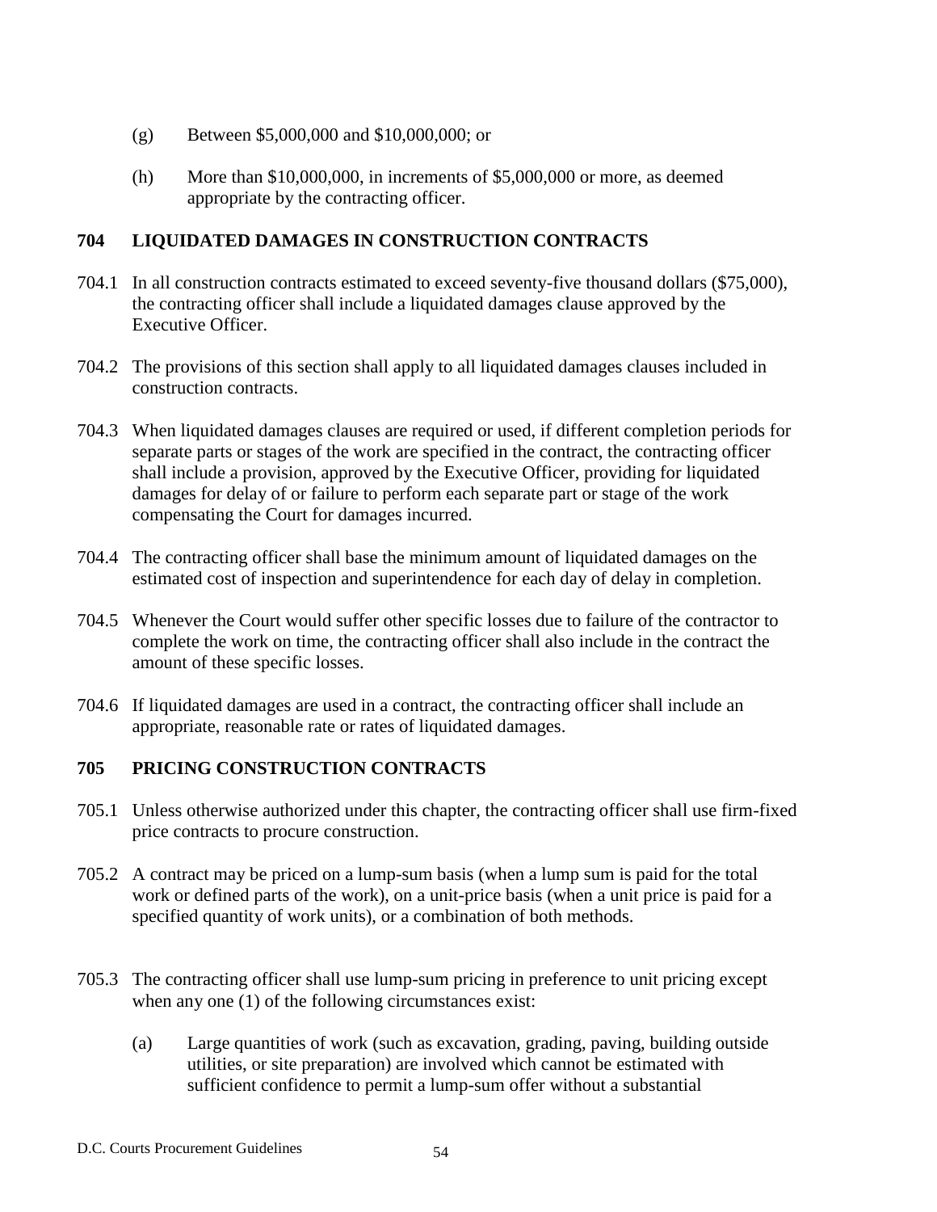(g) Between $5,000,000 and $10,000,000; or

(h) More than $10,000,000, in increments of $5,000,000 or more, as deemed appropriate by the contracting officer.

## 704 LIQUIDATED DAMAGES IN CONSTRUCTION CONTRACTS

704.1 In all construction contracts estimated to exceed seventy-five thousand dollars ($75,000), the contracting officer shall include a liquidated damages clause approved by the Executive Officer.

704.2 The provisions of this section shall apply to all liquidated damages clauses included in construction contracts.

704.3 When liquidated damages clauses are required or used, if different completion periods for separate parts or stages of the work are specified in the contract, the contracting officer shall include a provision, approved by the Executive Officer, providing for liquidated damages for delay of or failure to perform each separate part or stage of the work compensating the Court for damages incurred.

704.4 The contracting officer shall base the minimum amount of liquidated damages on the estimated cost of inspection and superintendence for each day of delay in completion.

704.5 Whenever the Court would suffer other specific losses due to failure of the contractor to complete the work on time, the contracting officer shall also include in the contract the amount of these specific losses.

704.6 If liquidated damages are used in a contract, the contracting officer shall include an appropriate, reasonable rate or rates of liquidated damages.

## 705 PRICING CONSTRUCTION CONTRACTS

705.1 Unless otherwise authorized under this chapter, the contracting officer shall use firm-fixed price contracts to procure construction.

705.2 A contract may be priced on a lump-sum basis (when a lump sum is paid for the total work or defined parts of the work), on a unit-price basis (when a unit price is paid for a specified quantity of work units), or a combination of both methods.

705.3 The contracting officer shall use lump-sum pricing in preference to unit pricing except when any one (1) of the following circumstances exist:

(a) Large quantities of work (such as excavation, grading, paving, building outside utilities, or site preparation) are involved which cannot be estimated with sufficient confidence to permit a lump-sum offer without a substantial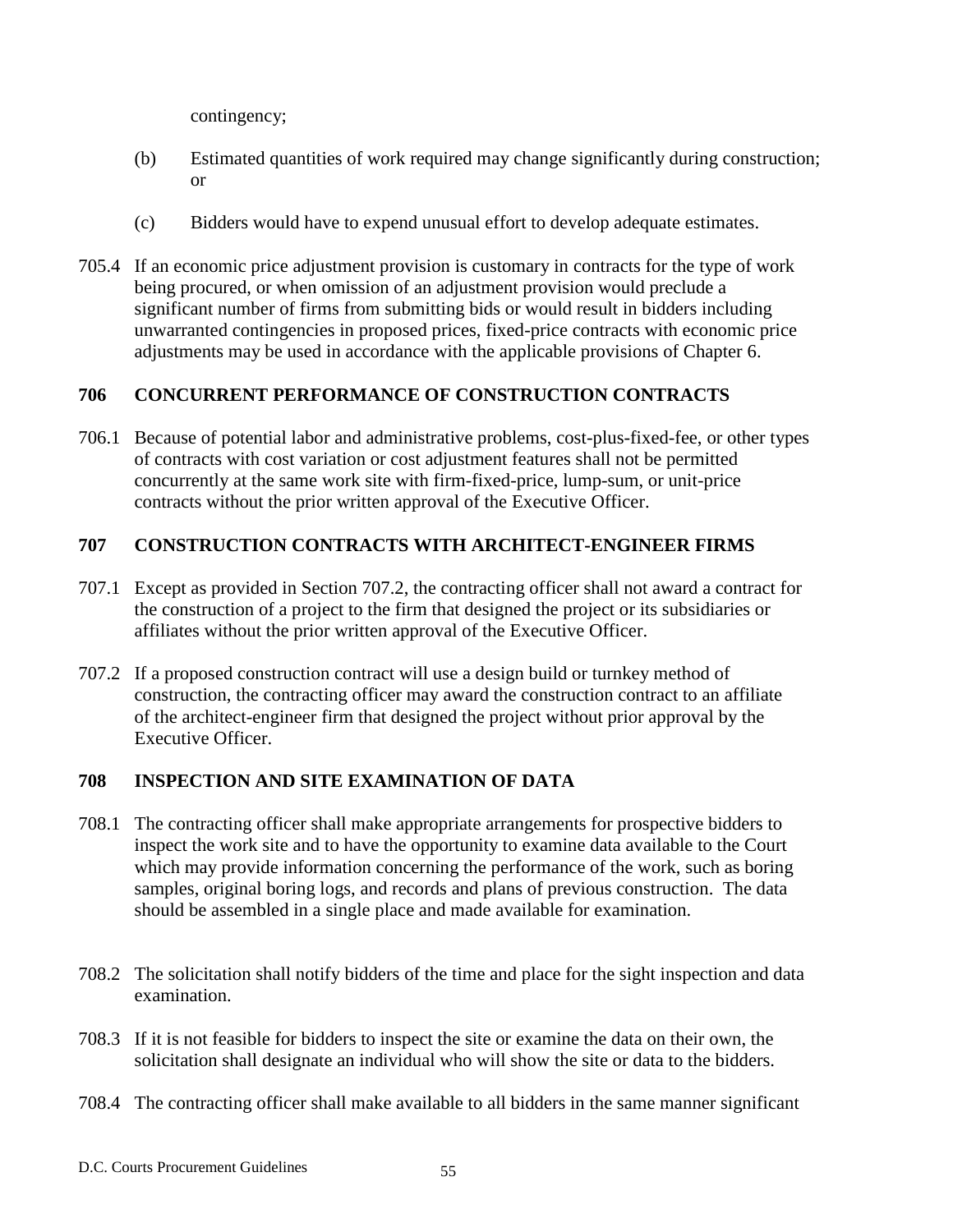contingency;

(b) Estimated quantities of work required may change significantly during construction; or

(c) Bidders would have to expend unusual effort to develop adequate estimates.

705.4 If an economic price adjustment provision is customary in contracts for the type of work being procured, or when omission of an adjustment provision would preclude a significant number of firms from submitting bids or would result in bidders including unwarranted contingencies in proposed prices, fixed-price contracts with economic price adjustments may be used in accordance with the applicable provisions of Chapter 6.

## 706 CONCURRENT PERFORMANCE OF CONSTRUCTION CONTRACTS

706.1 Because of potential labor and administrative problems, cost-plus-fixed-fee, or other types of contracts with cost variation or cost adjustment features shall not be permitted concurrently at the same work site with firm-fixed-price, lump-sum, or unit-price contracts without the prior written approval of the Executive Officer.

## 707 CONSTRUCTION CONTRACTS WITH ARCHITECT-ENGINEER FIRMS

707.1 Except as provided in Section 707.2, the contracting officer shall not award a contract for the construction of a project to the firm that designed the project or its subsidiaries or affiliates without the prior written approval of the Executive Officer.

707.2 If a proposed construction contract will use a design build or turnkey method of construction, the contracting officer may award the construction contract to an affiliate of the architect-engineer firm that designed the project without prior approval by the Executive Officer.

## 708 INSPECTION AND SITE EXAMINATION OF DATA

708.1 The contracting officer shall make appropriate arrangements for prospective bidders to inspect the work site and to have the opportunity to examine data available to the Court which may provide information concerning the performance of the work, such as boring samples, original boring logs, and records and plans of previous construction. The data should be assembled in a single place and made available for examination.

708.2 The solicitation shall notify bidders of the time and place for the sight inspection and data examination.

708.3 If it is not feasible for bidders to inspect the site or examine the data on their own, the solicitation shall designate an individual who will show the site or data to the bidders.

708.4 The contracting officer shall make available to all bidders in the same manner significant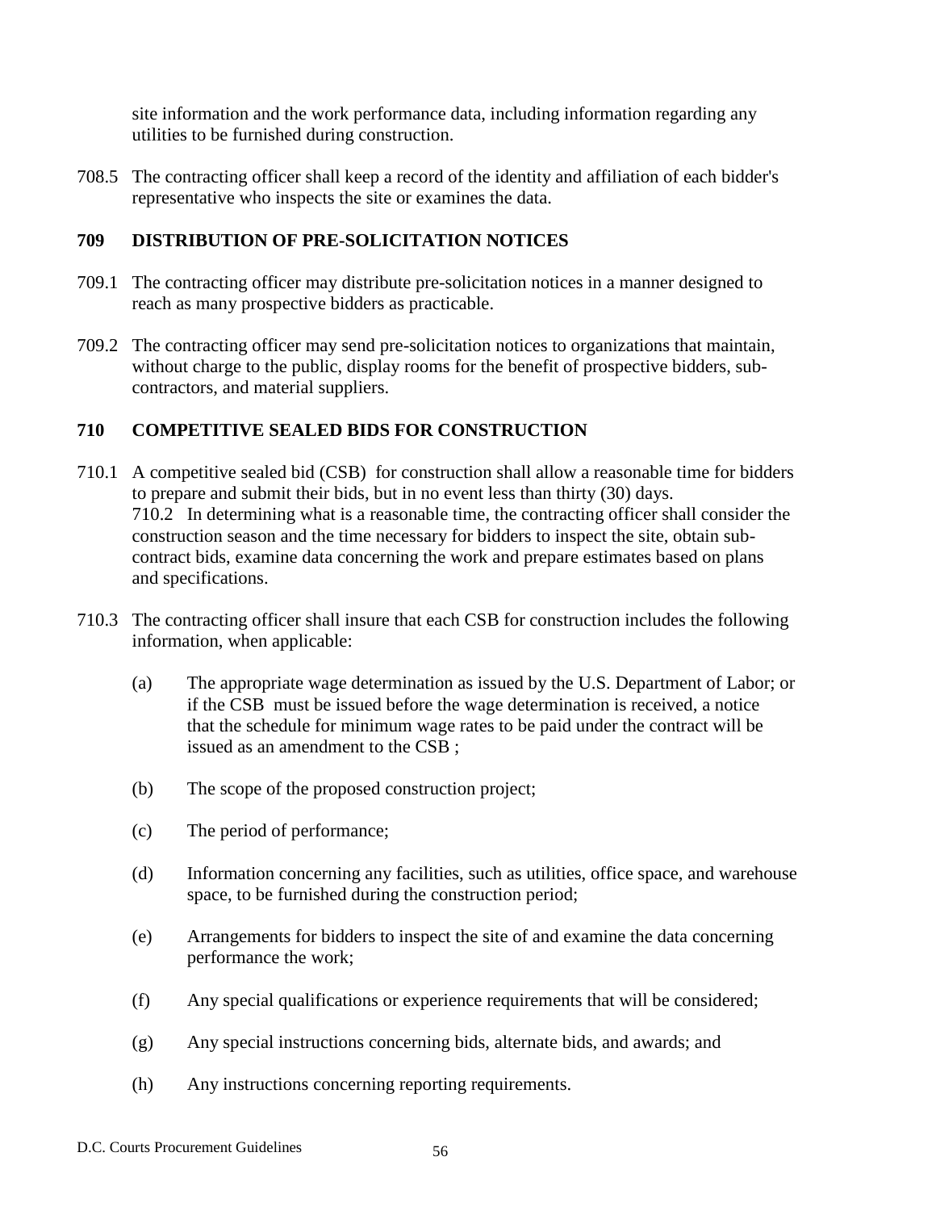site information and the work performance data, including information regarding any utilities to be furnished during construction.

708.5 The contracting officer shall keep a record of the identity and affiliation of each bidder's representative who inspects the site or examines the data.

### 709 DISTRIBUTION OF PRE-SOLICITATION NOTICES

709.1 The contracting officer may distribute pre-solicitation notices in a manner designed to reach as many prospective bidders as practicable.

709.2 The contracting officer may send pre-solicitation notices to organizations that maintain, without charge to the public, display rooms for the benefit of prospective bidders, sub-contractors, and material suppliers.

### 710 COMPETITIVE SEALED BIDS FOR CONSTRUCTION

710.1 A competitive sealed bid (CSB) for construction shall allow a reasonable time for bidders to prepare and submit their bids, but in no event less than thirty (30) days.
710.2 In determining what is a reasonable time, the contracting officer shall consider the construction season and the time necessary for bidders to inspect the site, obtain sub-contract bids, examine data concerning the work and prepare estimates based on plans and specifications.

710.3 The contracting officer shall insure that each CSB for construction includes the following information, when applicable:

(a) The appropriate wage determination as issued by the U.S. Department of Labor; or if the CSB must be issued before the wage determination is received, a notice that the schedule for minimum wage rates to be paid under the contract will be issued as an amendment to the CSB ;

(b) The scope of the proposed construction project;

(c) The period of performance;

(d) Information concerning any facilities, such as utilities, office space, and warehouse space, to be furnished during the construction period;

(e) Arrangements for bidders to inspect the site of and examine the data concerning performance the work;

(f) Any special qualifications or experience requirements that will be considered;

(g) Any special instructions concerning bids, alternate bids, and awards; and

(h) Any instructions concerning reporting requirements.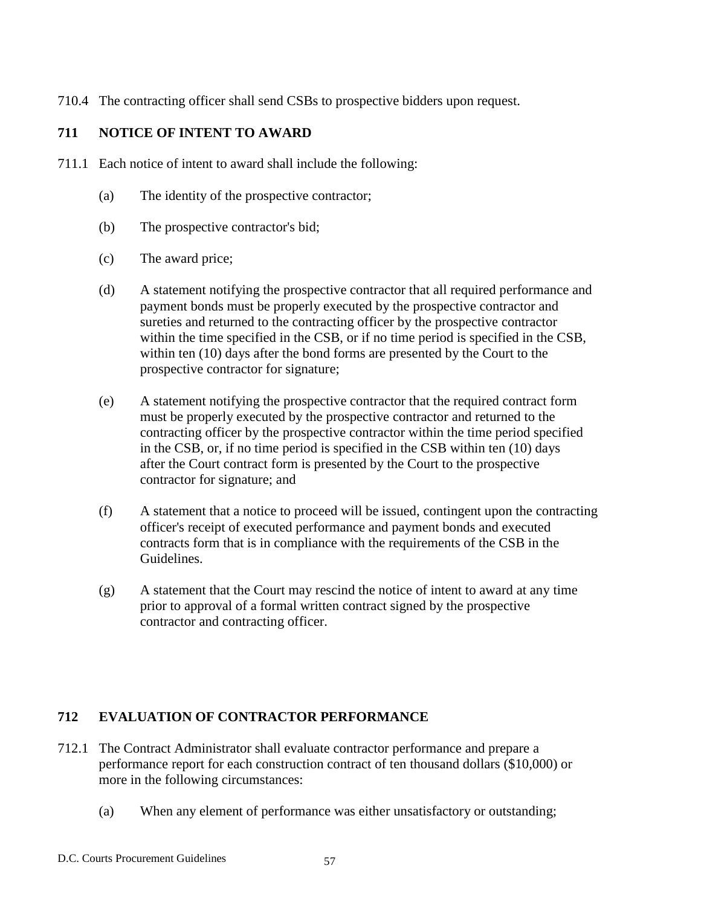710.4 The contracting officer shall send CSBs to prospective bidders upon request.

## 711 NOTICE OF INTENT TO AWARD

711.1 Each notice of intent to award shall include the following:

(a) The identity of the prospective contractor;

(b) The prospective contractor's bid;

(c) The award price;

(d) A statement notifying the prospective contractor that all required performance and payment bonds must be properly executed by the prospective contractor and sureties and returned to the contracting officer by the prospective contractor within the time specified in the CSB, or if no time period is specified in the CSB, within ten (10) days after the bond forms are presented by the Court to the prospective contractor for signature;

(e) A statement notifying the prospective contractor that the required contract form must be properly executed by the prospective contractor and returned to the contracting officer by the prospective contractor within the time period specified in the CSB, or, if no time period is specified in the CSB within ten (10) days after the Court contract form is presented by the Court to the prospective contractor for signature; and

(f) A statement that a notice to proceed will be issued, contingent upon the contracting officer's receipt of executed performance and payment bonds and executed contracts form that is in compliance with the requirements of the CSB in the Guidelines.

(g) A statement that the Court may rescind the notice of intent to award at any time prior to approval of a formal written contract signed by the prospective contractor and contracting officer.

## 712 EVALUATION OF CONTRACTOR PERFORMANCE

712.1 The Contract Administrator shall evaluate contractor performance and prepare a performance report for each construction contract of ten thousand dollars ($10,000) or more in the following circumstances:

(a) When any element of performance was either unsatisfactory or outstanding;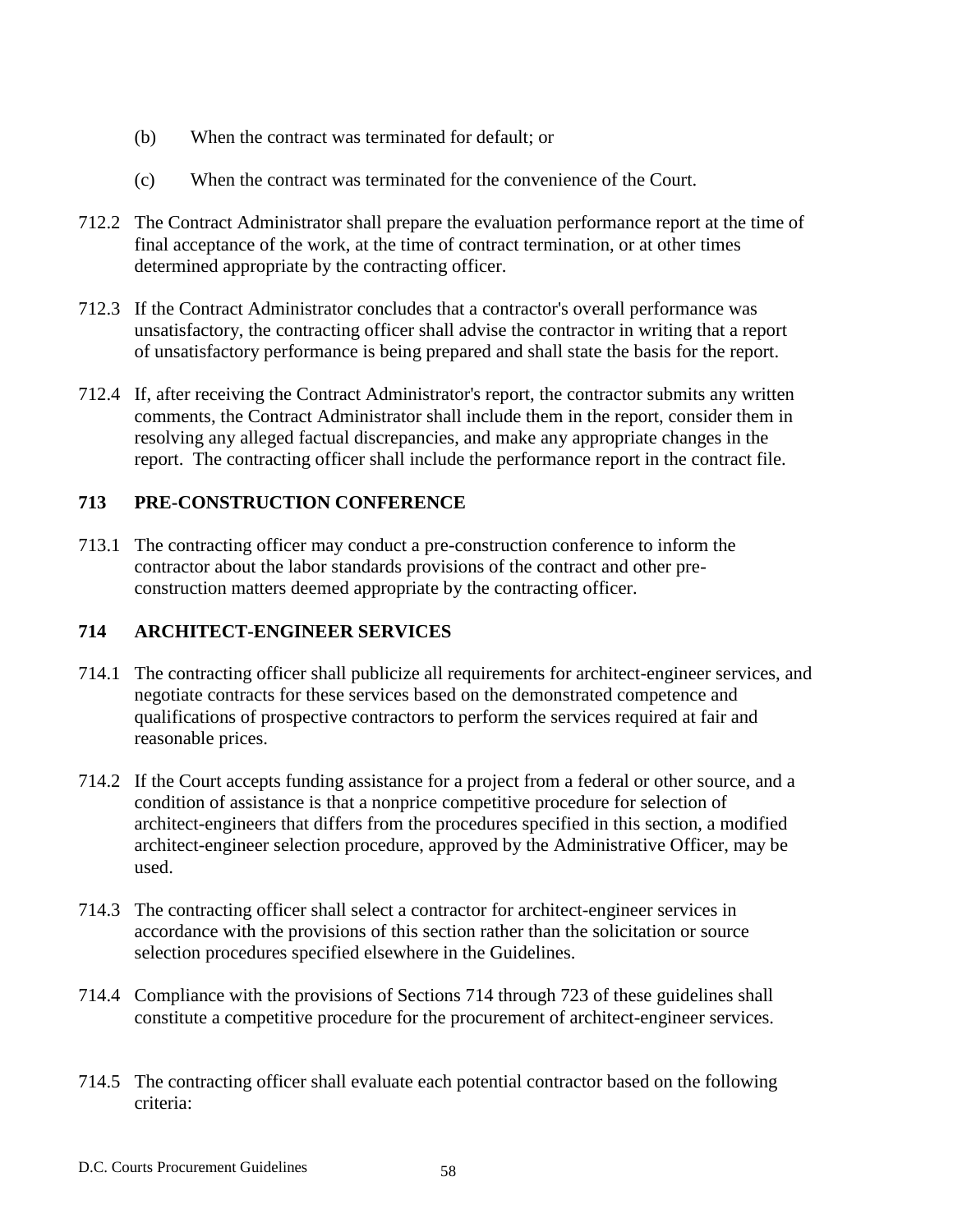(b) When the contract was terminated for default; or

(c) When the contract was terminated for the convenience of the Court.

712.2 The Contract Administrator shall prepare the evaluation performance report at the time of final acceptance of the work, at the time of contract termination, or at other times determined appropriate by the contracting officer.

712.3 If the Contract Administrator concludes that a contractor's overall performance was unsatisfactory, the contracting officer shall advise the contractor in writing that a report of unsatisfactory performance is being prepared and shall state the basis for the report.

712.4 If, after receiving the Contract Administrator's report, the contractor submits any written comments, the Contract Administrator shall include them in the report, consider them in resolving any alleged factual discrepancies, and make any appropriate changes in the report. The contracting officer shall include the performance report in the contract file.

## 713 PRE-CONSTRUCTION CONFERENCE

713.1 The contracting officer may conduct a pre-construction conference to inform the contractor about the labor standards provisions of the contract and other pre-construction matters deemed appropriate by the contracting officer.

## 714 ARCHITECT-ENGINEER SERVICES

714.1 The contracting officer shall publicize all requirements for architect-engineer services, and negotiate contracts for these services based on the demonstrated competence and qualifications of prospective contractors to perform the services required at fair and reasonable prices.

714.2 If the Court accepts funding assistance for a project from a federal or other source, and a condition of assistance is that a nonprice competitive procedure for selection of architect-engineers that differs from the procedures specified in this section, a modified architect-engineer selection procedure, approved by the Administrative Officer, may be used.

714.3 The contracting officer shall select a contractor for architect-engineer services in accordance with the provisions of this section rather than the solicitation or source selection procedures specified elsewhere in the Guidelines.

714.4 Compliance with the provisions of Sections 714 through 723 of these guidelines shall constitute a competitive procedure for the procurement of architect-engineer services.

714.5 The contracting officer shall evaluate each potential contractor based on the following criteria: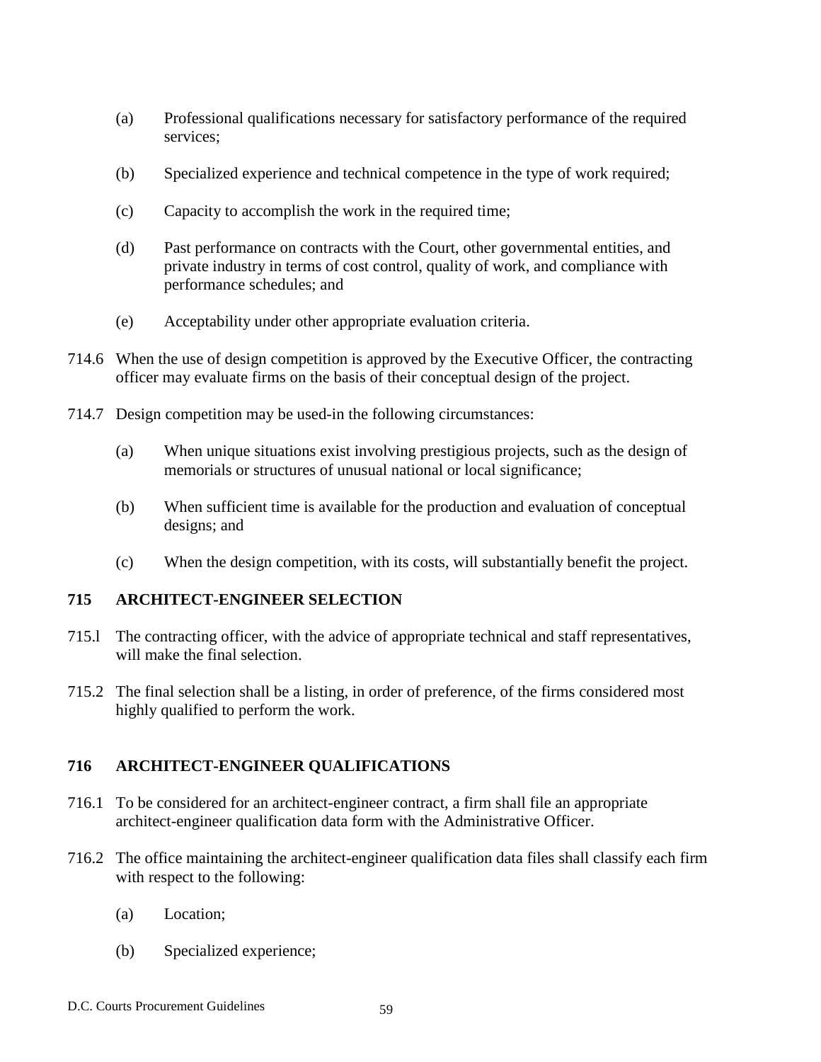(a) Professional qualifications necessary for satisfactory performance of the required services;

(b) Specialized experience and technical competence in the type of work required;

(c) Capacity to accomplish the work in the required time;

(d) Past performance on contracts with the Court, other governmental entities, and private industry in terms of cost control, quality of work, and compliance with performance schedules; and

(e) Acceptability under other appropriate evaluation criteria.

714.6 When the use of design competition is approved by the Executive Officer, the contracting officer may evaluate firms on the basis of their conceptual design of the project.

714.7 Design competition may be used-in the following circumstances:

(a) When unique situations exist involving prestigious projects, such as the design of memorials or structures of unusual national or local significance;

(b) When sufficient time is available for the production and evaluation of conceptual designs; and

(c) When the design competition, with its costs, will substantially benefit the project.

## 715 ARCHITECT-ENGINEER SELECTION

715.l The contracting officer, with the advice of appropriate technical and staff representatives, will make the final selection.

715.2 The final selection shall be a listing, in order of preference, of the firms considered most highly qualified to perform the work.

## 716 ARCHITECT-ENGINEER QUALIFICATIONS

716.1 To be considered for an architect-engineer contract, a firm shall file an appropriate architect-engineer qualification data form with the Administrative Officer.

716.2 The office maintaining the architect-engineer qualification data files shall classify each firm with respect to the following:

(a) Location;

(b) Specialized experience;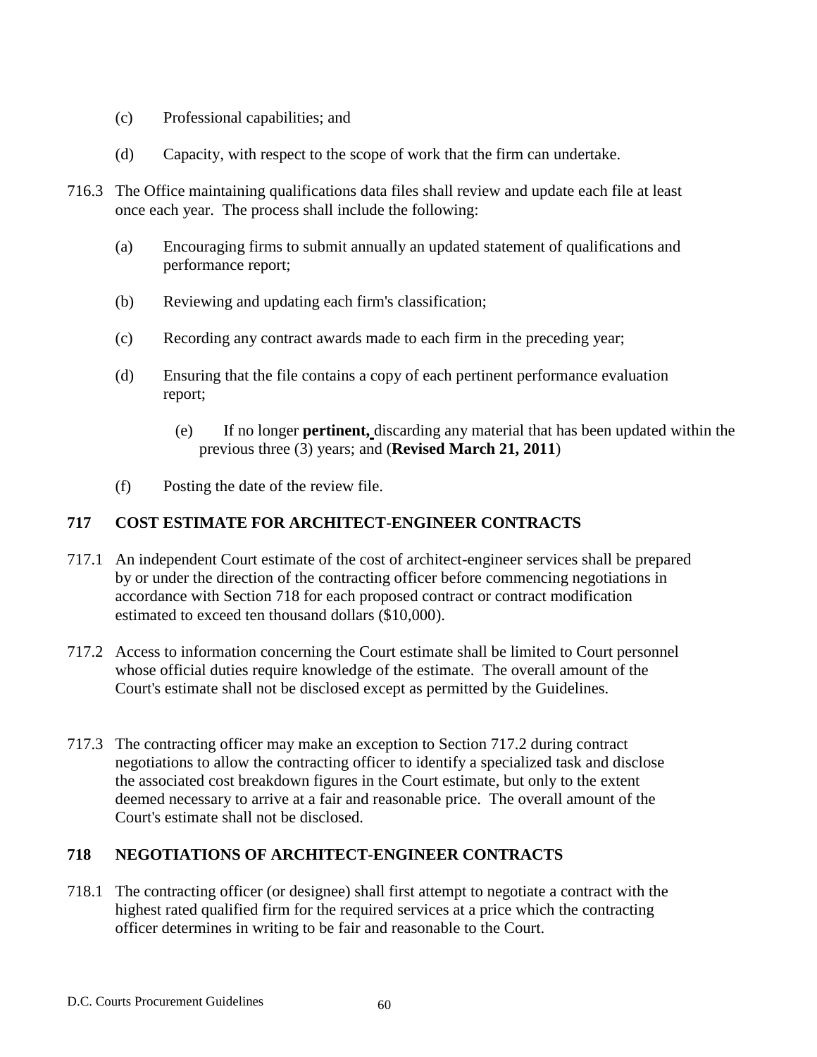(c) Professional capabilities; and

(d) Capacity, with respect to the scope of work that the firm can undertake.

716.3 The Office maintaining qualifications data files shall review and update each file at least once each year. The process shall include the following:

(a) Encouraging firms to submit annually an updated statement of qualifications and performance report;

(b) Reviewing and updating each firm's classification;

(c) Recording any contract awards made to each firm in the preceding year;

(d) Ensuring that the file contains a copy of each pertinent performance evaluation report;

(e) If no longer **pertinent,** discarding any material that has been updated within the previous three (3) years; and (**Revised March 21, 2011**)

(f) Posting the date of the review file.

## 717 COST ESTIMATE FOR ARCHITECT-ENGINEER CONTRACTS

717.1 An independent Court estimate of the cost of architect-engineer services shall be prepared by or under the direction of the contracting officer before commencing negotiations in accordance with Section 718 for each proposed contract or contract modification estimated to exceed ten thousand dollars ($10,000).

717.2 Access to information concerning the Court estimate shall be limited to Court personnel whose official duties require knowledge of the estimate. The overall amount of the Court's estimate shall not be disclosed except as permitted by the Guidelines.

717.3 The contracting officer may make an exception to Section 717.2 during contract negotiations to allow the contracting officer to identify a specialized task and disclose the associated cost breakdown figures in the Court estimate, but only to the extent deemed necessary to arrive at a fair and reasonable price. The overall amount of the Court's estimate shall not be disclosed.

## 718 NEGOTIATIONS OF ARCHITECT-ENGINEER CONTRACTS

718.1 The contracting officer (or designee) shall first attempt to negotiate a contract with the highest rated qualified firm for the required services at a price which the contracting officer determines in writing to be fair and reasonable to the Court.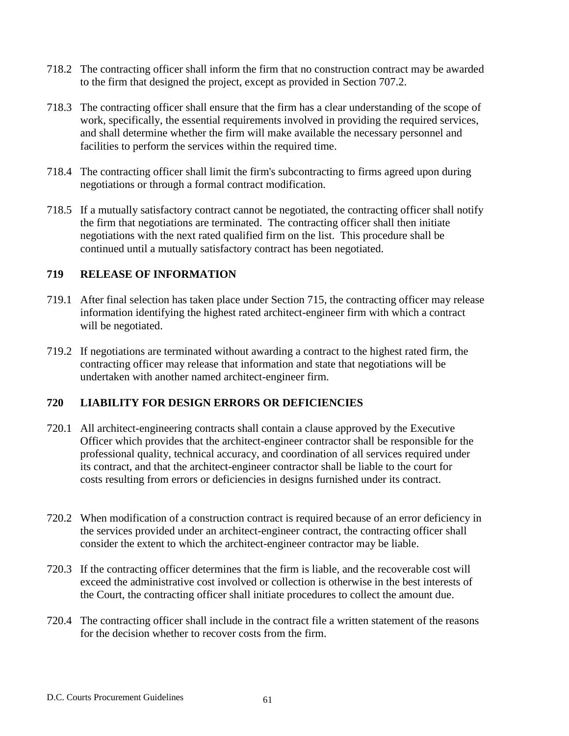718.2 The contracting officer shall inform the firm that no construction contract may be awarded to the firm that designed the project, except as provided in Section 707.2.

718.3 The contracting officer shall ensure that the firm has a clear understanding of the scope of work, specifically, the essential requirements involved in providing the required services, and shall determine whether the firm will make available the necessary personnel and facilities to perform the services within the required time.

718.4 The contracting officer shall limit the firm's subcontracting to firms agreed upon during negotiations or through a formal contract modification.

718.5 If a mutually satisfactory contract cannot be negotiated, the contracting officer shall notify the firm that negotiations are terminated. The contracting officer shall then initiate negotiations with the next rated qualified firm on the list. This procedure shall be continued until a mutually satisfactory contract has been negotiated.

## 719 RELEASE OF INFORMATION

719.1 After final selection has taken place under Section 715, the contracting officer may release information identifying the highest rated architect-engineer firm with which a contract will be negotiated.

719.2 If negotiations are terminated without awarding a contract to the highest rated firm, the contracting officer may release that information and state that negotiations will be undertaken with another named architect-engineer firm.

## 720 LIABILITY FOR DESIGN ERRORS OR DEFICIENCIES

720.1 All architect-engineering contracts shall contain a clause approved by the Executive Officer which provides that the architect-engineer contractor shall be responsible for the professional quality, technical accuracy, and coordination of all services required under its contract, and that the architect-engineer contractor shall be liable to the court for costs resulting from errors or deficiencies in designs furnished under its contract.

720.2 When modification of a construction contract is required because of an error deficiency in the services provided under an architect-engineer contract, the contracting officer shall consider the extent to which the architect-engineer contractor may be liable.

720.3 If the contracting officer determines that the firm is liable, and the recoverable cost will exceed the administrative cost involved or collection is otherwise in the best interests of the Court, the contracting officer shall initiate procedures to collect the amount due.

720.4 The contracting officer shall include in the contract file a written statement of the reasons for the decision whether to recover costs from the firm.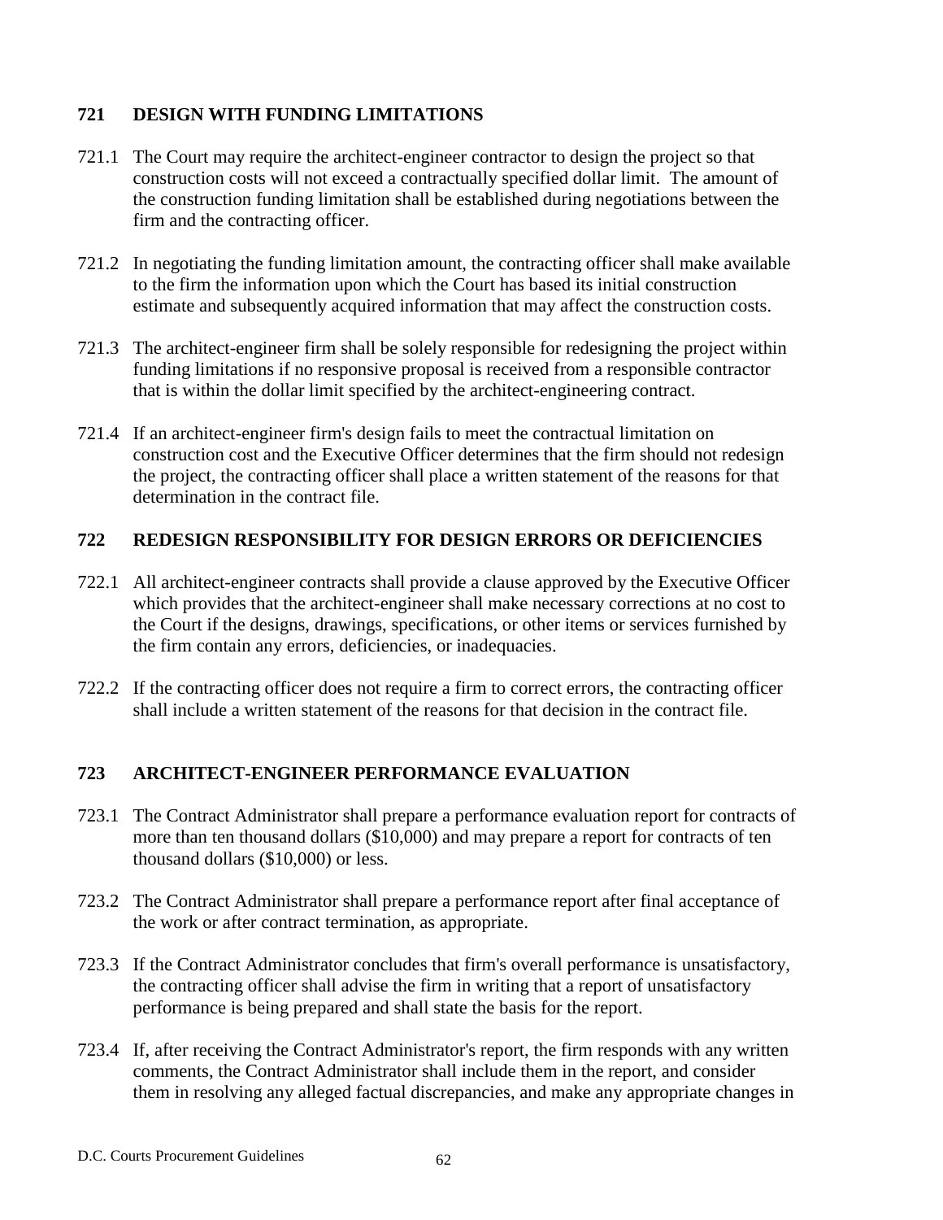## 721 DESIGN WITH FUNDING LIMITATIONS

721.1 The Court may require the architect-engineer contractor to design the project so that construction costs will not exceed a contractually specified dollar limit. The amount of the construction funding limitation shall be established during negotiations between the firm and the contracting officer.

721.2 In negotiating the funding limitation amount, the contracting officer shall make available to the firm the information upon which the Court has based its initial construction estimate and subsequently acquired information that may affect the construction costs.

721.3 The architect-engineer firm shall be solely responsible for redesigning the project within funding limitations if no responsive proposal is received from a responsible contractor that is within the dollar limit specified by the architect-engineering contract.

721.4 If an architect-engineer firm's design fails to meet the contractual limitation on construction cost and the Executive Officer determines that the firm should not redesign the project, the contracting officer shall place a written statement of the reasons for that determination in the contract file.

## 722 REDESIGN RESPONSIBILITY FOR DESIGN ERRORS OR DEFICIENCIES

722.1 All architect-engineer contracts shall provide a clause approved by the Executive Officer which provides that the architect-engineer shall make necessary corrections at no cost to the Court if the designs, drawings, specifications, or other items or services furnished by the firm contain any errors, deficiencies, or inadequacies.

722.2 If the contracting officer does not require a firm to correct errors, the contracting officer shall include a written statement of the reasons for that decision in the contract file.

## 723 ARCHITECT-ENGINEER PERFORMANCE EVALUATION

723.1 The Contract Administrator shall prepare a performance evaluation report for contracts of more than ten thousand dollars ($10,000) and may prepare a report for contracts of ten thousand dollars ($10,000) or less.

723.2 The Contract Administrator shall prepare a performance report after final acceptance of the work or after contract termination, as appropriate.

723.3 If the Contract Administrator concludes that firm's overall performance is unsatisfactory, the contracting officer shall advise the firm in writing that a report of unsatisfactory performance is being prepared and shall state the basis for the report.

723.4 If, after receiving the Contract Administrator's report, the firm responds with any written comments, the Contract Administrator shall include them in the report, and consider them in resolving any alleged factual discrepancies, and make any appropriate changes in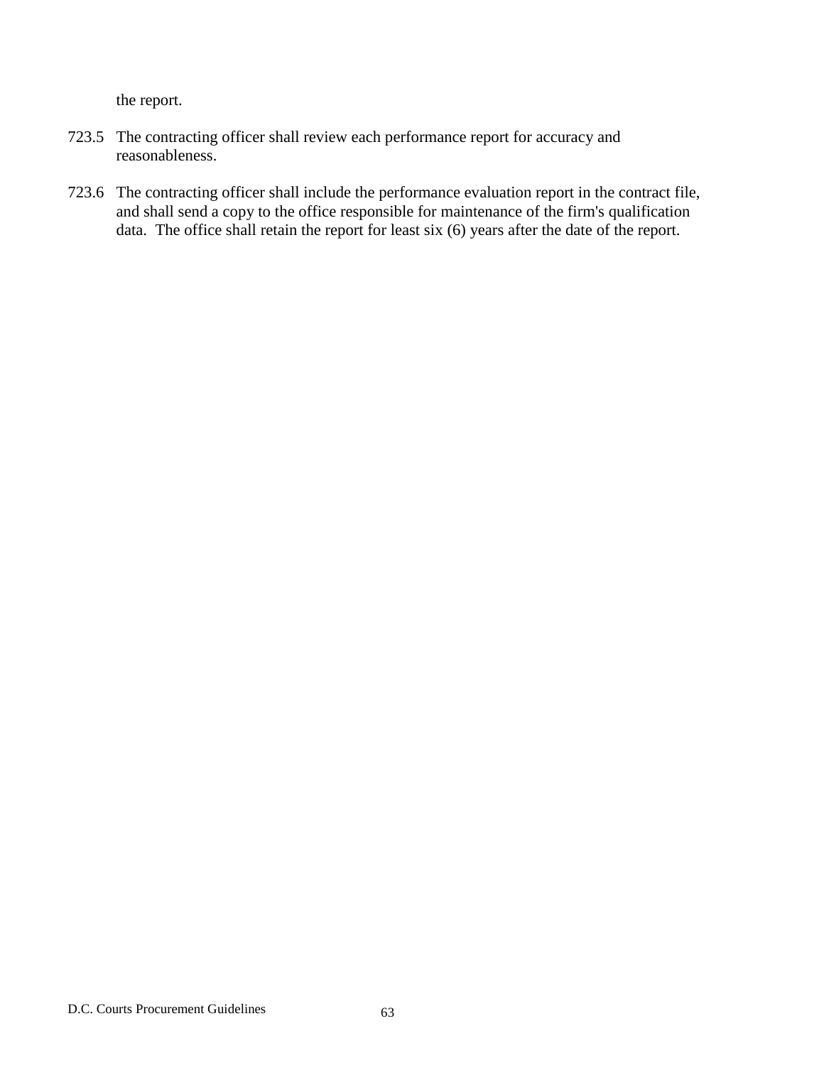the report.

723.5 The contracting officer shall review each performance report for accuracy and reasonableness.

723.6 The contracting officer shall include the performance evaluation report in the contract file, and shall send a copy to the office responsible for maintenance of the firm's qualification data. The office shall retain the report for least six (6) years after the date of the report.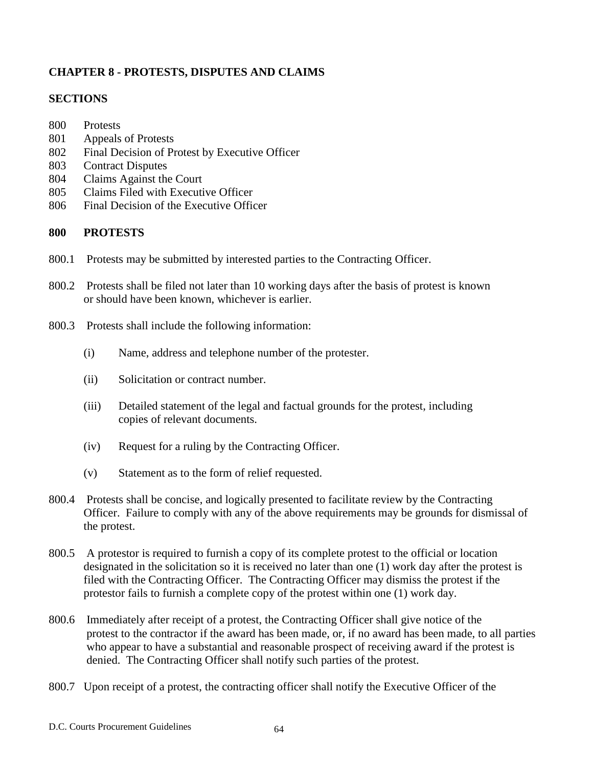## CHAPTER 8 - PROTESTS, DISPUTES AND CLAIMS

### SECTIONS

- 800 Protests
- 801 Appeals of Protests
- 802 Final Decision of Protest by Executive Officer
- 803 Contract Disputes
- 804 Claims Against the Court
- 805 Claims Filed with Executive Officer
- 806 Final Decision of the Executive Officer

### 800 PROTESTS

800.1 Protests may be submitted by interested parties to the Contracting Officer.

800.2 Protests shall be filed not later than 10 working days after the basis of protest is known or should have been known, whichever is earlier.

800.3 Protests shall include the following information:

- (i) Name, address and telephone number of the protester.
- (ii) Solicitation or contract number.
- (iii) Detailed statement of the legal and factual grounds for the protest, including copies of relevant documents.
- (iv) Request for a ruling by the Contracting Officer.
- (v) Statement as to the form of relief requested.

800.4 Protests shall be concise, and logically presented to facilitate review by the Contracting Officer. Failure to comply with any of the above requirements may be grounds for dismissal of the protest.

800.5 A protestor is required to furnish a copy of its complete protest to the official or location designated in the solicitation so it is received no later than one (1) work day after the protest is filed with the Contracting Officer. The Contracting Officer may dismiss the protest if the protestor fails to furnish a complete copy of the protest within one (1) work day.

800.6 Immediately after receipt of a protest, the Contracting Officer shall give notice of the protest to the contractor if the award has been made, or, if no award has been made, to all parties who appear to have a substantial and reasonable prospect of receiving award if the protest is denied. The Contracting Officer shall notify such parties of the protest.

800.7 Upon receipt of a protest, the contracting officer shall notify the Executive Officer of the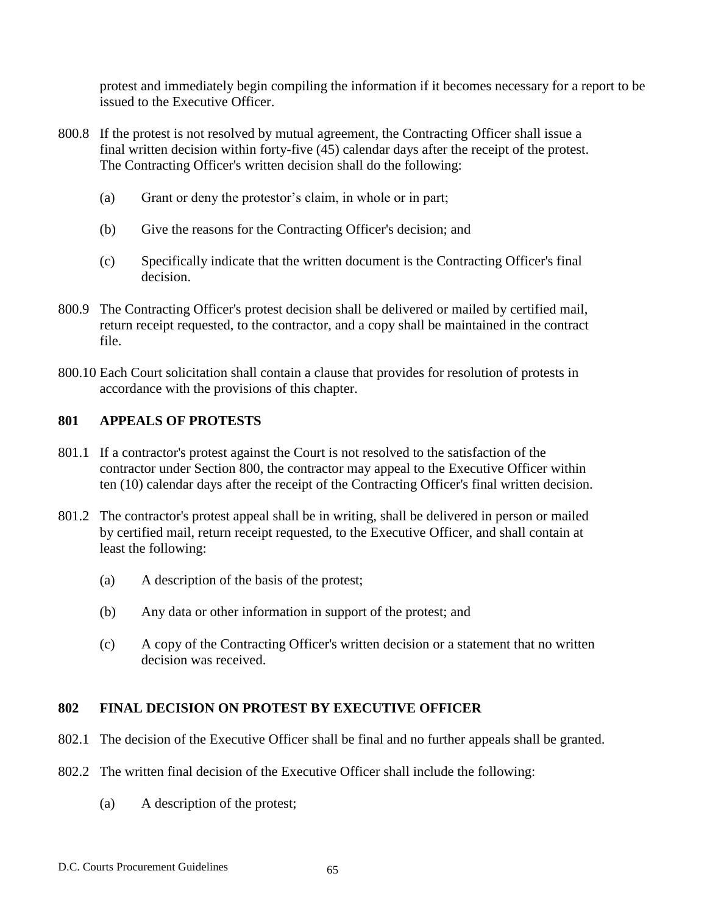protest and immediately begin compiling the information if it becomes necessary for a report to be issued to the Executive Officer.

800.8 If the protest is not resolved by mutual agreement, the Contracting Officer shall issue a final written decision within forty-five (45) calendar days after the receipt of the protest. The Contracting Officer's written decision shall do the following:

(a) Grant or deny the protestor's claim, in whole or in part;

(b) Give the reasons for the Contracting Officer's decision; and

(c) Specifically indicate that the written document is the Contracting Officer's final decision.

800.9 The Contracting Officer's protest decision shall be delivered or mailed by certified mail, return receipt requested, to the contractor, and a copy shall be maintained in the contract file.

800.10 Each Court solicitation shall contain a clause that provides for resolution of protests in accordance with the provisions of this chapter.

## 801 APPEALS OF PROTESTS

801.1 If a contractor's protest against the Court is not resolved to the satisfaction of the contractor under Section 800, the contractor may appeal to the Executive Officer within ten (10) calendar days after the receipt of the Contracting Officer's final written decision.

801.2 The contractor's protest appeal shall be in writing, shall be delivered in person or mailed by certified mail, return receipt requested, to the Executive Officer, and shall contain at least the following:

(a) A description of the basis of the protest;

(b) Any data or other information in support of the protest; and

(c) A copy of the Contracting Officer's written decision or a statement that no written decision was received.

## 802 FINAL DECISION ON PROTEST BY EXECUTIVE OFFICER

802.1 The decision of the Executive Officer shall be final and no further appeals shall be granted.

802.2 The written final decision of the Executive Officer shall include the following:

(a) A description of the protest;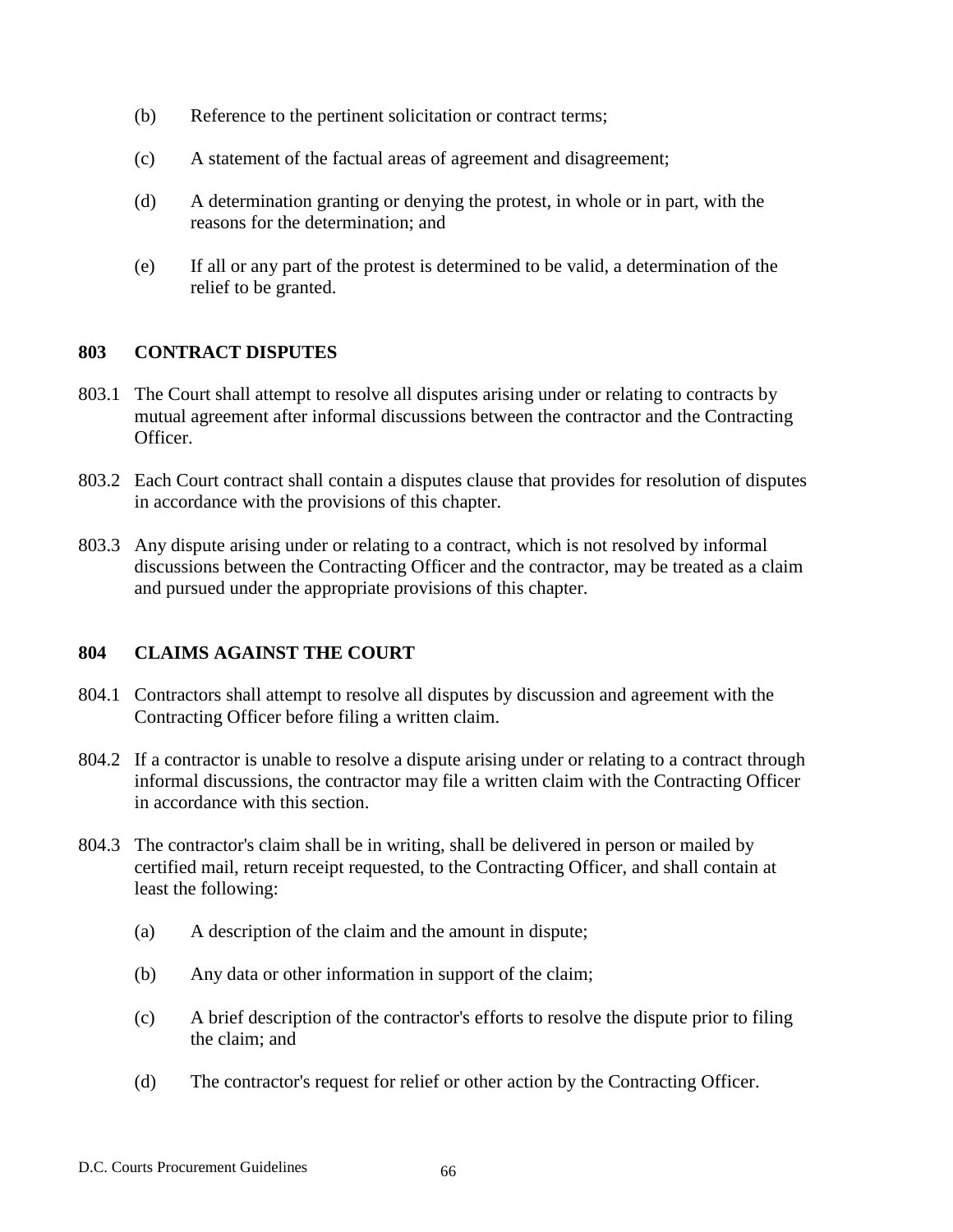(b) Reference to the pertinent solicitation or contract terms;

(c) A statement of the factual areas of agreement and disagreement;

(d) A determination granting or denying the protest, in whole or in part, with the reasons for the determination; and

(e) If all or any part of the protest is determined to be valid, a determination of the relief to be granted.

## 803 CONTRACT DISPUTES

803.1 The Court shall attempt to resolve all disputes arising under or relating to contracts by mutual agreement after informal discussions between the contractor and the Contracting Officer.

803.2 Each Court contract shall contain a disputes clause that provides for resolution of disputes in accordance with the provisions of this chapter.

803.3 Any dispute arising under or relating to a contract, which is not resolved by informal discussions between the Contracting Officer and the contractor, may be treated as a claim and pursued under the appropriate provisions of this chapter.

## 804 CLAIMS AGAINST THE COURT

804.1 Contractors shall attempt to resolve all disputes by discussion and agreement with the Contracting Officer before filing a written claim.

804.2 If a contractor is unable to resolve a dispute arising under or relating to a contract through informal discussions, the contractor may file a written claim with the Contracting Officer in accordance with this section.

804.3 The contractor's claim shall be in writing, shall be delivered in person or mailed by certified mail, return receipt requested, to the Contracting Officer, and shall contain at least the following:

(a) A description of the claim and the amount in dispute;

(b) Any data or other information in support of the claim;

(c) A brief description of the contractor's efforts to resolve the dispute prior to filing the claim; and

(d) The contractor's request for relief or other action by the Contracting Officer.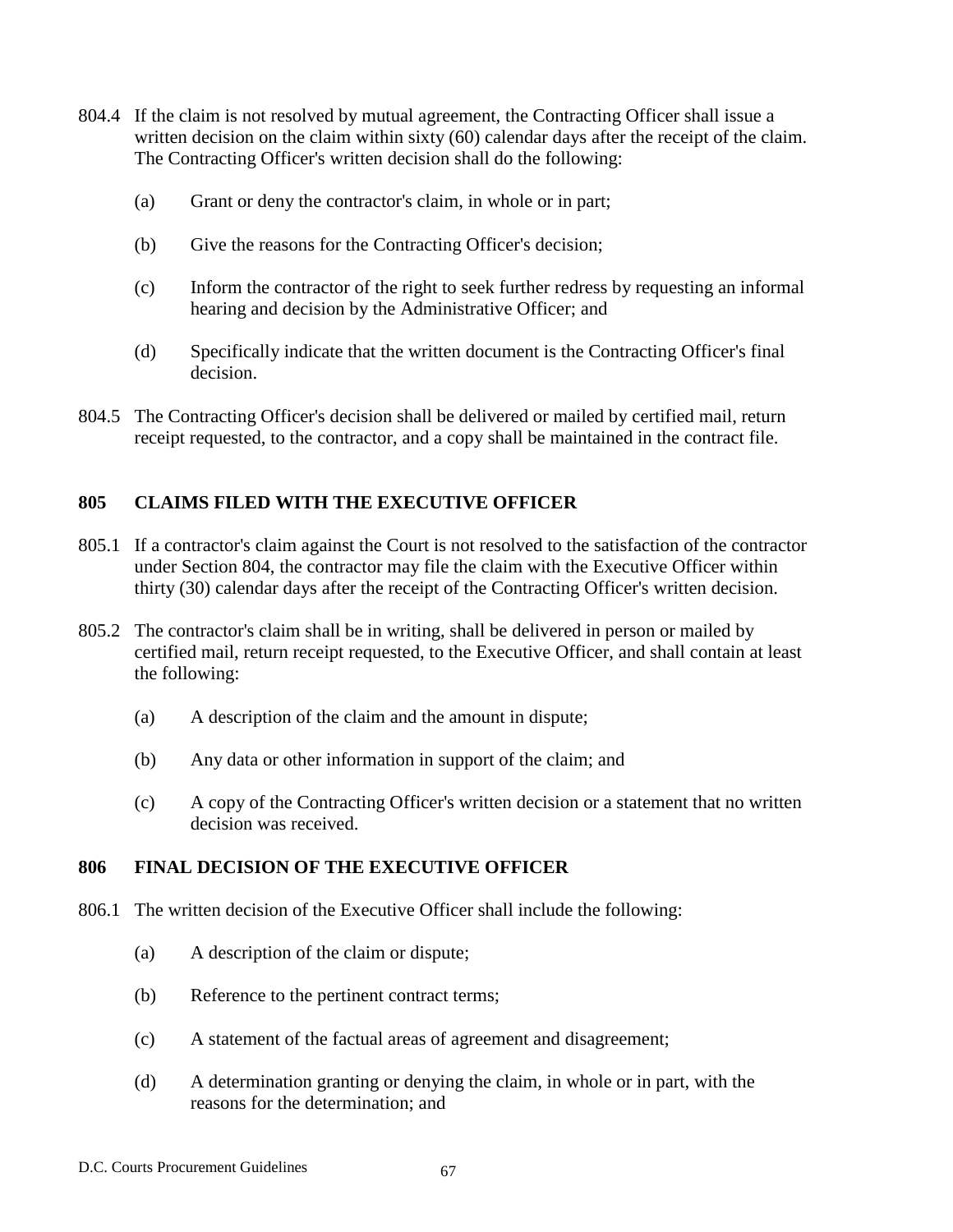804.4 If the claim is not resolved by mutual agreement, the Contracting Officer shall issue a written decision on the claim within sixty (60) calendar days after the receipt of the claim. The Contracting Officer's written decision shall do the following:

(a) Grant or deny the contractor's claim, in whole or in part;

(b) Give the reasons for the Contracting Officer's decision;

(c) Inform the contractor of the right to seek further redress by requesting an informal hearing and decision by the Administrative Officer; and

(d) Specifically indicate that the written document is the Contracting Officer's final decision.

804.5 The Contracting Officer's decision shall be delivered or mailed by certified mail, return receipt requested, to the contractor, and a copy shall be maintained in the contract file.

## 805 CLAIMS FILED WITH THE EXECUTIVE OFFICER

805.1 If a contractor's claim against the Court is not resolved to the satisfaction of the contractor under Section 804, the contractor may file the claim with the Executive Officer within thirty (30) calendar days after the receipt of the Contracting Officer's written decision.

805.2 The contractor's claim shall be in writing, shall be delivered in person or mailed by certified mail, return receipt requested, to the Executive Officer, and shall contain at least the following:

(a) A description of the claim and the amount in dispute;

(b) Any data or other information in support of the claim; and

(c) A copy of the Contracting Officer's written decision or a statement that no written decision was received.

## 806 FINAL DECISION OF THE EXECUTIVE OFFICER

806.1 The written decision of the Executive Officer shall include the following:

(a) A description of the claim or dispute;

(b) Reference to the pertinent contract terms;

(c) A statement of the factual areas of agreement and disagreement;

(d) A determination granting or denying the claim, in whole or in part, with the reasons for the determination; and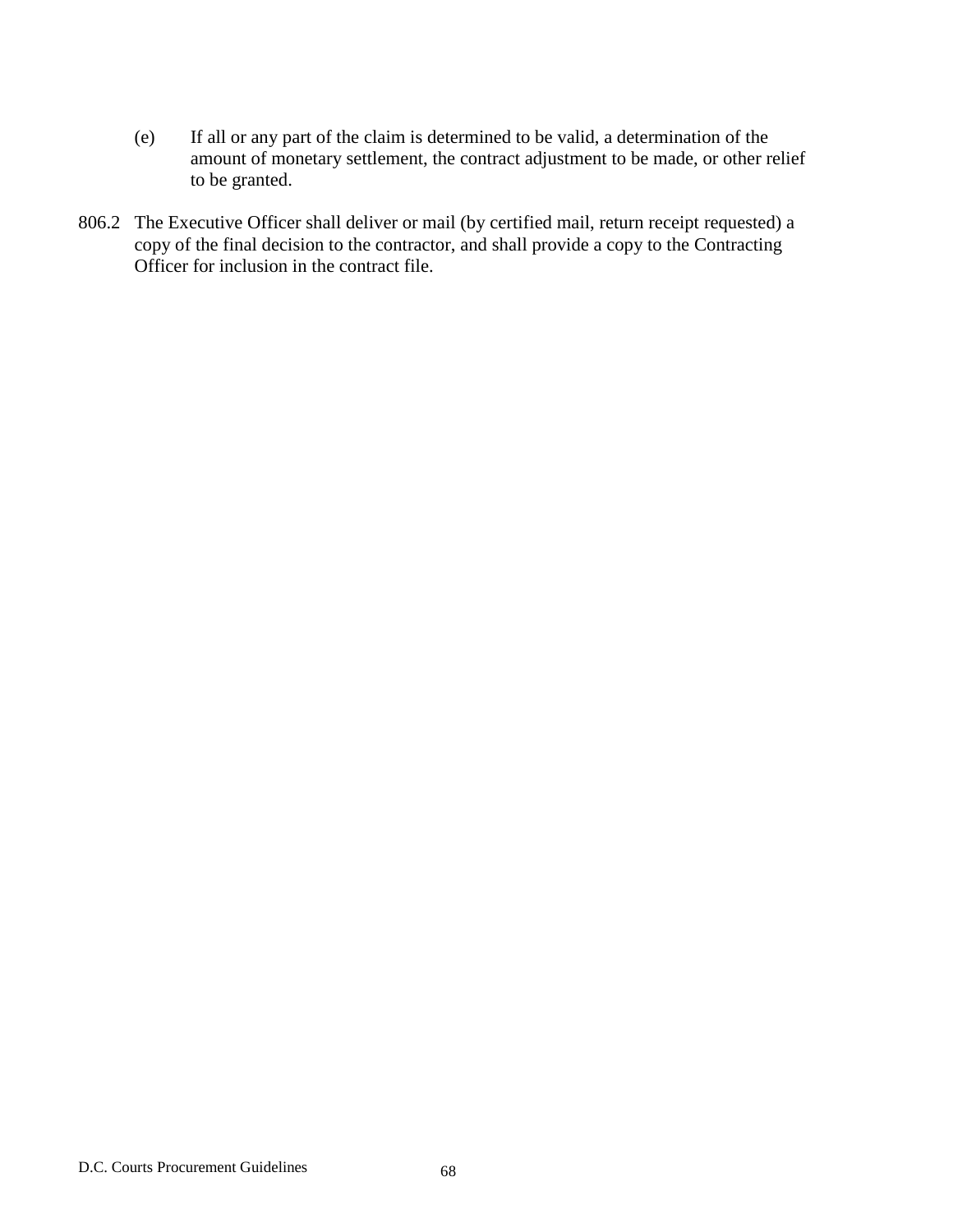(e) If all or any part of the claim is determined to be valid, a determination of the amount of monetary settlement, the contract adjustment to be made, or other relief to be granted.

806.2 The Executive Officer shall deliver or mail (by certified mail, return receipt requested) a copy of the final decision to the contractor, and shall provide a copy to the Contracting Officer for inclusion in the contract file.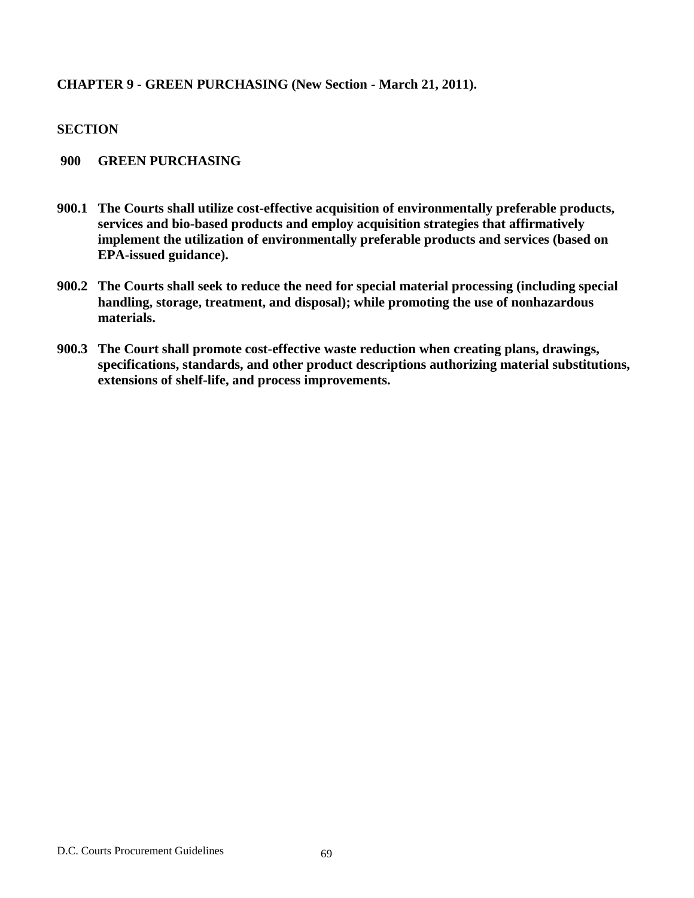## CHAPTER 9 - GREEN PURCHASING (New Section - March 21, 2011).

**SECTION**

**900 GREEN PURCHASING**

**900.1 The Courts shall utilize cost-effective acquisition of environmentally preferable products, services and bio-based products and employ acquisition strategies that affirmatively implement the utilization of environmentally preferable products and services (based on EPA-issued guidance).**

**900.2 The Courts shall seek to reduce the need for special material processing (including special handling, storage, treatment, and disposal); while promoting the use of nonhazardous materials.**

**900.3 The Court shall promote cost-effective waste reduction when creating plans, drawings, specifications, standards, and other product descriptions authorizing material substitutions, extensions of shelf-life, and process improvements.**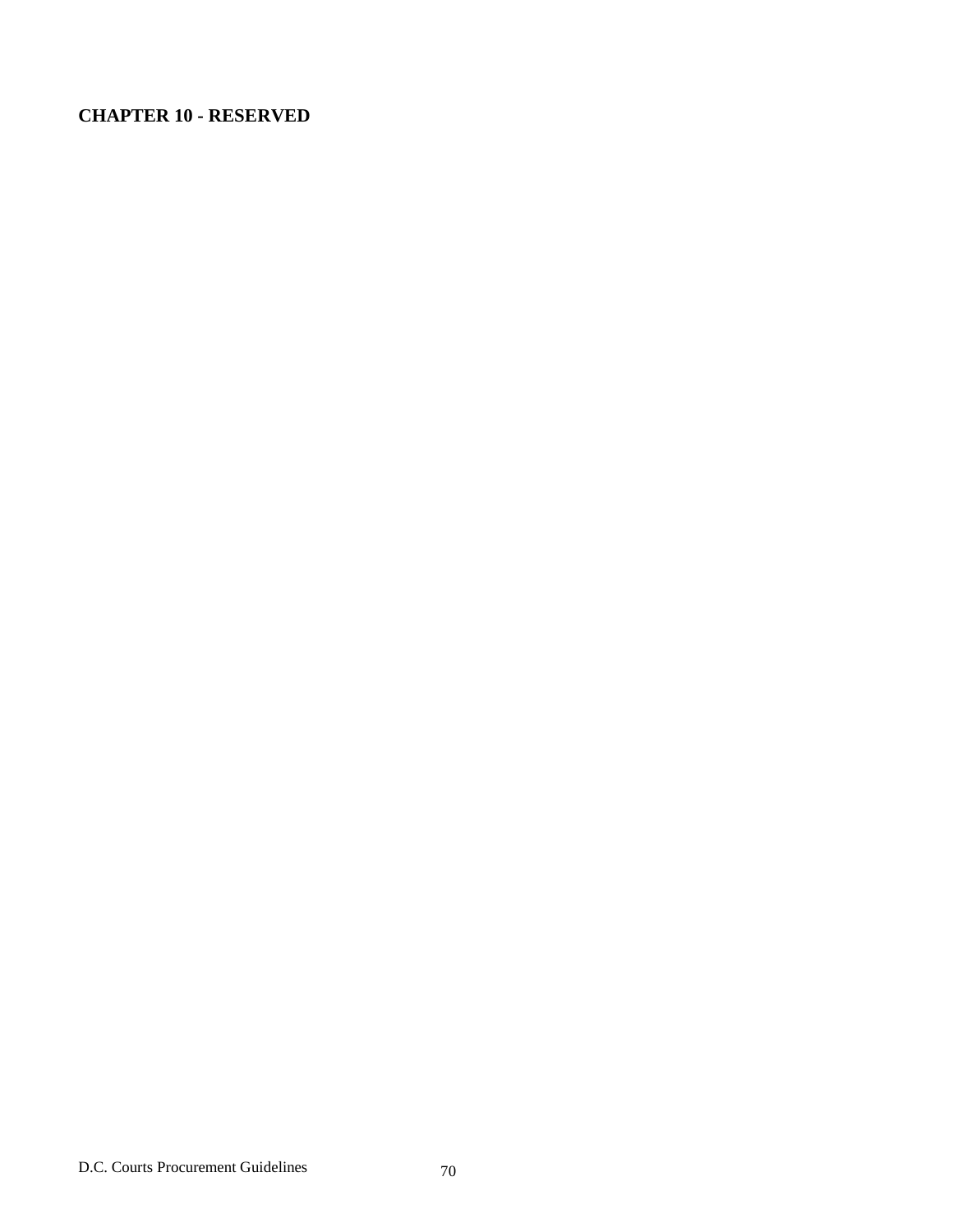# CHAPTER 10 - RESERVED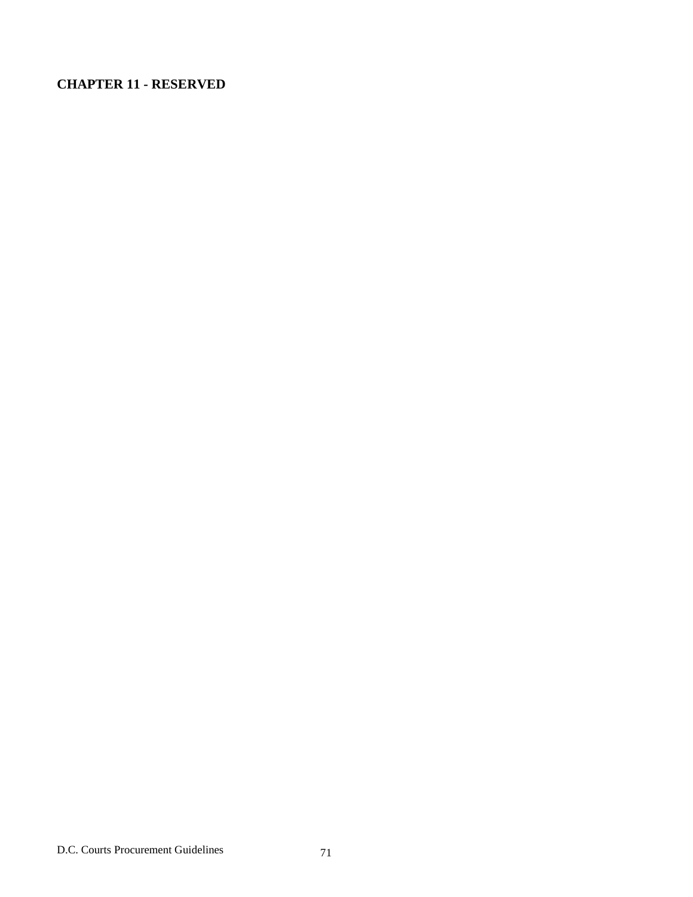## CHAPTER 11 - RESERVED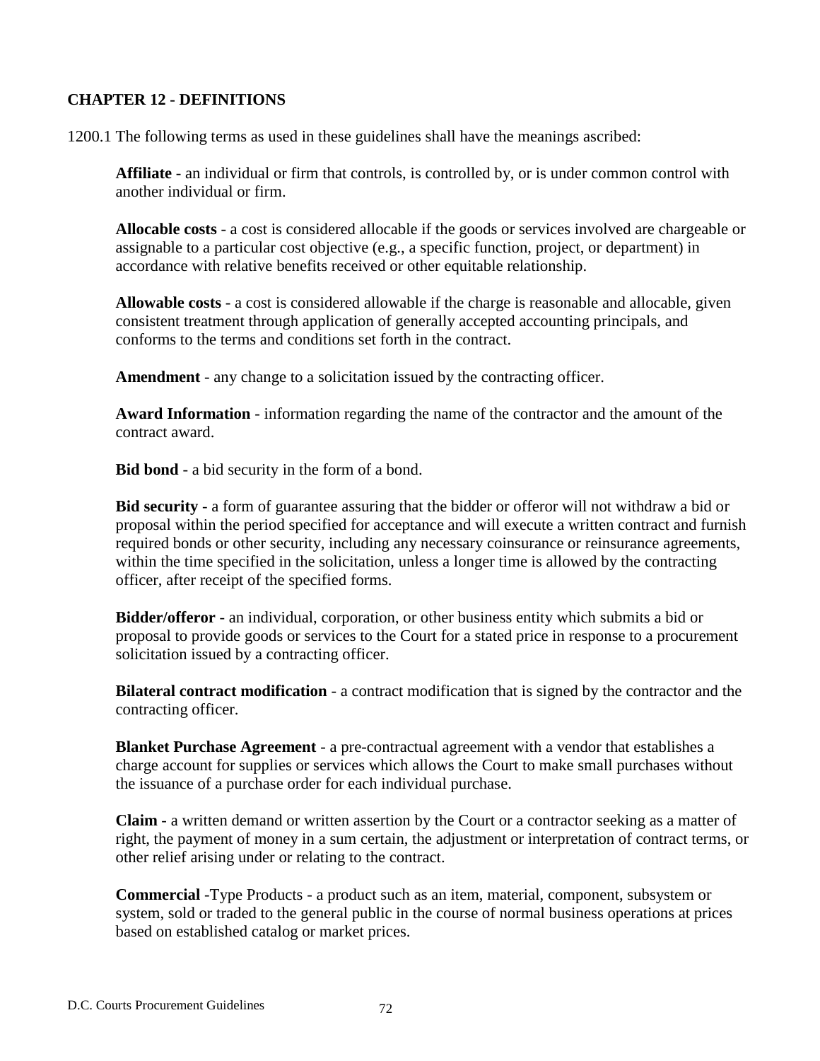## CHAPTER 12 - DEFINITIONS

1200.1 The following terms as used in these guidelines shall have the meanings ascribed:

**Affiliate** - an individual or firm that controls, is controlled by, or is under common control with another individual or firm.

**Allocable costs** - a cost is considered allocable if the goods or services involved are chargeable or assignable to a particular cost objective (e.g., a specific function, project, or department) in accordance with relative benefits received or other equitable relationship.

**Allowable costs** - a cost is considered allowable if the charge is reasonable and allocable, given consistent treatment through application of generally accepted accounting principals, and conforms to the terms and conditions set forth in the contract.

**Amendment** - any change to a solicitation issued by the contracting officer.

**Award Information** - information regarding the name of the contractor and the amount of the contract award.

**Bid bond** - a bid security in the form of a bond.

**Bid security** - a form of guarantee assuring that the bidder or offeror will not withdraw a bid or proposal within the period specified for acceptance and will execute a written contract and furnish required bonds or other security, including any necessary coinsurance or reinsurance agreements, within the time specified in the solicitation, unless a longer time is allowed by the contracting officer, after receipt of the specified forms.

**Bidder/offeror** - an individual, corporation, or other business entity which submits a bid or proposal to provide goods or services to the Court for a stated price in response to a procurement solicitation issued by a contracting officer.

**Bilateral contract modification** - a contract modification that is signed by the contractor and the contracting officer.

**Blanket Purchase Agreement** - a pre-contractual agreement with a vendor that establishes a charge account for supplies or services which allows the Court to make small purchases without the issuance of a purchase order for each individual purchase.

**Claim** - a written demand or written assertion by the Court or a contractor seeking as a matter of right, the payment of money in a sum certain, the adjustment or interpretation of contract terms, or other relief arising under or relating to the contract.

**Commercial** -Type Products - a product such as an item, material, component, subsystem or system, sold or traded to the general public in the course of normal business operations at prices based on established catalog or market prices.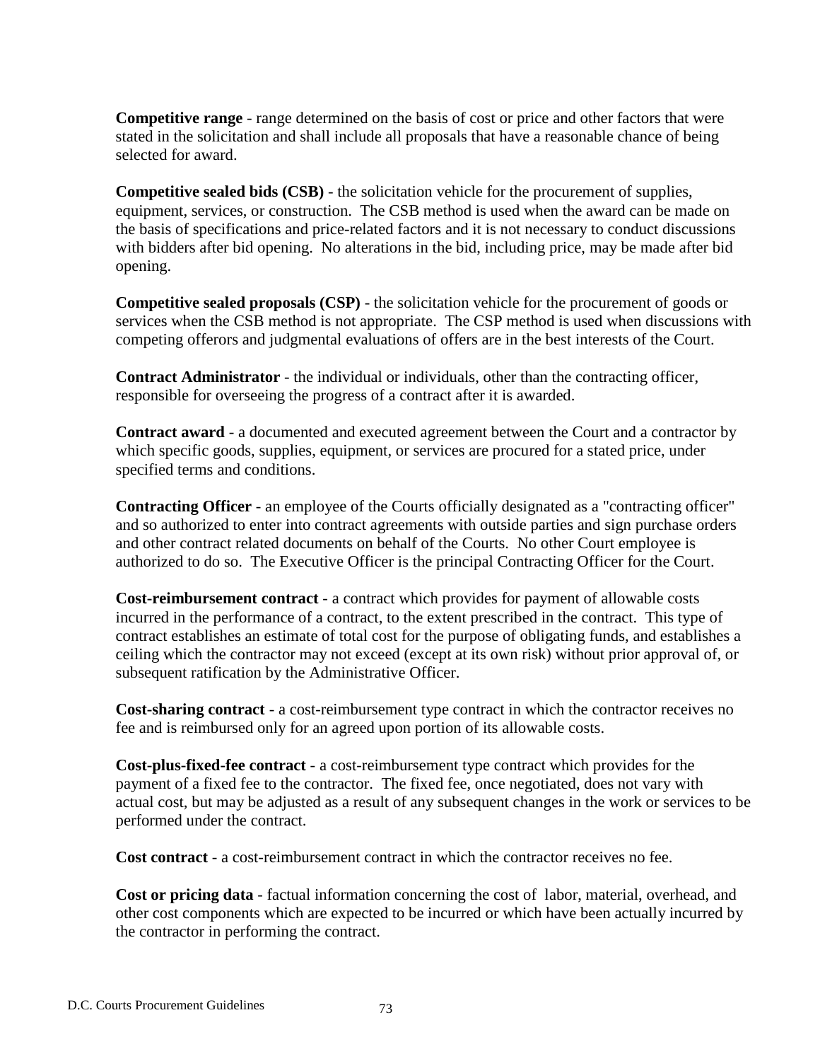**Competitive range** - range determined on the basis of cost or price and other factors that were stated in the solicitation and shall include all proposals that have a reasonable chance of being selected for award.

**Competitive sealed bids (CSB)** - the solicitation vehicle for the procurement of supplies, equipment, services, or construction. The CSB method is used when the award can be made on the basis of specifications and price-related factors and it is not necessary to conduct discussions with bidders after bid opening. No alterations in the bid, including price, may be made after bid opening.

**Competitive sealed proposals (CSP)** - the solicitation vehicle for the procurement of goods or services when the CSB method is not appropriate. The CSP method is used when discussions with competing offerors and judgmental evaluations of offers are in the best interests of the Court.

**Contract Administrator** - the individual or individuals, other than the contracting officer, responsible for overseeing the progress of a contract after it is awarded.

**Contract award** - a documented and executed agreement between the Court and a contractor by which specific goods, supplies, equipment, or services are procured for a stated price, under specified terms and conditions.

**Contracting Officer** - an employee of the Courts officially designated as a "contracting officer" and so authorized to enter into contract agreements with outside parties and sign purchase orders and other contract related documents on behalf of the Courts. No other Court employee is authorized to do so. The Executive Officer is the principal Contracting Officer for the Court.

**Cost-reimbursement contract** - a contract which provides for payment of allowable costs incurred in the performance of a contract, to the extent prescribed in the contract. This type of contract establishes an estimate of total cost for the purpose of obligating funds, and establishes a ceiling which the contractor may not exceed (except at its own risk) without prior approval of, or subsequent ratification by the Administrative Officer.

**Cost-sharing contract** - a cost-reimbursement type contract in which the contractor receives no fee and is reimbursed only for an agreed upon portion of its allowable costs.

**Cost-plus-fixed-fee contract** - a cost-reimbursement type contract which provides for the payment of a fixed fee to the contractor. The fixed fee, once negotiated, does not vary with actual cost, but may be adjusted as a result of any subsequent changes in the work or services to be performed under the contract.

**Cost contract** - a cost-reimbursement contract in which the contractor receives no fee.

**Cost or pricing data** - factual information concerning the cost of labor, material, overhead, and other cost components which are expected to be incurred or which have been actually incurred by the contractor in performing the contract.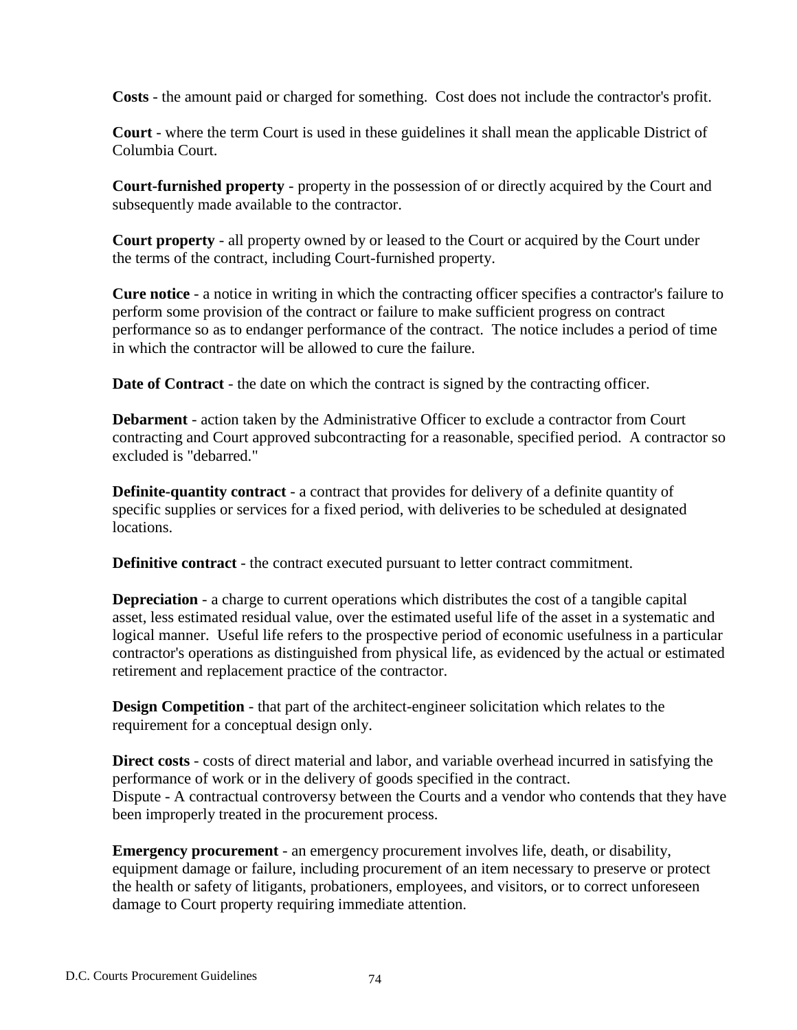**Costs** - the amount paid or charged for something. Cost does not include the contractor's profit.

**Court** - where the term Court is used in these guidelines it shall mean the applicable District of Columbia Court.

**Court-furnished property** - property in the possession of or directly acquired by the Court and subsequently made available to the contractor.

**Court property** - all property owned by or leased to the Court or acquired by the Court under the terms of the contract, including Court-furnished property.

**Cure notice** - a notice in writing in which the contracting officer specifies a contractor's failure to perform some provision of the contract or failure to make sufficient progress on contract performance so as to endanger performance of the contract. The notice includes a period of time in which the contractor will be allowed to cure the failure.

**Date of Contract** - the date on which the contract is signed by the contracting officer.

**Debarment** - action taken by the Administrative Officer to exclude a contractor from Court contracting and Court approved subcontracting for a reasonable, specified period. A contractor so excluded is "debarred."

**Definite-quantity contract** - a contract that provides for delivery of a definite quantity of specific supplies or services for a fixed period, with deliveries to be scheduled at designated locations.

**Definitive contract** - the contract executed pursuant to letter contract commitment.

**Depreciation** - a charge to current operations which distributes the cost of a tangible capital asset, less estimated residual value, over the estimated useful life of the asset in a systematic and logical manner. Useful life refers to the prospective period of economic usefulness in a particular contractor's operations as distinguished from physical life, as evidenced by the actual or estimated retirement and replacement practice of the contractor.

**Design Competition** - that part of the architect-engineer solicitation which relates to the requirement for a conceptual design only.

**Direct costs** - costs of direct material and labor, and variable overhead incurred in satisfying the performance of work or in the delivery of goods specified in the contract.
Dispute - A contractual controversy between the Courts and a vendor who contends that they have been improperly treated in the procurement process.

**Emergency procurement** - an emergency procurement involves life, death, or disability, equipment damage or failure, including procurement of an item necessary to preserve or protect the health or safety of litigants, probationers, employees, and visitors, or to correct unforeseen damage to Court property requiring immediate attention.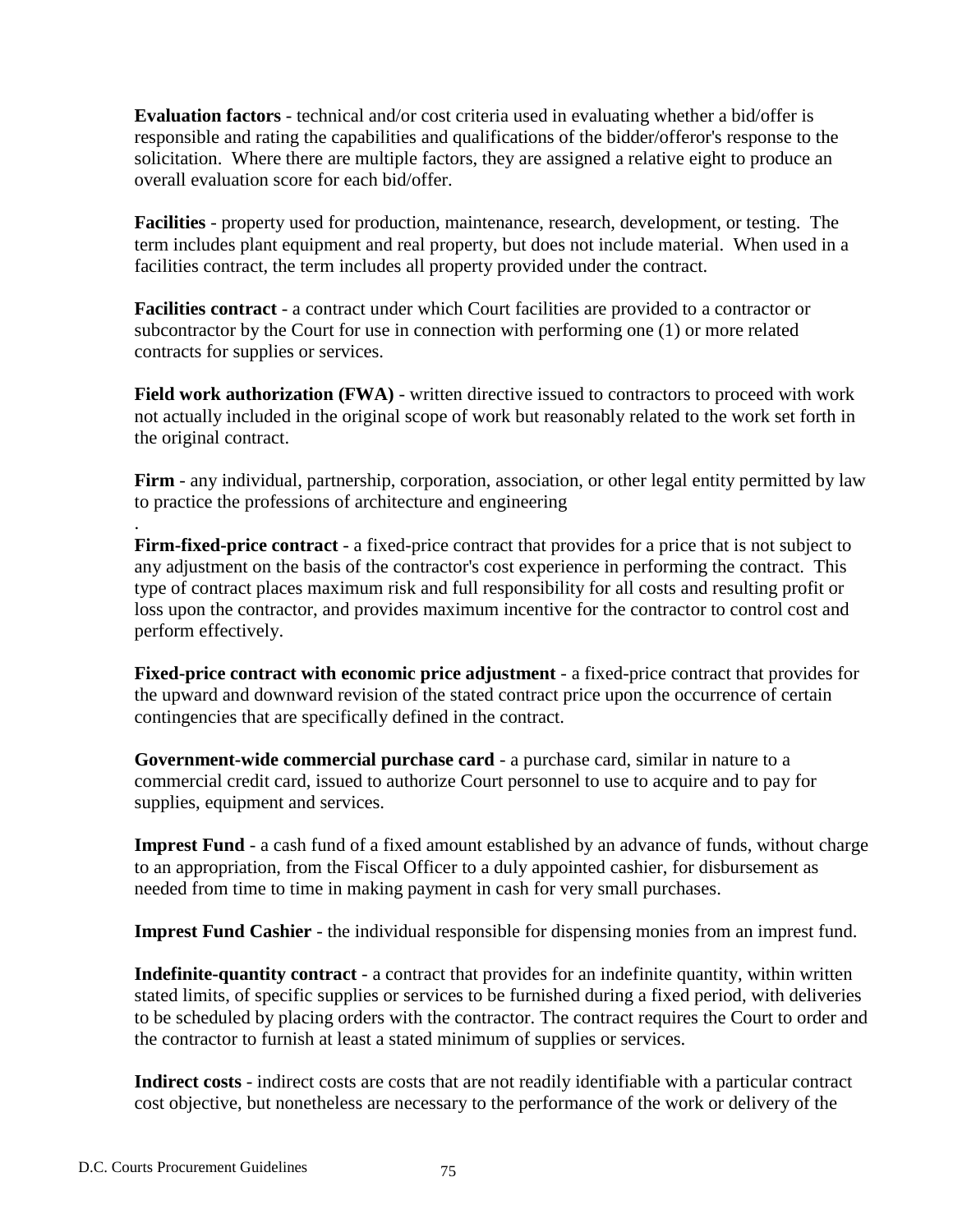**Evaluation factors** - technical and/or cost criteria used in evaluating whether a bid/offer is responsible and rating the capabilities and qualifications of the bidder/offeror's response to the solicitation. Where there are multiple factors, they are assigned a relative eight to produce an overall evaluation score for each bid/offer.

**Facilities** - property used for production, maintenance, research, development, or testing. The term includes plant equipment and real property, but does not include material. When used in a facilities contract, the term includes all property provided under the contract.

**Facilities contract** - a contract under which Court facilities are provided to a contractor or subcontractor by the Court for use in connection with performing one (1) or more related contracts for supplies or services.

**Field work authorization (FWA)** - written directive issued to contractors to proceed with work not actually included in the original scope of work but reasonably related to the work set forth in the original contract.

**Firm** - any individual, partnership, corporation, association, or other legal entity permitted by law to practice the professions of architecture and engineering

.

**Firm-fixed-price contract** - a fixed-price contract that provides for a price that is not subject to any adjustment on the basis of the contractor's cost experience in performing the contract. This type of contract places maximum risk and full responsibility for all costs and resulting profit or loss upon the contractor, and provides maximum incentive for the contractor to control cost and perform effectively.

**Fixed-price contract with economic price adjustment** - a fixed-price contract that provides for the upward and downward revision of the stated contract price upon the occurrence of certain contingencies that are specifically defined in the contract.

**Government-wide commercial purchase card** - a purchase card, similar in nature to a commercial credit card, issued to authorize Court personnel to use to acquire and to pay for supplies, equipment and services.

**Imprest Fund** - a cash fund of a fixed amount established by an advance of funds, without charge to an appropriation, from the Fiscal Officer to a duly appointed cashier, for disbursement as needed from time to time in making payment in cash for very small purchases.

**Imprest Fund Cashier** - the individual responsible for dispensing monies from an imprest fund.

**Indefinite-quantity contract** - a contract that provides for an indefinite quantity, within written stated limits, of specific supplies or services to be furnished during a fixed period, with deliveries to be scheduled by placing orders with the contractor. The contract requires the Court to order and the contractor to furnish at least a stated minimum of supplies or services.

**Indirect costs** - indirect costs are costs that are not readily identifiable with a particular contract cost objective, but nonetheless are necessary to the performance of the work or delivery of the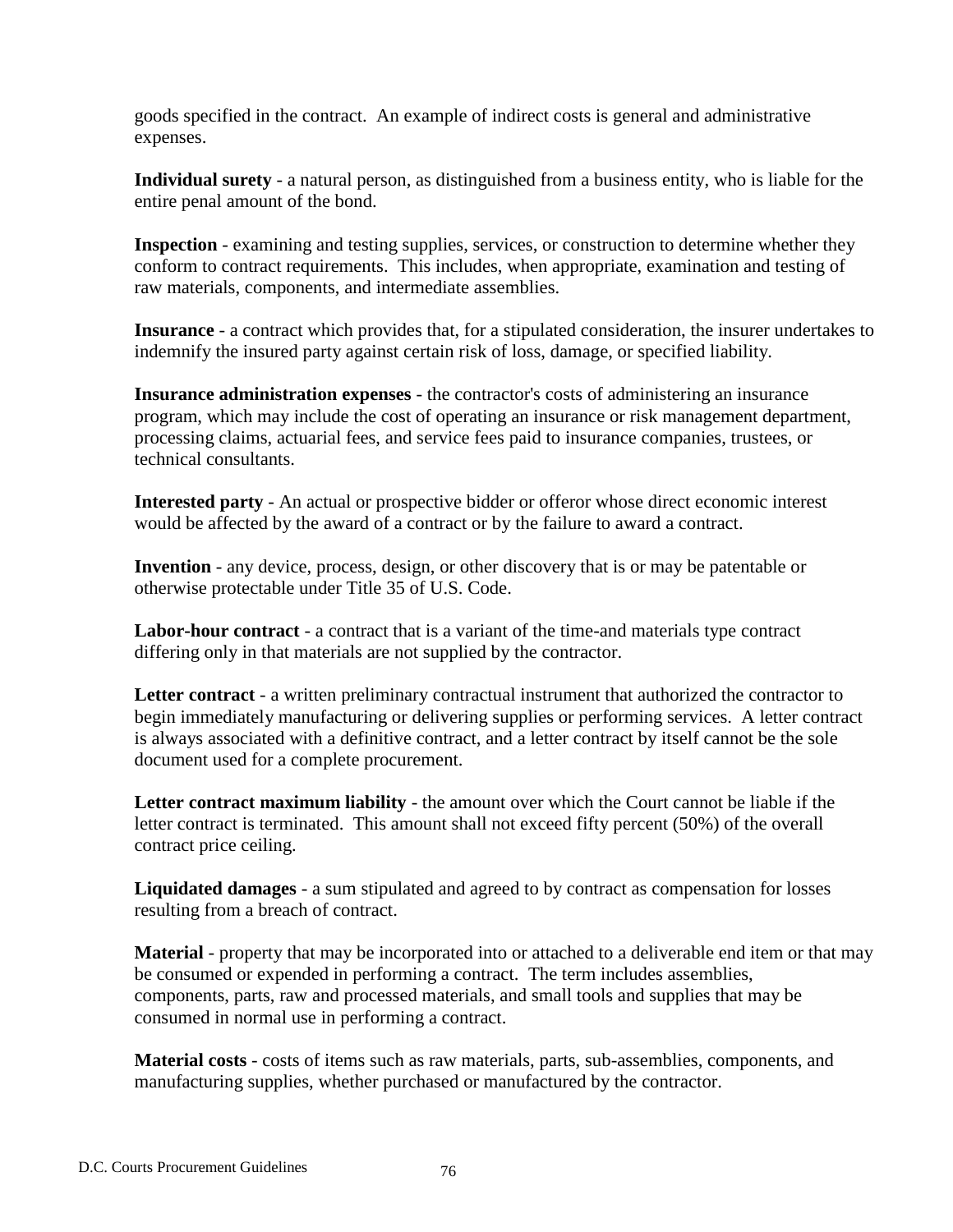goods specified in the contract. An example of indirect costs is general and administrative expenses.

**Individual surety** - a natural person, as distinguished from a business entity, who is liable for the entire penal amount of the bond.

**Inspection** - examining and testing supplies, services, or construction to determine whether they conform to contract requirements. This includes, when appropriate, examination and testing of raw materials, components, and intermediate assemblies.

**Insurance** - a contract which provides that, for a stipulated consideration, the insurer undertakes to indemnify the insured party against certain risk of loss, damage, or specified liability.

**Insurance administration expenses** - the contractor's costs of administering an insurance program, which may include the cost of operating an insurance or risk management department, processing claims, actuarial fees, and service fees paid to insurance companies, trustees, or technical consultants.

**Interested party** - An actual or prospective bidder or offeror whose direct economic interest would be affected by the award of a contract or by the failure to award a contract.

**Invention** - any device, process, design, or other discovery that is or may be patentable or otherwise protectable under Title 35 of U.S. Code.

**Labor-hour contract** - a contract that is a variant of the time-and materials type contract differing only in that materials are not supplied by the contractor.

**Letter contract** - a written preliminary contractual instrument that authorized the contractor to begin immediately manufacturing or delivering supplies or performing services. A letter contract is always associated with a definitive contract, and a letter contract by itself cannot be the sole document used for a complete procurement.

**Letter contract maximum liability** - the amount over which the Court cannot be liable if the letter contract is terminated. This amount shall not exceed fifty percent (50%) of the overall contract price ceiling.

**Liquidated damages** - a sum stipulated and agreed to by contract as compensation for losses resulting from a breach of contract.

**Material** - property that may be incorporated into or attached to a deliverable end item or that may be consumed or expended in performing a contract. The term includes assemblies, components, parts, raw and processed materials, and small tools and supplies that may be consumed in normal use in performing a contract.

**Material costs** - costs of items such as raw materials, parts, sub-assemblies, components, and manufacturing supplies, whether purchased or manufactured by the contractor.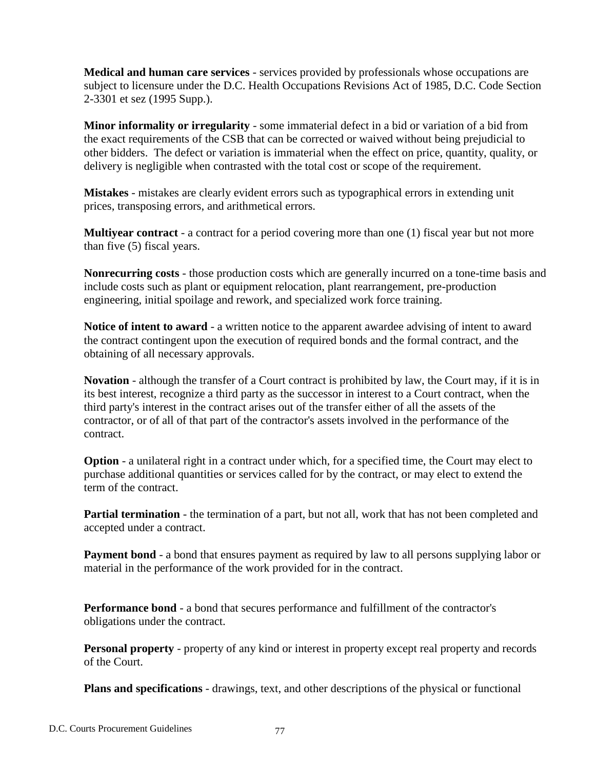**Medical and human care services** - services provided by professionals whose occupations are subject to licensure under the D.C. Health Occupations Revisions Act of 1985, D.C. Code Section 2-3301 et sez (1995 Supp.).

**Minor informality or irregularity** - some immaterial defect in a bid or variation of a bid from the exact requirements of the CSB that can be corrected or waived without being prejudicial to other bidders. The defect or variation is immaterial when the effect on price, quantity, quality, or delivery is negligible when contrasted with the total cost or scope of the requirement.

**Mistakes** - mistakes are clearly evident errors such as typographical errors in extending unit prices, transposing errors, and arithmetical errors.

**Multiyear contract** - a contract for a period covering more than one (1) fiscal year but not more than five (5) fiscal years.

**Nonrecurring costs** - those production costs which are generally incurred on a tone-time basis and include costs such as plant or equipment relocation, plant rearrangement, pre-production engineering, initial spoilage and rework, and specialized work force training.

**Notice of intent to award** - a written notice to the apparent awardee advising of intent to award the contract contingent upon the execution of required bonds and the formal contract, and the obtaining of all necessary approvals.

**Novation** - although the transfer of a Court contract is prohibited by law, the Court may, if it is in its best interest, recognize a third party as the successor in interest to a Court contract, when the third party's interest in the contract arises out of the transfer either of all the assets of the contractor, or of all of that part of the contractor's assets involved in the performance of the contract.

**Option** - a unilateral right in a contract under which, for a specified time, the Court may elect to purchase additional quantities or services called for by the contract, or may elect to extend the term of the contract.

**Partial termination** - the termination of a part, but not all, work that has not been completed and accepted under a contract.

**Payment bond** - a bond that ensures payment as required by law to all persons supplying labor or material in the performance of the work provided for in the contract.

**Performance bond** - a bond that secures performance and fulfillment of the contractor's obligations under the contract.

**Personal property** - property of any kind or interest in property except real property and records of the Court.

**Plans and specifications** - drawings, text, and other descriptions of the physical or functional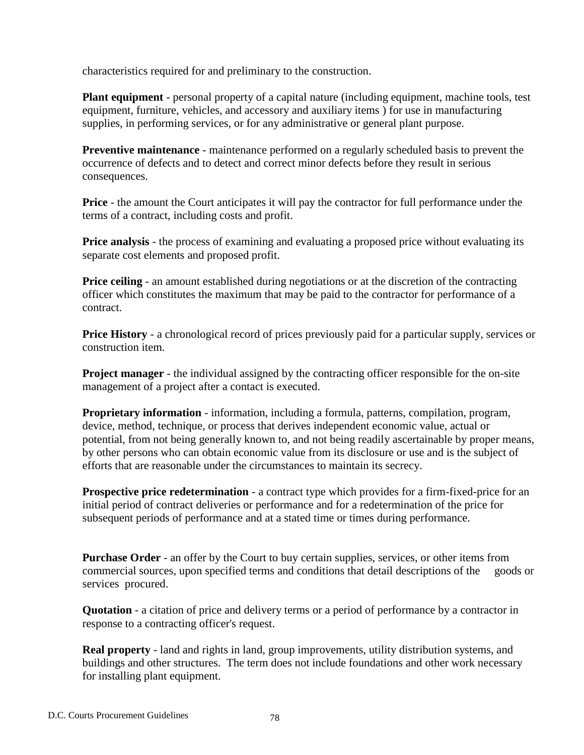characteristics required for and preliminary to the construction.

**Plant equipment** - personal property of a capital nature (including equipment, machine tools, test equipment, furniture, vehicles, and accessory and auxiliary items ) for use in manufacturing supplies, in performing services, or for any administrative or general plant purpose.

**Preventive maintenance** - maintenance performed on a regularly scheduled basis to prevent the occurrence of defects and to detect and correct minor defects before they result in serious consequences.

**Price** - the amount the Court anticipates it will pay the contractor for full performance under the terms of a contract, including costs and profit.

**Price analysis** - the process of examining and evaluating a proposed price without evaluating its separate cost elements and proposed profit.

**Price ceiling** - an amount established during negotiations or at the discretion of the contracting officer which constitutes the maximum that may be paid to the contractor for performance of a contract.

**Price History** - a chronological record of prices previously paid for a particular supply, services or construction item.

**Project manager** - the individual assigned by the contracting officer responsible for the on-site management of a project after a contact is executed.

**Proprietary information** - information, including a formula, patterns, compilation, program, device, method, technique, or process that derives independent economic value, actual or potential, from not being generally known to, and not being readily ascertainable by proper means, by other persons who can obtain economic value from its disclosure or use and is the subject of efforts that are reasonable under the circumstances to maintain its secrecy.

**Prospective price redetermination** - a contract type which provides for a firm-fixed-price for an initial period of contract deliveries or performance and for a redetermination of the price for subsequent periods of performance and at a stated time or times during performance.

**Purchase Order** - an offer by the Court to buy certain supplies, services, or other items from commercial sources, upon specified terms and conditions that detail descriptions of the goods or services procured.

**Quotation** - a citation of price and delivery terms or a period of performance by a contractor in response to a contracting officer's request.

**Real property** - land and rights in land, group improvements, utility distribution systems, and buildings and other structures. The term does not include foundations and other work necessary for installing plant equipment.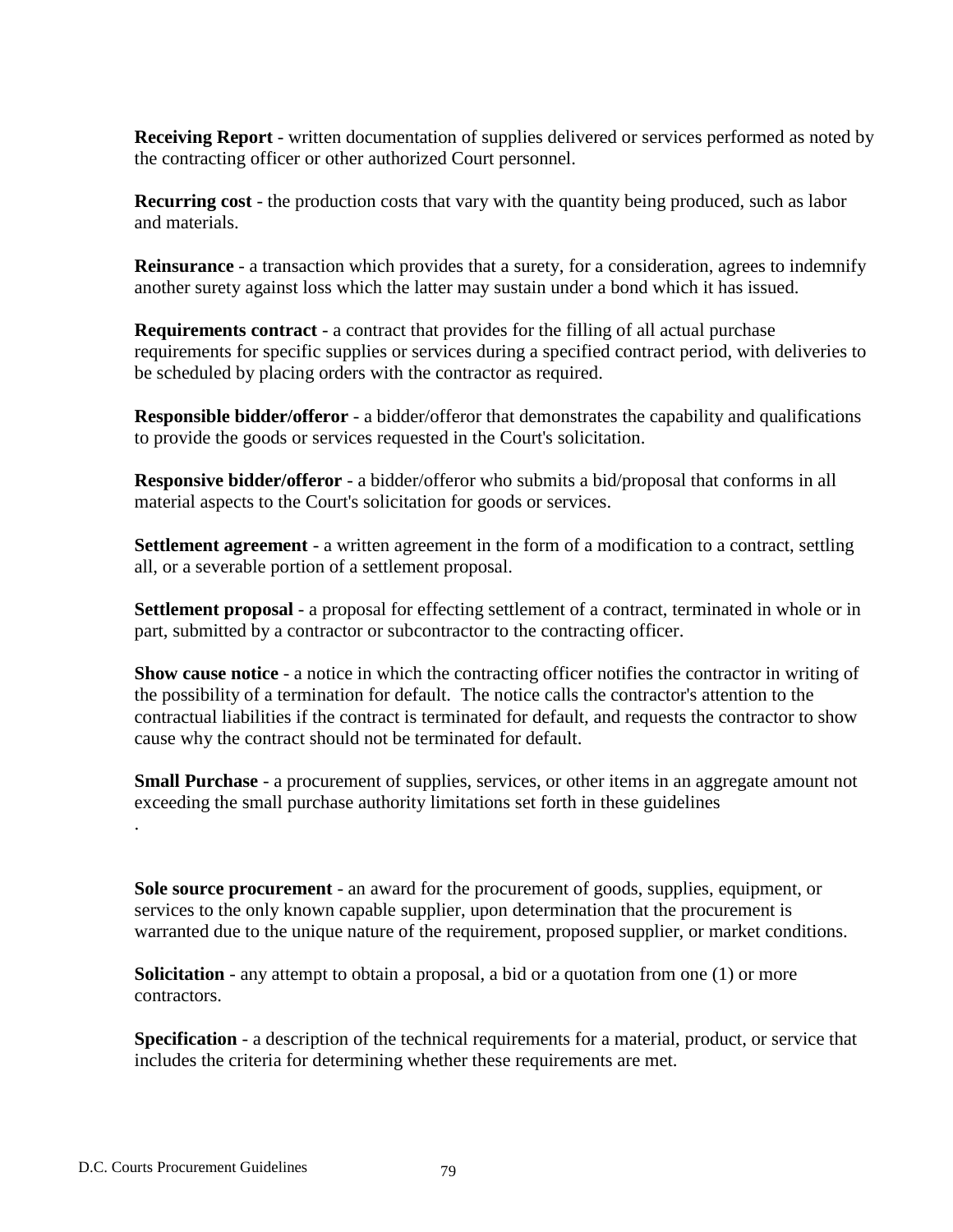**Receiving Report** - written documentation of supplies delivered or services performed as noted by the contracting officer or other authorized Court personnel.

**Recurring cost** - the production costs that vary with the quantity being produced, such as labor and materials.

**Reinsurance** - a transaction which provides that a surety, for a consideration, agrees to indemnify another surety against loss which the latter may sustain under a bond which it has issued.

**Requirements contract** - a contract that provides for the filling of all actual purchase requirements for specific supplies or services during a specified contract period, with deliveries to be scheduled by placing orders with the contractor as required.

**Responsible bidder/offeror** - a bidder/offeror that demonstrates the capability and qualifications to provide the goods or services requested in the Court's solicitation.

**Responsive bidder/offeror** - a bidder/offeror who submits a bid/proposal that conforms in all material aspects to the Court's solicitation for goods or services.

**Settlement agreement** - a written agreement in the form of a modification to a contract, settling all, or a severable portion of a settlement proposal.

**Settlement proposal** - a proposal for effecting settlement of a contract, terminated in whole or in part, submitted by a contractor or subcontractor to the contracting officer.

**Show cause notice** - a notice in which the contracting officer notifies the contractor in writing of the possibility of a termination for default. The notice calls the contractor's attention to the contractual liabilities if the contract is terminated for default, and requests the contractor to show cause why the contract should not be terminated for default.

**Small Purchase** - a procurement of supplies, services, or other items in an aggregate amount not exceeding the small purchase authority limitations set forth in these guidelines.

**Sole source procurement** - an award for the procurement of goods, supplies, equipment, or services to the only known capable supplier, upon determination that the procurement is warranted due to the unique nature of the requirement, proposed supplier, or market conditions.

**Solicitation** - any attempt to obtain a proposal, a bid or a quotation from one (1) or more contractors.

**Specification** - a description of the technical requirements for a material, product, or service that includes the criteria for determining whether these requirements are met.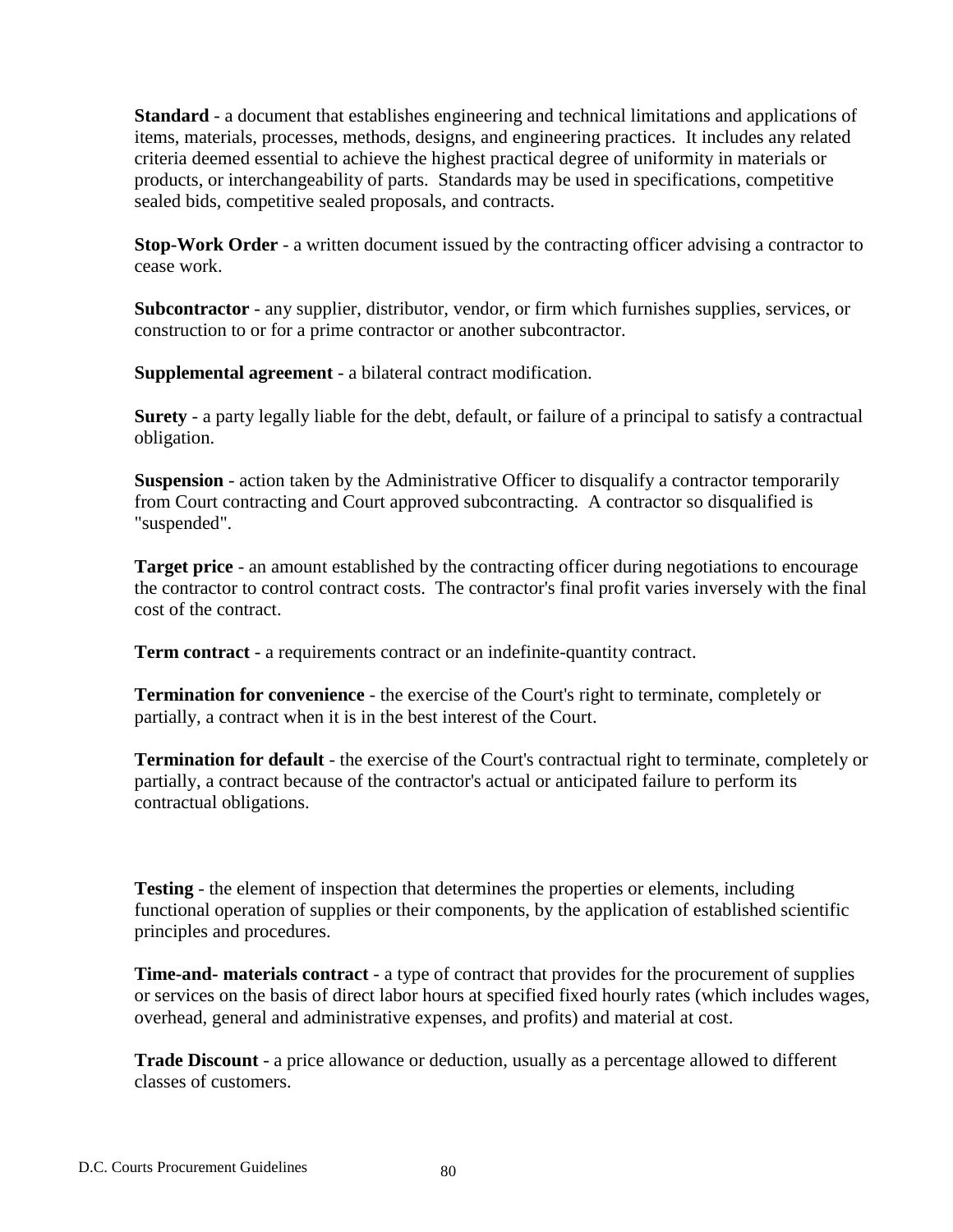**Standard** - a document that establishes engineering and technical limitations and applications of items, materials, processes, methods, designs, and engineering practices. It includes any related criteria deemed essential to achieve the highest practical degree of uniformity in materials or products, or interchangeability of parts. Standards may be used in specifications, competitive sealed bids, competitive sealed proposals, and contracts.

**Stop-Work Order** - a written document issued by the contracting officer advising a contractor to cease work.

**Subcontractor** - any supplier, distributor, vendor, or firm which furnishes supplies, services, or construction to or for a prime contractor or another subcontractor.

**Supplemental agreement** - a bilateral contract modification.

**Surety** - a party legally liable for the debt, default, or failure of a principal to satisfy a contractual obligation.

**Suspension** - action taken by the Administrative Officer to disqualify a contractor temporarily from Court contracting and Court approved subcontracting. A contractor so disqualified is "suspended".

**Target price** - an amount established by the contracting officer during negotiations to encourage the contractor to control contract costs. The contractor's final profit varies inversely with the final cost of the contract.

**Term contract** - a requirements contract or an indefinite-quantity contract.

**Termination for convenience** - the exercise of the Court's right to terminate, completely or partially, a contract when it is in the best interest of the Court.

**Termination for default** - the exercise of the Court's contractual right to terminate, completely or partially, a contract because of the contractor's actual or anticipated failure to perform its contractual obligations.

**Testing** - the element of inspection that determines the properties or elements, including functional operation of supplies or their components, by the application of established scientific principles and procedures.

**Time-and- materials contract** - a type of contract that provides for the procurement of supplies or services on the basis of direct labor hours at specified fixed hourly rates (which includes wages, overhead, general and administrative expenses, and profits) and material at cost.

**Trade Discount** - a price allowance or deduction, usually as a percentage allowed to different classes of customers.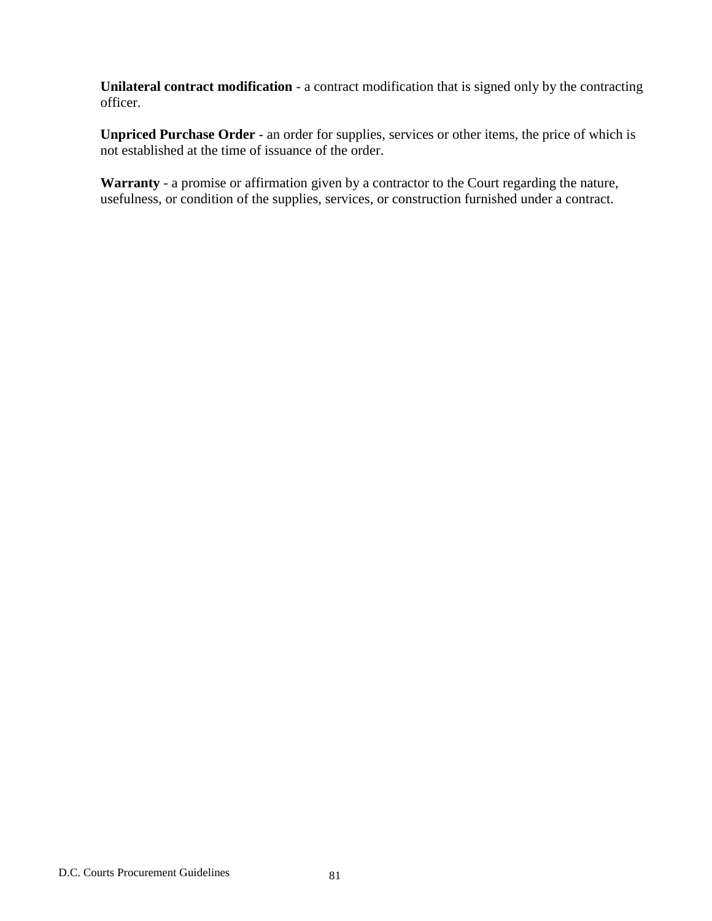**Unilateral contract modification** - a contract modification that is signed only by the contracting officer.

**Unpriced Purchase Order** - an order for supplies, services or other items, the price of which is not established at the time of issuance of the order.

**Warranty** - a promise or affirmation given by a contractor to the Court regarding the nature, usefulness, or condition of the supplies, services, or construction furnished under a contract.